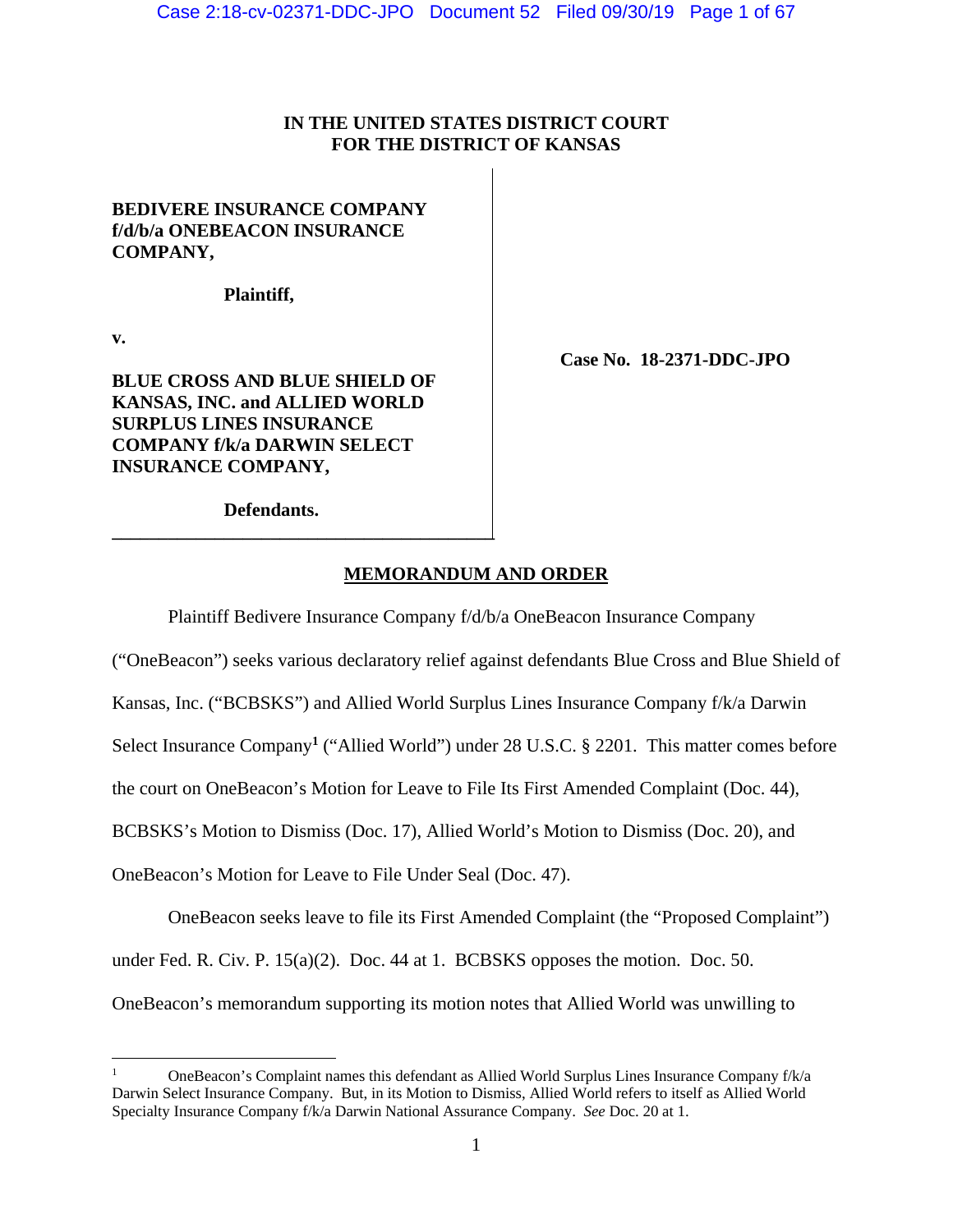IN THE UNITED STATES DISTRICT COURT
FOR THE DISTRICT OF KANSAS

**BEDIVERE INSURANCE COMPANY f/d/b/a ONEBEACON INSURANCE COMPANY,**

**Plaintiff,**

**v.**

**BLUE CROSS AND BLUE SHIELD OF KANSAS, INC. and ALLIED WORLD SURPLUS LINES INSURANCE COMPANY f/k/a DARWIN SELECT INSURANCE COMPANY,**

**Defendants.**

**Case No. 18-2371-DDC-JPO**

## MEMORANDUM AND ORDER

Plaintiff Bedivere Insurance Company f/d/b/a OneBeacon Insurance Company ("OneBeacon") seeks various declaratory relief against defendants Blue Cross and Blue Shield of Kansas, Inc. ("BCBSKS") and Allied World Surplus Lines Insurance Company f/k/a Darwin Select Insurance Company[1] ("Allied World") under 28 U.S.C. § 2201. This matter comes before the court on OneBeacon's Motion for Leave to File Its First Amended Complaint (Doc. 44), BCBSKS's Motion to Dismiss (Doc. 17), Allied World's Motion to Dismiss (Doc. 20), and OneBeacon's Motion for Leave to File Under Seal (Doc. 47).

OneBeacon seeks leave to file its First Amended Complaint (the "Proposed Complaint") under Fed. R. Civ. P. 15(a)(2). Doc. 44 at 1. BCBSKS opposes the motion. Doc. 50. OneBeacon's memorandum supporting its motion notes that Allied World was unwilling to

---

[1] OneBeacon's Complaint names this defendant as Allied World Surplus Lines Insurance Company f/k/a Darwin Select Insurance Company. But, in its Motion to Dismiss, Allied World refers to itself as Allied World Specialty Insurance Company f/k/a Darwin National Assurance Company. *See* Doc. 20 at 1.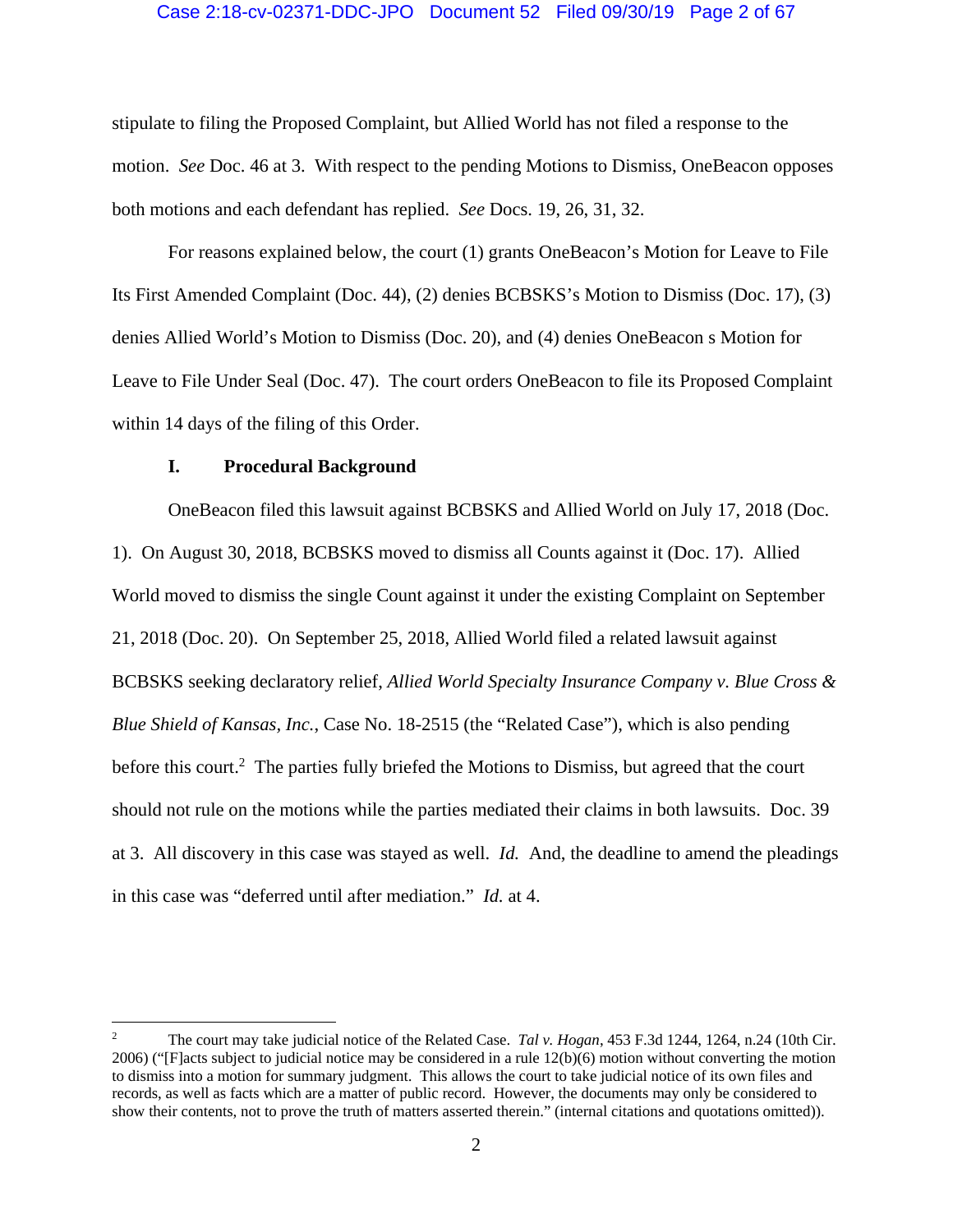stipulate to filing the Proposed Complaint, but Allied World has not filed a response to the motion. *See* Doc. 46 at 3. With respect to the pending Motions to Dismiss, OneBeacon opposes both motions and each defendant has replied. *See* Docs. 19, 26, 31, 32.

For reasons explained below, the court (1) grants OneBeacon's Motion for Leave to File Its First Amended Complaint (Doc. 44), (2) denies BCBSKS's Motion to Dismiss (Doc. 17), (3) denies Allied World's Motion to Dismiss (Doc. 20), and (4) denies OneBeacon s Motion for Leave to File Under Seal (Doc. 47). The court orders OneBeacon to file its Proposed Complaint within 14 days of the filing of this Order.

## I. Procedural Background

OneBeacon filed this lawsuit against BCBSKS and Allied World on July 17, 2018 (Doc. 1). On August 30, 2018, BCBSKS moved to dismiss all Counts against it (Doc. 17). Allied World moved to dismiss the single Count against it under the existing Complaint on September 21, 2018 (Doc. 20). On September 25, 2018, Allied World filed a related lawsuit against BCBSKS seeking declaratory relief, *Allied World Specialty Insurance Company v. Blue Cross & Blue Shield of Kansas, Inc.*, Case No. 18-2515 (the "Related Case"), which is also pending before this court.[2] The parties fully briefed the Motions to Dismiss, but agreed that the court should not rule on the motions while the parties mediated their claims in both lawsuits. Doc. 39 at 3. All discovery in this case was stayed as well. *Id.* And, the deadline to amend the pleadings in this case was "deferred until after mediation." *Id.* at 4.

---

[2] The court may take judicial notice of the Related Case. *Tal v. Hogan*, 453 F.3d 1244, 1264, n.24 (10th Cir. 2006) ("[F]acts subject to judicial notice may be considered in a rule 12(b)(6) motion without converting the motion to dismiss into a motion for summary judgment. This allows the court to take judicial notice of its own files and records, as well as facts which are a matter of public record. However, the documents may only be considered to show their contents, not to prove the truth of matters asserted therein." (internal citations and quotations omitted)).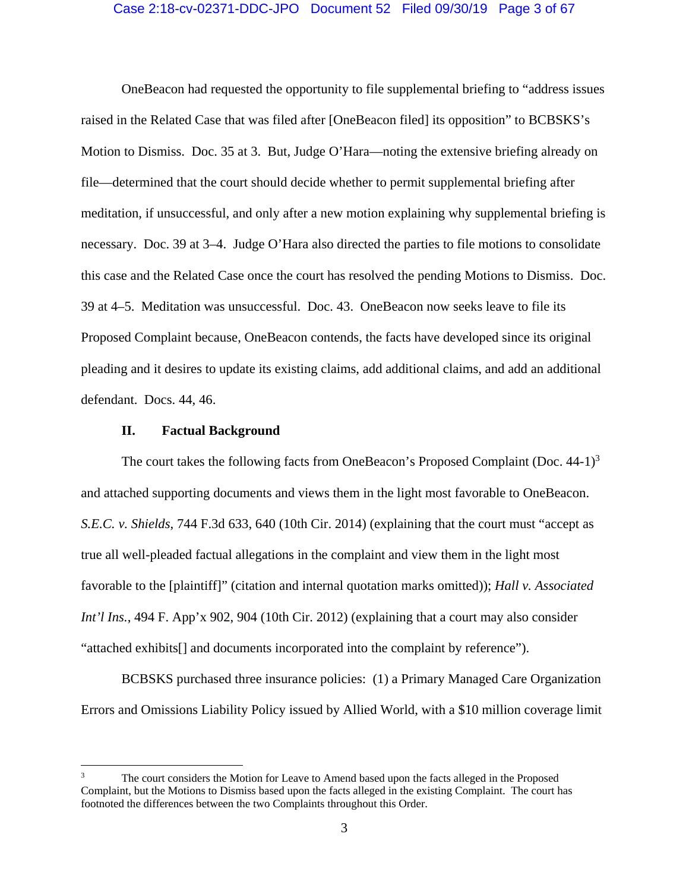OneBeacon had requested the opportunity to file supplemental briefing to "address issues raised in the Related Case that was filed after [OneBeacon filed] its opposition" to BCBSKS's Motion to Dismiss. Doc. 35 at 3. But, Judge O'Hara—noting the extensive briefing already on file—determined that the court should decide whether to permit supplemental briefing after meditation, if unsuccessful, and only after a new motion explaining why supplemental briefing is necessary. Doc. 39 at 3–4. Judge O'Hara also directed the parties to file motions to consolidate this case and the Related Case once the court has resolved the pending Motions to Dismiss. Doc. 39 at 4–5. Meditation was unsuccessful. Doc. 43. OneBeacon now seeks leave to file its Proposed Complaint because, OneBeacon contends, the facts have developed since its original pleading and it desires to update its existing claims, add additional claims, and add an additional defendant. Docs. 44, 46.

## II. Factual Background

The court takes the following facts from OneBeacon's Proposed Complaint (Doc. 44-1)[3] and attached supporting documents and views them in the light most favorable to OneBeacon. *S.E.C. v. Shields*, 744 F.3d 633, 640 (10th Cir. 2014) (explaining that the court must "accept as true all well-pleaded factual allegations in the complaint and view them in the light most favorable to the [plaintiff]" (citation and internal quotation marks omitted)); *Hall v. Associated Int'l Ins.*, 494 F. App'x 902, 904 (10th Cir. 2012) (explaining that a court may also consider "attached exhibits[] and documents incorporated into the complaint by reference").

BCBSKS purchased three insurance policies: (1) a Primary Managed Care Organization Errors and Omissions Liability Policy issued by Allied World, with a $10 million coverage limit

---

[3] The court considers the Motion for Leave to Amend based upon the facts alleged in the Proposed Complaint, but the Motions to Dismiss based upon the facts alleged in the existing Complaint. The court has footnoted the differences between the two Complaints throughout this Order.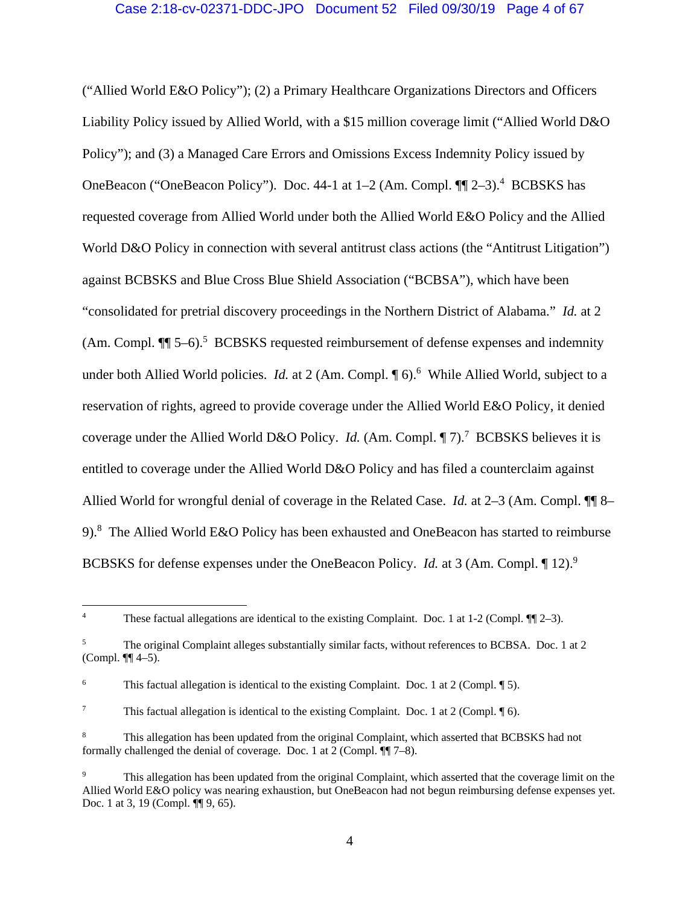("Allied World E&O Policy"); (2) a Primary Healthcare Organizations Directors and Officers Liability Policy issued by Allied World, with a $15 million coverage limit ("Allied World D&O Policy"); and (3) a Managed Care Errors and Omissions Excess Indemnity Policy issued by OneBeacon ("OneBeacon Policy"). Doc. 44-1 at 1–2 (Am. Compl. ¶¶ 2–3).[4] BCBSKS has requested coverage from Allied World under both the Allied World E&O Policy and the Allied World D&O Policy in connection with several antitrust class actions (the "Antitrust Litigation") against BCBSKS and Blue Cross Blue Shield Association ("BCBSA"), which have been "consolidated for pretrial discovery proceedings in the Northern District of Alabama." *Id.* at 2 (Am. Compl. ¶¶ 5–6).[5] BCBSKS requested reimbursement of defense expenses and indemnity under both Allied World policies. *Id.* at 2 (Am. Compl. ¶ 6).[6] While Allied World, subject to a reservation of rights, agreed to provide coverage under the Allied World E&O Policy, it denied coverage under the Allied World D&O Policy. *Id.* (Am. Compl. ¶ 7).[7] BCBSKS believes it is entitled to coverage under the Allied World D&O Policy and has filed a counterclaim against Allied World for wrongful denial of coverage in the Related Case. *Id.* at 2–3 (Am. Compl. ¶¶ 8–9).[8] The Allied World E&O Policy has been exhausted and OneBeacon has started to reimburse BCBSKS for defense expenses under the OneBeacon Policy. *Id.* at 3 (Am. Compl. ¶ 12).[9]

---

[4] These factual allegations are identical to the existing Complaint. Doc. 1 at 1-2 (Compl. ¶¶ 2–3).

[5] The original Complaint alleges substantially similar facts, without references to BCBSA. Doc. 1 at 2 (Compl. ¶¶ 4–5).

[6] This factual allegation is identical to the existing Complaint. Doc. 1 at 2 (Compl. ¶ 5).

[7] This factual allegation is identical to the existing Complaint. Doc. 1 at 2 (Compl. ¶ 6).

[8] This allegation has been updated from the original Complaint, which asserted that BCBSKS had not formally challenged the denial of coverage. Doc. 1 at 2 (Compl. ¶¶ 7–8).

[9] This allegation has been updated from the original Complaint, which asserted that the coverage limit on the Allied World E&O policy was nearing exhaustion, but OneBeacon had not begun reimbursing defense expenses yet. Doc. 1 at 3, 19 (Compl. ¶¶ 9, 65).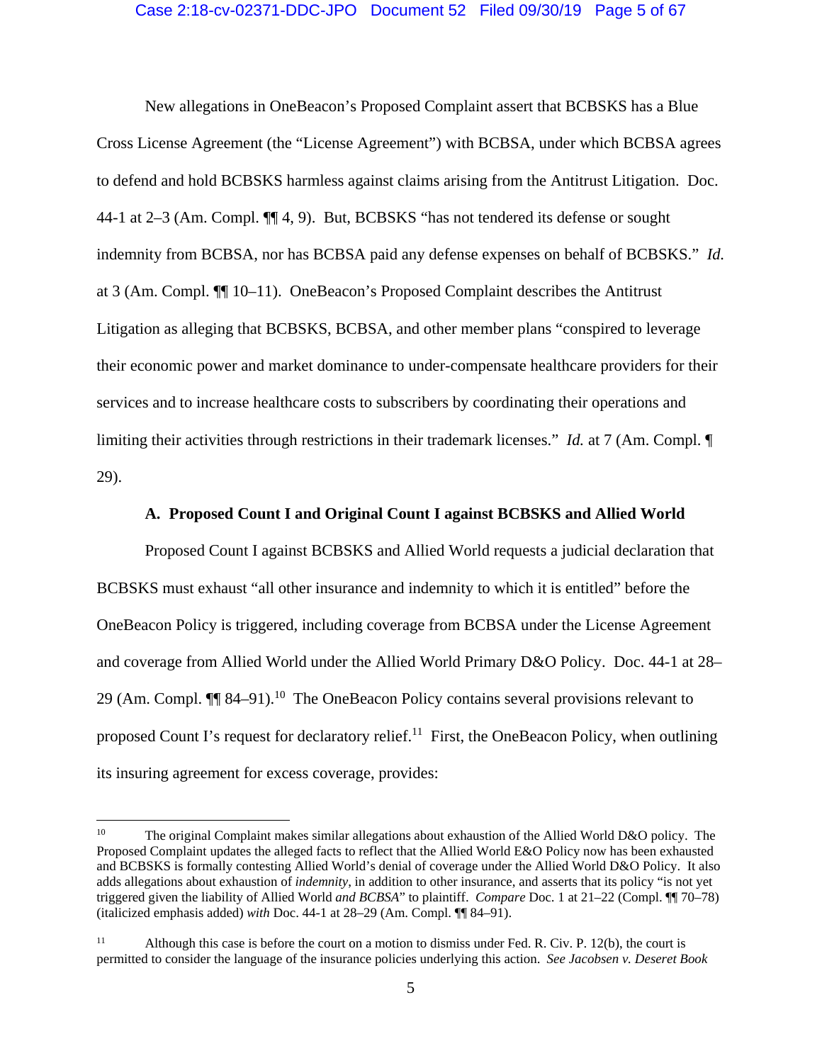New allegations in OneBeacon's Proposed Complaint assert that BCBSKS has a Blue Cross License Agreement (the "License Agreement") with BCBSA, under which BCBSA agrees to defend and hold BCBSKS harmless against claims arising from the Antitrust Litigation. Doc. 44-1 at 2–3 (Am. Compl. ¶¶ 4, 9). But, BCBSKS "has not tendered its defense or sought indemnity from BCBSA, nor has BCBSA paid any defense expenses on behalf of BCBSKS." *Id.* at 3 (Am. Compl. ¶¶ 10–11). OneBeacon's Proposed Complaint describes the Antitrust Litigation as alleging that BCBSKS, BCBSA, and other member plans "conspired to leverage their economic power and market dominance to under-compensate healthcare providers for their services and to increase healthcare costs to subscribers by coordinating their operations and limiting their activities through restrictions in their trademark licenses." *Id.* at 7 (Am. Compl. ¶ 29).

### A. Proposed Count I and Original Count I against BCBSKS and Allied World

Proposed Count I against BCBSKS and Allied World requests a judicial declaration that BCBSKS must exhaust "all other insurance and indemnity to which it is entitled" before the OneBeacon Policy is triggered, including coverage from BCBSA under the License Agreement and coverage from Allied World under the Allied World Primary D&O Policy. Doc. 44-1 at 28–29 (Am. Compl. ¶¶ 84–91).[10] The OneBeacon Policy contains several provisions relevant to proposed Count I's request for declaratory relief.[11] First, the OneBeacon Policy, when outlining its insuring agreement for excess coverage, provides:

---

[10] The original Complaint makes similar allegations about exhaustion of the Allied World D&O policy. The Proposed Complaint updates the alleged facts to reflect that the Allied World E&O Policy now has been exhausted and BCBSKS is formally contesting Allied World's denial of coverage under the Allied World D&O Policy. It also adds allegations about exhaustion of *indemnity*, in addition to other insurance, and asserts that its policy "is not yet triggered given the liability of Allied World *and BCBSA*" to plaintiff. *Compare* Doc. 1 at 21–22 (Compl. ¶¶ 70–78) (italicized emphasis added) *with* Doc. 44-1 at 28–29 (Am. Compl. ¶¶ 84–91).

[11] Although this case is before the court on a motion to dismiss under Fed. R. Civ. P. 12(b), the court is permitted to consider the language of the insurance policies underlying this action. *See Jacobsen v. Deseret Book*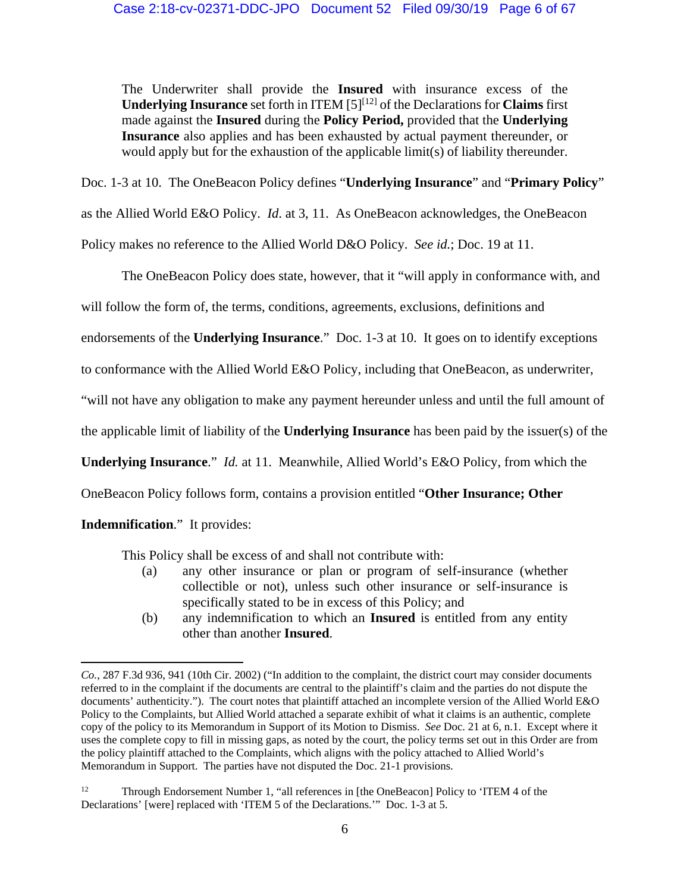> The Underwriter shall provide the **Insured** with insurance excess of the **Underlying Insurance** set forth in ITEM [5][12] of the Declarations for **Claims** first made against the **Insured** during the **Policy Period,** provided that the **Underlying Insurance** also applies and has been exhausted by actual payment thereunder, or would apply but for the exhaustion of the applicable limit(s) of liability thereunder.

Doc. 1-3 at 10. The OneBeacon Policy defines "**Underlying Insurance**" and "**Primary Policy**" as the Allied World E&O Policy. *Id*. at 3, 11. As OneBeacon acknowledges, the OneBeacon Policy makes no reference to the Allied World D&O Policy. *See id.*; Doc. 19 at 11.

The OneBeacon Policy does state, however, that it "will apply in conformance with, and will follow the form of, the terms, conditions, agreements, exclusions, definitions and endorsements of the **Underlying Insurance**." Doc. 1-3 at 10. It goes on to identify exceptions to conformance with the Allied World E&O Policy, including that OneBeacon, as underwriter, "will not have any obligation to make any payment hereunder unless and until the full amount of the applicable limit of liability of the **Underlying Insurance** has been paid by the issuer(s) of the **Underlying Insurance**." *Id.* at 11. Meanwhile, Allied World's E&O Policy, from which the OneBeacon Policy follows form, contains a provision entitled "**Other Insurance; Other Indemnification**." It provides:

> This Policy shall be excess of and shall not contribute with:
>
> (a) any other insurance or plan or program of self-insurance (whether collectible or not), unless such other insurance or self-insurance is specifically stated to be in excess of this Policy; and
>
> (b) any indemnification to which an **Insured** is entitled from any entity other than another **Insured**.

---

*Co.*, 287 F.3d 936, 941 (10th Cir. 2002) ("In addition to the complaint, the district court may consider documents referred to in the complaint if the documents are central to the plaintiff's claim and the parties do not dispute the documents' authenticity."). The court notes that plaintiff attached an incomplete version of the Allied World E&O Policy to the Complaints, but Allied World attached a separate exhibit of what it claims is an authentic, complete copy of the policy to its Memorandum in Support of its Motion to Dismiss. *See* Doc. 21 at 6, n.1. Except where it uses the complete copy to fill in missing gaps, as noted by the court, the policy terms set out in this Order are from the policy plaintiff attached to the Complaints, which aligns with the policy attached to Allied World's Memorandum in Support. The parties have not disputed the Doc. 21-1 provisions.

[12] Through Endorsement Number 1, "all references in [the OneBeacon] Policy to 'ITEM 4 of the Declarations' [were] replaced with 'ITEM 5 of the Declarations.'" Doc. 1-3 at 5.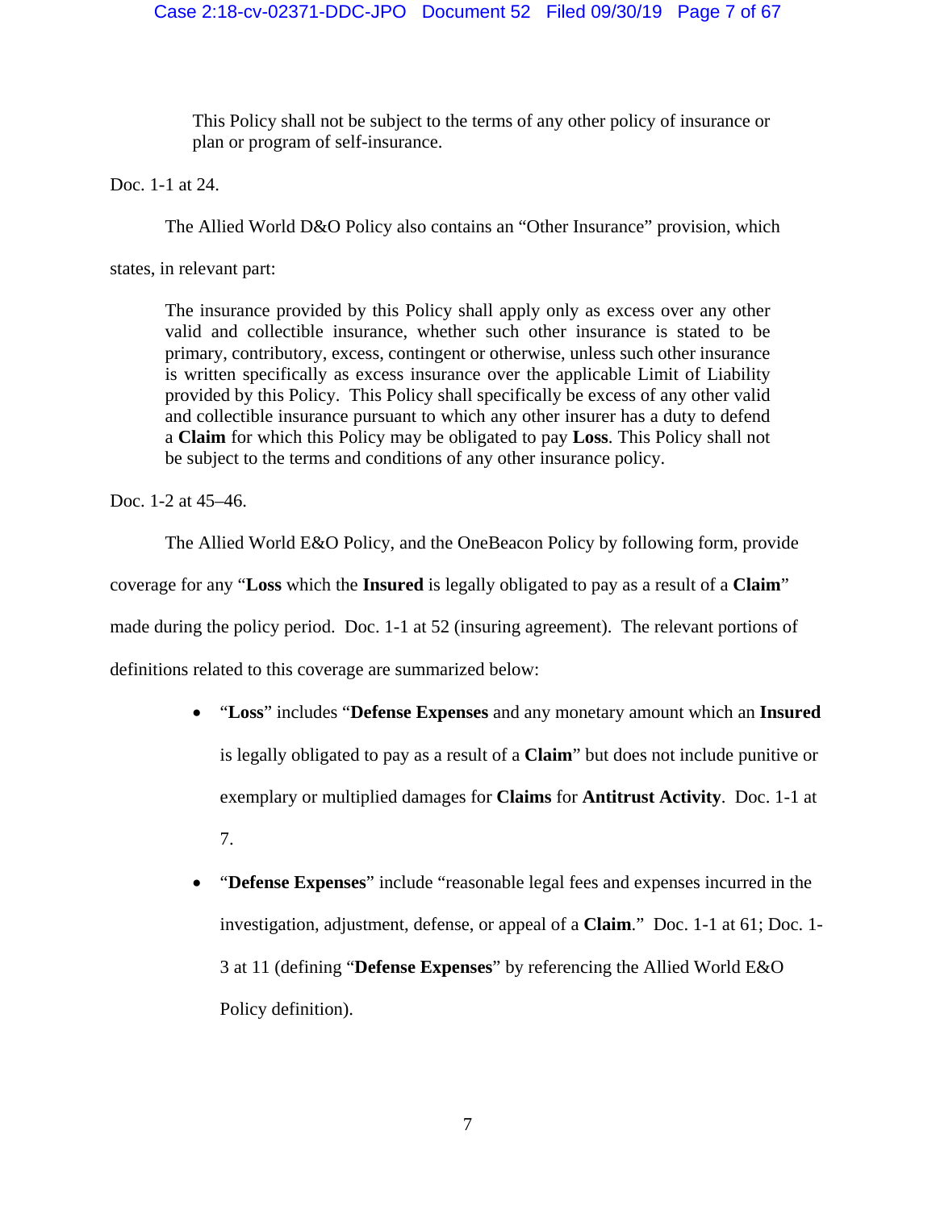> This Policy shall not be subject to the terms of any other policy of insurance or plan or program of self-insurance.

Doc. 1-1 at 24.

The Allied World D&O Policy also contains an "Other Insurance" provision, which states, in relevant part:

> The insurance provided by this Policy shall apply only as excess over any other valid and collectible insurance, whether such other insurance is stated to be primary, contributory, excess, contingent or otherwise, unless such other insurance is written specifically as excess insurance over the applicable Limit of Liability provided by this Policy. This Policy shall specifically be excess of any other valid and collectible insurance pursuant to which any other insurer has a duty to defend a **Claim** for which this Policy may be obligated to pay **Loss**. This Policy shall not be subject to the terms and conditions of any other insurance policy.

Doc. 1-2 at 45–46.

The Allied World E&O Policy, and the OneBeacon Policy by following form, provide coverage for any "**Loss** which the **Insured** is legally obligated to pay as a result of a **Claim**" made during the policy period. Doc. 1-1 at 52 (insuring agreement). The relevant portions of definitions related to this coverage are summarized below:

- "**Loss**" includes "**Defense Expenses** and any monetary amount which an **Insured** is legally obligated to pay as a result of a **Claim**" but does not include punitive or exemplary or multiplied damages for **Claims** for **Antitrust Activity**. Doc. 1-1 at 7.
- "**Defense Expenses**" include "reasonable legal fees and expenses incurred in the investigation, adjustment, defense, or appeal of a **Claim**." Doc. 1-1 at 61; Doc. 1-3 at 11 (defining "**Defense Expenses**" by referencing the Allied World E&O Policy definition).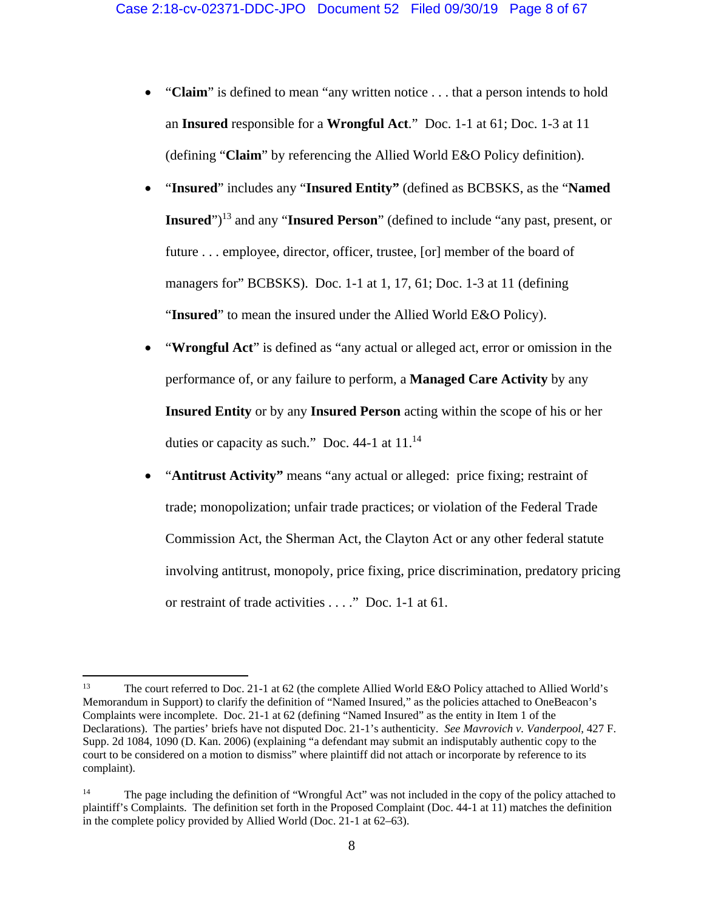- "**Claim**" is defined to mean "any written notice . . . that a person intends to hold an **Insured** responsible for a **Wrongful Act**." Doc. 1-1 at 61; Doc. 1-3 at 11 (defining "**Claim**" by referencing the Allied World E&O Policy definition).
- "**Insured**" includes any "**Insured Entity"** (defined as BCBSKS, as the "**Named Insured**")[13] and any "**Insured Person**" (defined to include "any past, present, or future . . . employee, director, officer, trustee, [or] member of the board of managers for" BCBSKS). Doc. 1-1 at 1, 17, 61; Doc. 1-3 at 11 (defining "**Insured**" to mean the insured under the Allied World E&O Policy).
- "**Wrongful Act**" is defined as "any actual or alleged act, error or omission in the performance of, or any failure to perform, a **Managed Care Activity** by any **Insured Entity** or by any **Insured Person** acting within the scope of his or her duties or capacity as such." Doc. 44-1 at 11.[14]
- "**Antitrust Activity"** means "any actual or alleged: price fixing; restraint of trade; monopolization; unfair trade practices; or violation of the Federal Trade Commission Act, the Sherman Act, the Clayton Act or any other federal statute involving antitrust, monopoly, price fixing, price discrimination, predatory pricing or restraint of trade activities . . . ." Doc. 1-1 at 61.

---

[13] The court referred to Doc. 21-1 at 62 (the complete Allied World E&O Policy attached to Allied World's Memorandum in Support) to clarify the definition of "Named Insured," as the policies attached to OneBeacon's Complaints were incomplete. Doc. 21-1 at 62 (defining "Named Insured" as the entity in Item 1 of the Declarations). The parties' briefs have not disputed Doc. 21-1's authenticity. *See Mavrovich v. Vanderpool*, 427 F. Supp. 2d 1084, 1090 (D. Kan. 2006) (explaining "a defendant may submit an indisputably authentic copy to the court to be considered on a motion to dismiss" where plaintiff did not attach or incorporate by reference to its complaint).

[14] The page including the definition of "Wrongful Act" was not included in the copy of the policy attached to plaintiff's Complaints. The definition set forth in the Proposed Complaint (Doc. 44-1 at 11) matches the definition in the complete policy provided by Allied World (Doc. 21-1 at 62–63).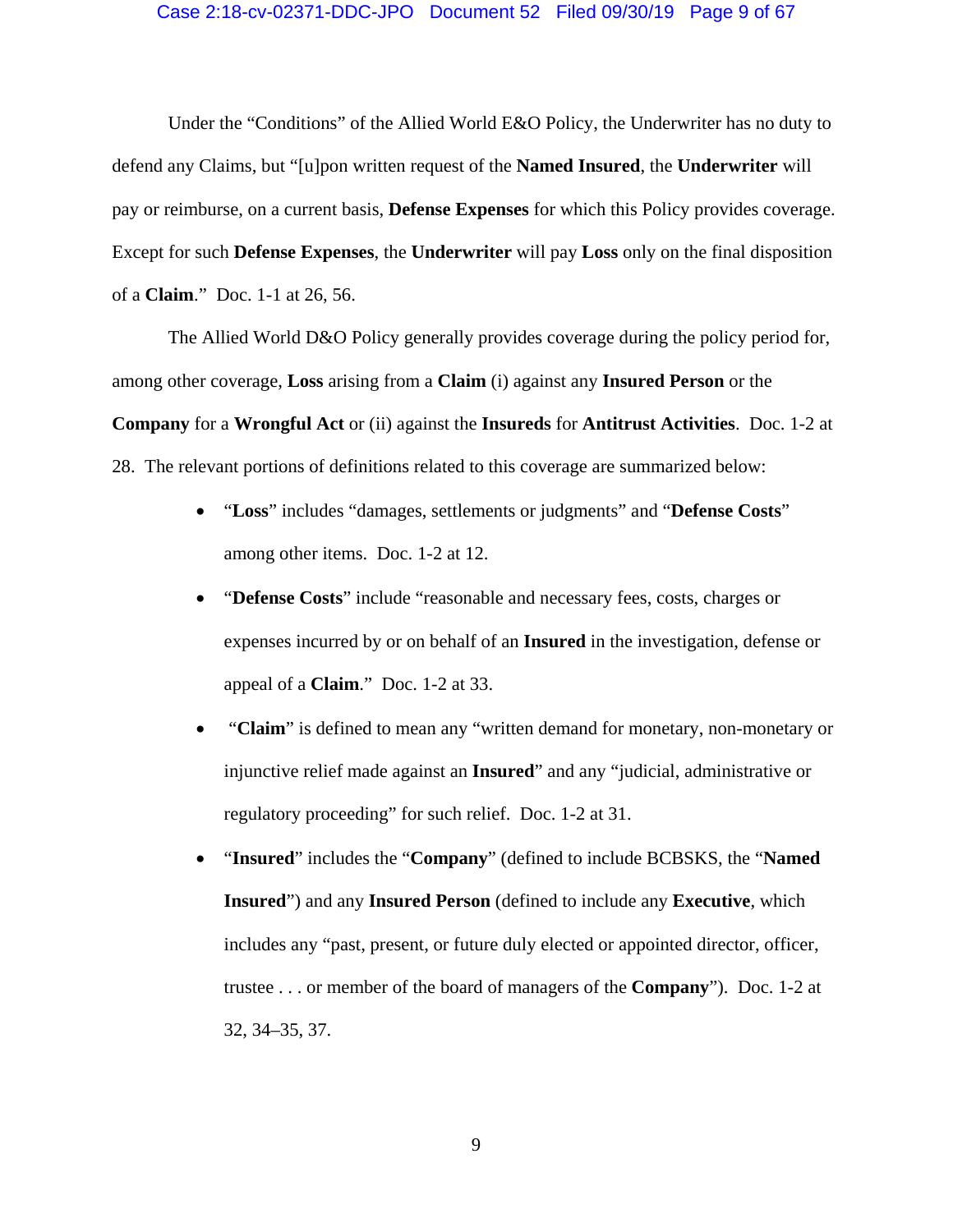Under the "Conditions" of the Allied World E&O Policy, the Underwriter has no duty to defend any Claims, but "[u]pon written request of the **Named Insured**, the **Underwriter** will pay or reimburse, on a current basis, **Defense Expenses** for which this Policy provides coverage. Except for such **Defense Expenses**, the **Underwriter** will pay **Loss** only on the final disposition of a **Claim**." Doc. 1-1 at 26, 56.

The Allied World D&O Policy generally provides coverage during the policy period for, among other coverage, **Loss** arising from a **Claim** (i) against any **Insured Person** or the **Company** for a **Wrongful Act** or (ii) against the **Insureds** for **Antitrust Activities**. Doc. 1-2 at 28. The relevant portions of definitions related to this coverage are summarized below:

- "**Loss**" includes "damages, settlements or judgments" and "**Defense Costs**" among other items. Doc. 1-2 at 12.
- "**Defense Costs**" include "reasonable and necessary fees, costs, charges or expenses incurred by or on behalf of an **Insured** in the investigation, defense or appeal of a **Claim**." Doc. 1-2 at 33.
- "**Claim**" is defined to mean any "written demand for monetary, non-monetary or injunctive relief made against an **Insured**" and any "judicial, administrative or regulatory proceeding" for such relief. Doc. 1-2 at 31.
- "**Insured**" includes the "**Company**" (defined to include BCBSKS, the "**Named Insured**") and any **Insured Person** (defined to include any **Executive**, which includes any "past, present, or future duly elected or appointed director, officer, trustee . . . or member of the board of managers of the **Company**"). Doc. 1-2 at 32, 34–35, 37.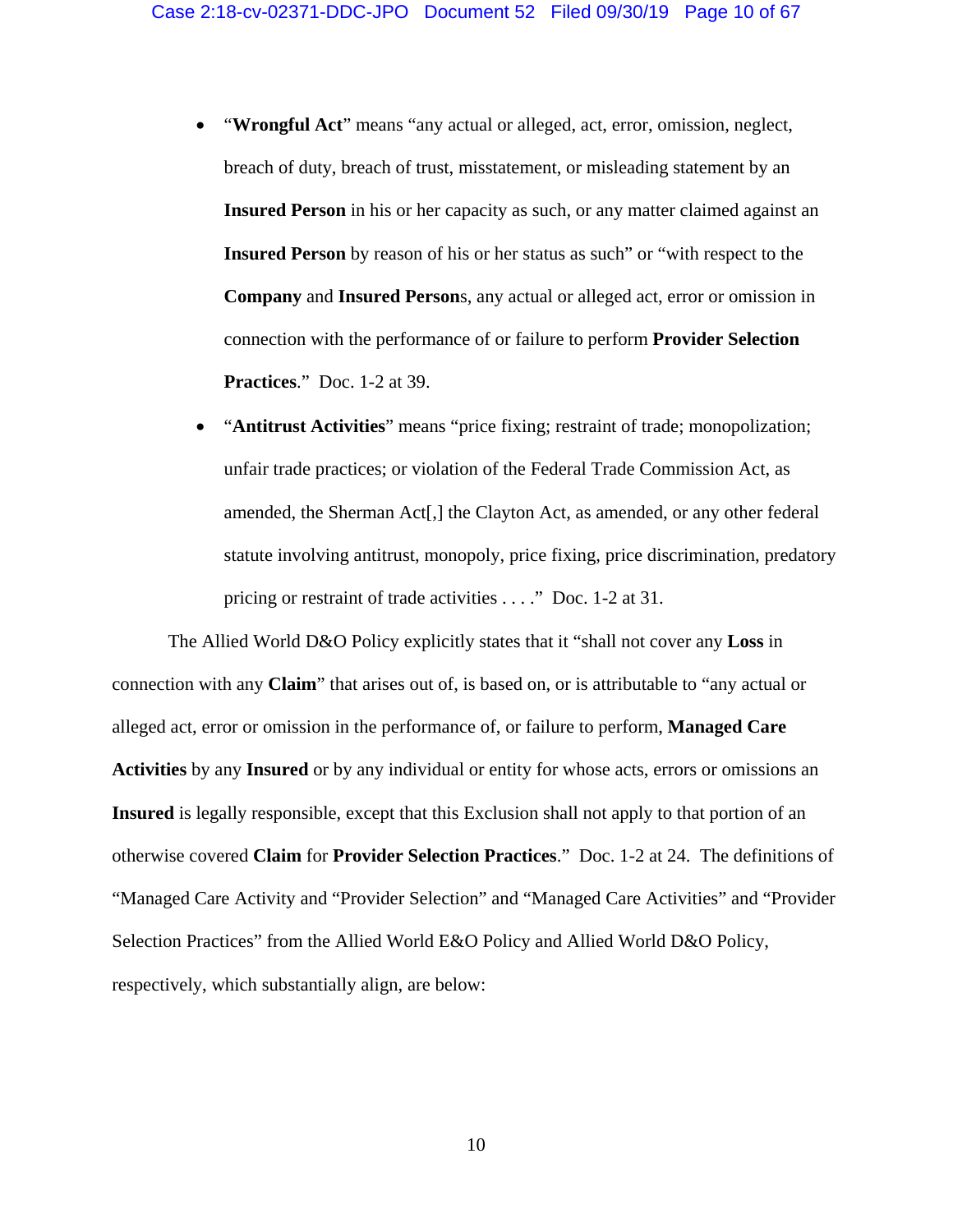- "**Wrongful Act**" means "any actual or alleged, act, error, omission, neglect, breach of duty, breach of trust, misstatement, or misleading statement by an **Insured Person** in his or her capacity as such, or any matter claimed against an **Insured Person** by reason of his or her status as such" or "with respect to the **Company** and **Insured Person**s, any actual or alleged act, error or omission in connection with the performance of or failure to perform **Provider Selection Practices**." Doc. 1-2 at 39.

- "**Antitrust Activities**" means "price fixing; restraint of trade; monopolization; unfair trade practices; or violation of the Federal Trade Commission Act, as amended, the Sherman Act[,] the Clayton Act, as amended, or any other federal statute involving antitrust, monopoly, price fixing, price discrimination, predatory pricing or restraint of trade activities . . . ." Doc. 1-2 at 31.

The Allied World D&O Policy explicitly states that it "shall not cover any **Loss** in connection with any **Claim**" that arises out of, is based on, or is attributable to "any actual or alleged act, error or omission in the performance of, or failure to perform, **Managed Care Activities** by any **Insured** or by any individual or entity for whose acts, errors or omissions an **Insured** is legally responsible, except that this Exclusion shall not apply to that portion of an otherwise covered **Claim** for **Provider Selection Practices**." Doc. 1-2 at 24. The definitions of "Managed Care Activity and "Provider Selection" and "Managed Care Activities" and "Provider Selection Practices" from the Allied World E&O Policy and Allied World D&O Policy, respectively, which substantially align, are below: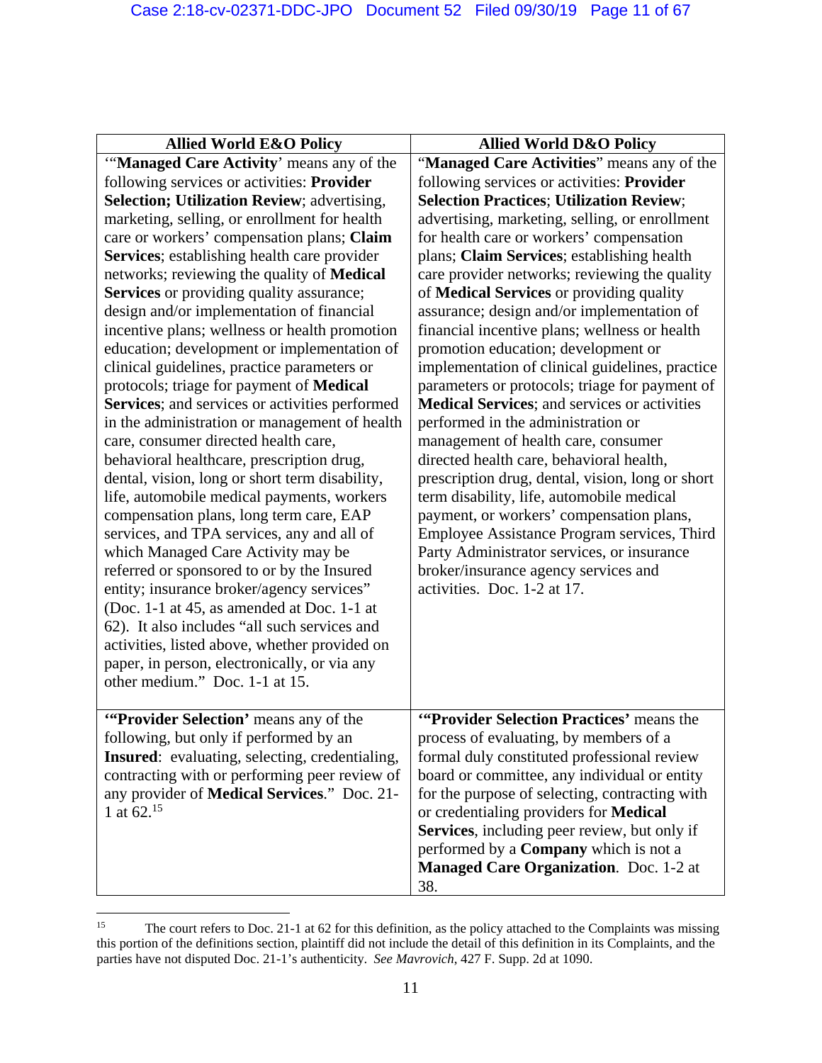| Allied World E&O Policy | Allied World D&O Policy |
|---|---|
| '"**Managed Care Activity**' means any of the following services or activities: **Provider Selection; Utilization Review**; advertising, marketing, selling, or enrollment for health care or workers' compensation plans; **Claim Services**; establishing health care provider networks; reviewing the quality of **Medical Services** or providing quality assurance; design and/or implementation of financial incentive plans; wellness or health promotion education; development or implementation of clinical guidelines, practice parameters or protocols; triage for payment of **Medical Services**; and services or activities performed in the administration or management of health care, consumer directed health care, behavioral healthcare, prescription drug, dental, vision, long or short term disability, life, automobile medical payments, workers compensation plans, long term care, EAP services, and TPA services, any and all of which Managed Care Activity may be referred or sponsored to or by the Insured entity; insurance broker/agency services" (Doc. 1-1 at 45, as amended at Doc. 1-1 at 62). It also includes "all such services and activities, listed above, whether provided on paper, in person, electronically, or via any other medium." Doc. 1-1 at 15. | "**Managed Care Activities**" means any of the following services or activities: **Provider Selection Practices**; **Utilization Review**; advertising, marketing, selling, or enrollment for health care or workers' compensation plans; **Claim Services**; establishing health care provider networks; reviewing the quality of **Medical Services** or providing quality assurance; design and/or implementation of financial incentive plans; wellness or health promotion education; development or implementation of clinical guidelines, practice parameters or protocols; triage for payment of **Medical Services**; and services or activities performed in the administration or management of health care, consumer directed health care, behavioral health, prescription drug, dental, vision, long or short term disability, life, automobile medical payment, or workers' compensation plans, Employee Assistance Program services, Third Party Administrator services, or insurance broker/insurance agency services and activities. Doc. 1-2 at 17. |
| '"**Provider Selection**' means any of the following, but only if performed by an **Insured**: evaluating, selecting, credentialing, contracting with or performing peer review of any provider of **Medical Services**." Doc. 21-1 at 62.[15] | '"**Provider Selection Practices**' means the process of evaluating, by members of a formal duly constituted professional review board or committee, any individual or entity for the purpose of selecting, contracting with or credentialing providers for **Medical Services**, including peer review, but only if performed by a **Company** which is not a **Managed Care Organization**. Doc. 1-2 at 38. |

[15] The court refers to Doc. 21-1 at 62 for this definition, as the policy attached to the Complaints was missing this portion of the definitions section, plaintiff did not include the detail of this definition in its Complaints, and the parties have not disputed Doc. 21-1's authenticity. *See Mavrovich*, 427 F. Supp. 2d at 1090.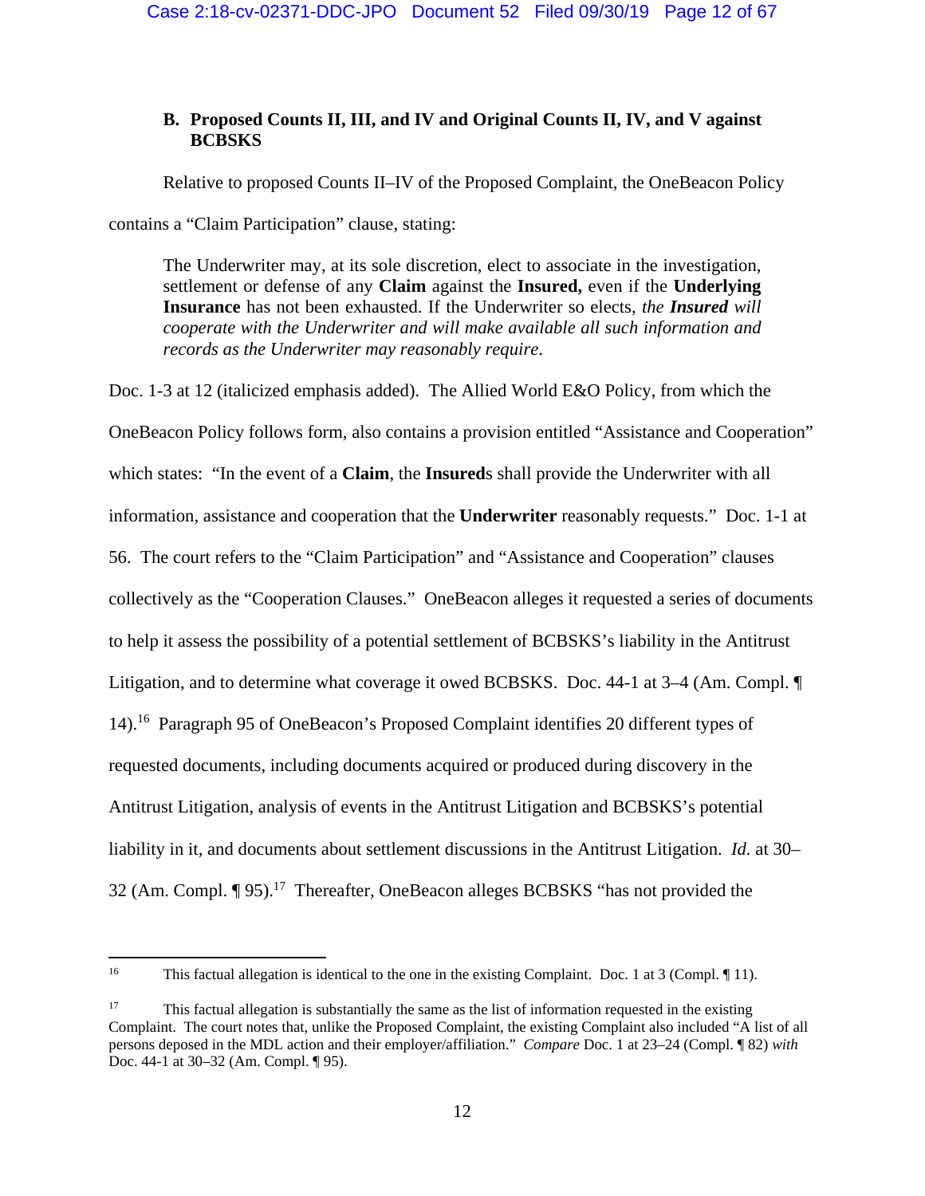### B. Proposed Counts II, III, and IV and Original Counts II, IV, and V against BCBSKS

Relative to proposed Counts II–IV of the Proposed Complaint, the OneBeacon Policy contains a "Claim Participation" clause, stating:

> The Underwriter may, at its sole discretion, elect to associate in the investigation, settlement or defense of any **Claim** against the **Insured,** even if the **Underlying Insurance** has not been exhausted. If the Underwriter so elects, *the **Insured** will cooperate with the Underwriter and will make available all such information and records as the Underwriter may reasonably require*.

Doc. 1-3 at 12 (italicized emphasis added). The Allied World E&O Policy, from which the OneBeacon Policy follows form, also contains a provision entitled "Assistance and Cooperation" which states: "In the event of a **Claim**, the **Insured**s shall provide the Underwriter with all information, assistance and cooperation that the **Underwriter** reasonably requests." Doc. 1-1 at 56. The court refers to the "Claim Participation" and "Assistance and Cooperation" clauses collectively as the "Cooperation Clauses." OneBeacon alleges it requested a series of documents to help it assess the possibility of a potential settlement of BCBSKS's liability in the Antitrust Litigation, and to determine what coverage it owed BCBSKS. Doc. 44-1 at 3–4 (Am. Compl. ¶ 14).[16] Paragraph 95 of OneBeacon's Proposed Complaint identifies 20 different types of requested documents, including documents acquired or produced during discovery in the Antitrust Litigation, analysis of events in the Antitrust Litigation and BCBSKS's potential liability in it, and documents about settlement discussions in the Antitrust Litigation. *Id.* at 30–32 (Am. Compl. ¶ 95).[17] Thereafter, OneBeacon alleges BCBSKS "has not provided the

---

[16] This factual allegation is identical to the one in the existing Complaint. Doc. 1 at 3 (Compl. ¶ 11).

[17] This factual allegation is substantially the same as the list of information requested in the existing Complaint. The court notes that, unlike the Proposed Complaint, the existing Complaint also included "A list of all persons deposed in the MDL action and their employer/affiliation." *Compare* Doc. 1 at 23–24 (Compl. ¶ 82) *with* Doc. 44-1 at 30–32 (Am. Compl. ¶ 95).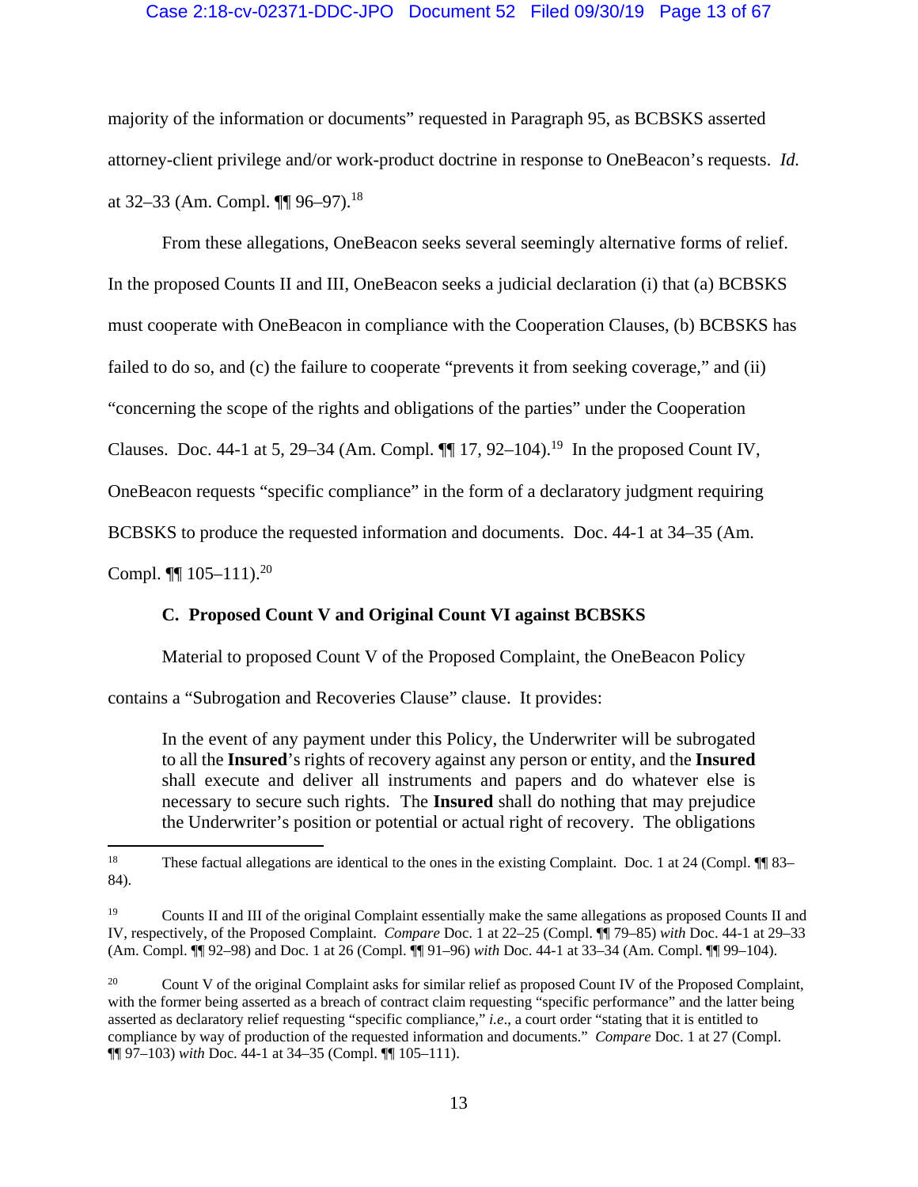majority of the information or documents" requested in Paragraph 95, as BCBSKS asserted attorney-client privilege and/or work-product doctrine in response to OneBeacon's requests. *Id.* at 32–33 (Am. Compl. ¶¶ 96–97).[18]

From these allegations, OneBeacon seeks several seemingly alternative forms of relief. In the proposed Counts II and III, OneBeacon seeks a judicial declaration (i) that (a) BCBSKS must cooperate with OneBeacon in compliance with the Cooperation Clauses, (b) BCBSKS has failed to do so, and (c) the failure to cooperate "prevents it from seeking coverage," and (ii) "concerning the scope of the rights and obligations of the parties" under the Cooperation Clauses. Doc. 44-1 at 5, 29–34 (Am. Compl. ¶¶ 17, 92–104).[19] In the proposed Count IV, OneBeacon requests "specific compliance" in the form of a declaratory judgment requiring BCBSKS to produce the requested information and documents. Doc. 44-1 at 34–35 (Am. Compl. ¶¶ 105–111).[20]

### C. Proposed Count V and Original Count VI against BCBSKS

Material to proposed Count V of the Proposed Complaint, the OneBeacon Policy contains a "Subrogation and Recoveries Clause" clause. It provides:

> In the event of any payment under this Policy, the Underwriter will be subrogated to all the **Insured**'s rights of recovery against any person or entity, and the **Insured** shall execute and deliver all instruments and papers and do whatever else is necessary to secure such rights. The **Insured** shall do nothing that may prejudice the Underwriter's position or potential or actual right of recovery. The obligations

---

[18] These factual allegations are identical to the ones in the existing Complaint. Doc. 1 at 24 (Compl. ¶¶ 83–84).

[19] Counts II and III of the original Complaint essentially make the same allegations as proposed Counts II and IV, respectively, of the Proposed Complaint. *Compare* Doc. 1 at 22–25 (Compl. ¶¶ 79–85) *with* Doc. 44-1 at 29–33 (Am. Compl. ¶¶ 92–98) and Doc. 1 at 26 (Compl. ¶¶ 91–96) *with* Doc. 44-1 at 33–34 (Am. Compl. ¶¶ 99–104).

[20] Count V of the original Complaint asks for similar relief as proposed Count IV of the Proposed Complaint, with the former being asserted as a breach of contract claim requesting "specific performance" and the latter being asserted as declaratory relief requesting "specific compliance," *i.e.*, a court order "stating that it is entitled to compliance by way of production of the requested information and documents." *Compare* Doc. 1 at 27 (Compl. ¶¶ 97–103) *with* Doc. 44-1 at 34–35 (Compl. ¶¶ 105–111).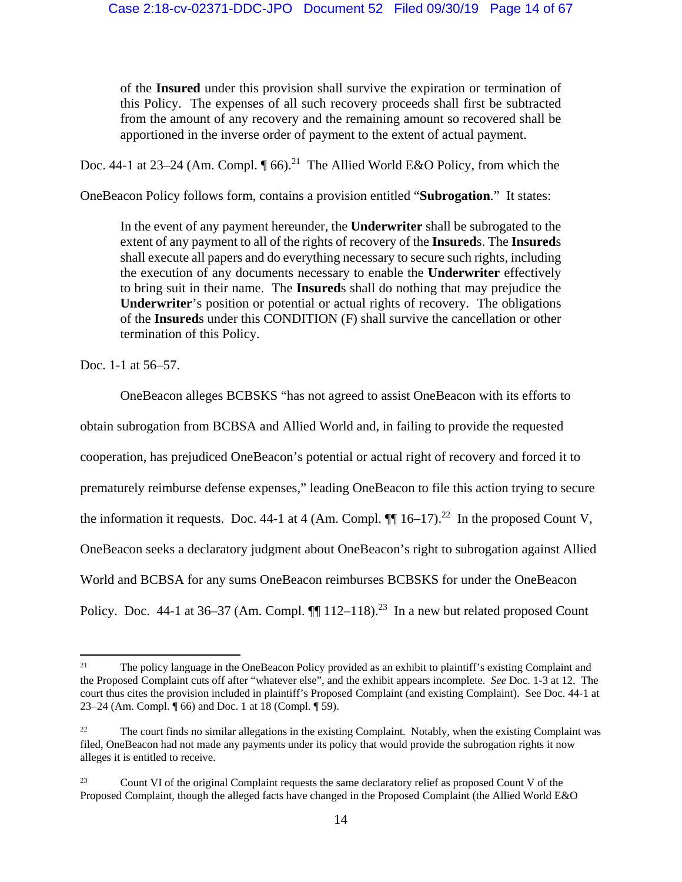> of the **Insured** under this provision shall survive the expiration or termination of this Policy. The expenses of all such recovery proceeds shall first be subtracted from the amount of any recovery and the remaining amount so recovered shall be apportioned in the inverse order of payment to the extent of actual payment.

Doc. 44-1 at 23–24 (Am. Compl. ¶ 66).[21] The Allied World E&O Policy, from which the OneBeacon Policy follows form, contains a provision entitled "**Subrogation**." It states:

> In the event of any payment hereunder, the **Underwriter** shall be subrogated to the extent of any payment to all of the rights of recovery of the **Insured**s. The **Insured**s shall execute all papers and do everything necessary to secure such rights, including the execution of any documents necessary to enable the **Underwriter** effectively to bring suit in their name. The **Insured**s shall do nothing that may prejudice the **Underwriter**'s position or potential or actual rights of recovery. The obligations of the **Insured**s under this CONDITION (F) shall survive the cancellation or other termination of this Policy.

Doc. 1-1 at 56–57.

OneBeacon alleges BCBSKS "has not agreed to assist OneBeacon with its efforts to obtain subrogation from BCBSA and Allied World and, in failing to provide the requested cooperation, has prejudiced OneBeacon's potential or actual right of recovery and forced it to prematurely reimburse defense expenses," leading OneBeacon to file this action trying to secure the information it requests. Doc. 44-1 at 4 (Am. Compl. ¶¶ 16–17).[22] In the proposed Count V, OneBeacon seeks a declaratory judgment about OneBeacon's right to subrogation against Allied World and BCBSA for any sums OneBeacon reimburses BCBSKS for under the OneBeacon Policy. Doc. 44-1 at 36–37 (Am. Compl. ¶¶ 112–118).[23] In a new but related proposed Count

---

[21] The policy language in the OneBeacon Policy provided as an exhibit to plaintiff's existing Complaint and the Proposed Complaint cuts off after "whatever else", and the exhibit appears incomplete. *See* Doc. 1-3 at 12. The court thus cites the provision included in plaintiff's Proposed Complaint (and existing Complaint). See Doc. 44-1 at 23–24 (Am. Compl. ¶ 66) and Doc. 1 at 18 (Compl. ¶ 59).

[22] The court finds no similar allegations in the existing Complaint. Notably, when the existing Complaint was filed, OneBeacon had not made any payments under its policy that would provide the subrogation rights it now alleges it is entitled to receive.

[23] Count VI of the original Complaint requests the same declaratory relief as proposed Count V of the Proposed Complaint, though the alleged facts have changed in the Proposed Complaint (the Allied World E&O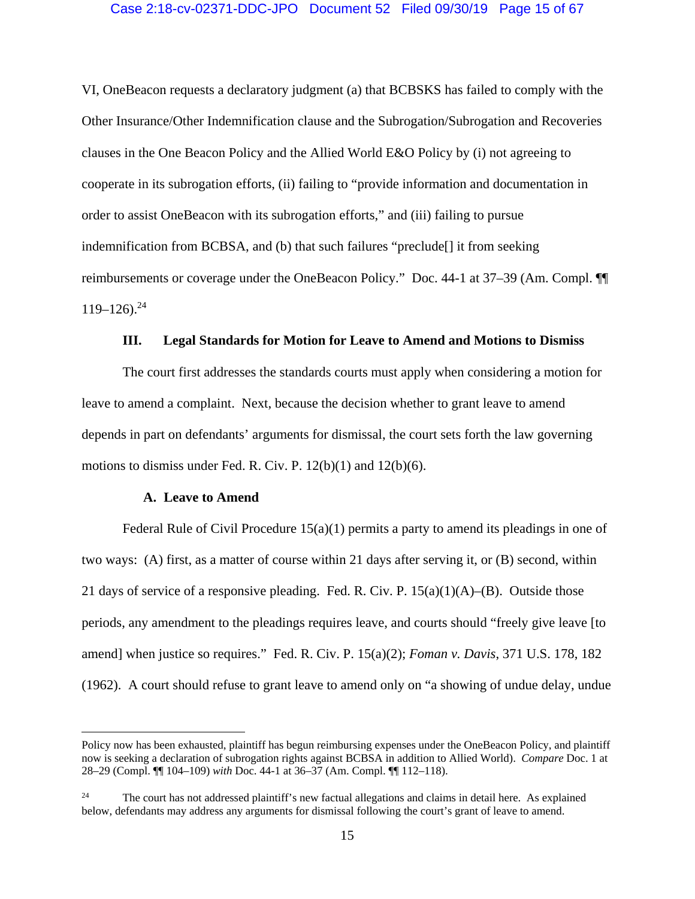VI, OneBeacon requests a declaratory judgment (a) that BCBSKS has failed to comply with the Other Insurance/Other Indemnification clause and the Subrogation/Subrogation and Recoveries clauses in the One Beacon Policy and the Allied World E&O Policy by (i) not agreeing to cooperate in its subrogation efforts, (ii) failing to "provide information and documentation in order to assist OneBeacon with its subrogation efforts," and (iii) failing to pursue indemnification from BCBSA, and (b) that such failures "preclude[] it from seeking reimbursements or coverage under the OneBeacon Policy." Doc. 44-1 at 37–39 (Am. Compl. ¶¶ 119–126).[24]

## III. Legal Standards for Motion for Leave to Amend and Motions to Dismiss

The court first addresses the standards courts must apply when considering a motion for leave to amend a complaint. Next, because the decision whether to grant leave to amend depends in part on defendants' arguments for dismissal, the court sets forth the law governing motions to dismiss under Fed. R. Civ. P. 12(b)(1) and 12(b)(6).

### A. Leave to Amend

Federal Rule of Civil Procedure 15(a)(1) permits a party to amend its pleadings in one of two ways: (A) first, as a matter of course within 21 days after serving it, or (B) second, within 21 days of service of a responsive pleading. Fed. R. Civ. P. 15(a)(1)(A)–(B). Outside those periods, any amendment to the pleadings requires leave, and courts should "freely give leave [to amend] when justice so requires." Fed. R. Civ. P. 15(a)(2); *Foman v. Davis*, 371 U.S. 178, 182 (1962). A court should refuse to grant leave to amend only on "a showing of undue delay, undue

---

Policy now has been exhausted, plaintiff has begun reimbursing expenses under the OneBeacon Policy, and plaintiff now is seeking a declaration of subrogation rights against BCBSA in addition to Allied World). *Compare* Doc. 1 at 28–29 (Compl. ¶¶ 104–109) *with* Doc. 44-1 at 36–37 (Am. Compl. ¶¶ 112–118).

[24] The court has not addressed plaintiff's new factual allegations and claims in detail here. As explained below, defendants may address any arguments for dismissal following the court's grant of leave to amend.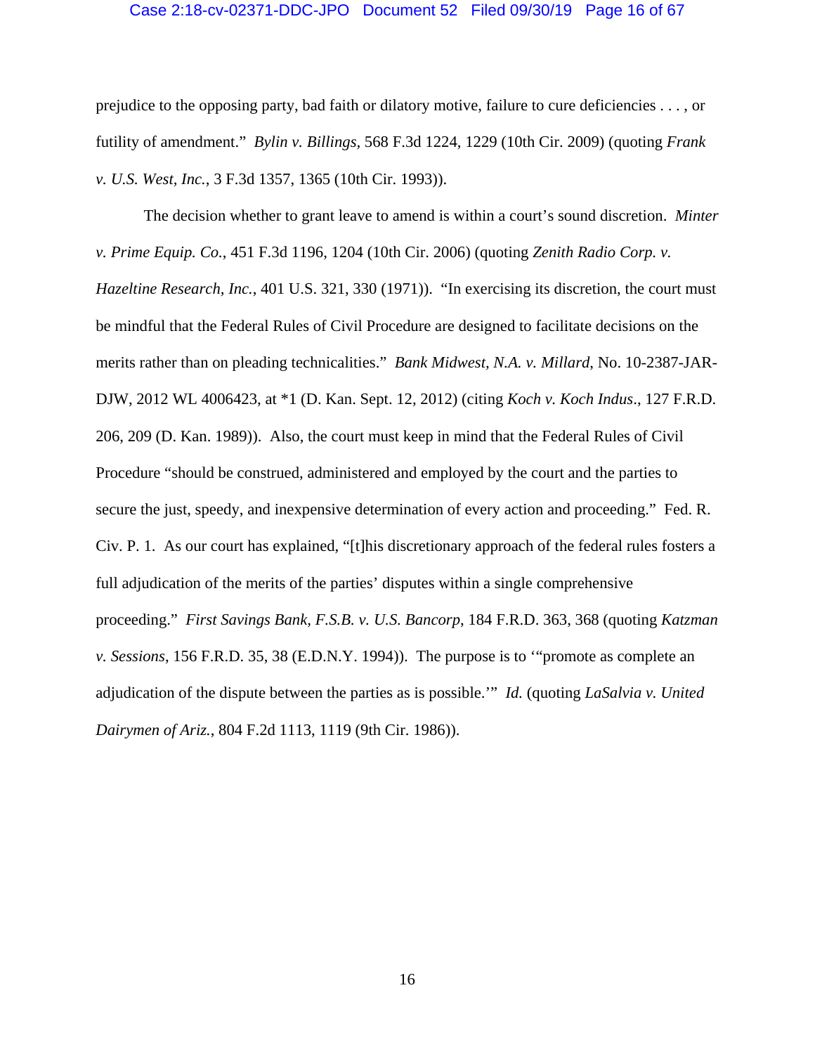prejudice to the opposing party, bad faith or dilatory motive, failure to cure deficiencies . . . , or futility of amendment." *Bylin v. Billings*, 568 F.3d 1224, 1229 (10th Cir. 2009) (quoting *Frank v. U.S. West, Inc.*, 3 F.3d 1357, 1365 (10th Cir. 1993)).

The decision whether to grant leave to amend is within a court's sound discretion. *Minter v. Prime Equip. Co.*, 451 F.3d 1196, 1204 (10th Cir. 2006) (quoting *Zenith Radio Corp. v. Hazeltine Research, Inc.*, 401 U.S. 321, 330 (1971)). "In exercising its discretion, the court must be mindful that the Federal Rules of Civil Procedure are designed to facilitate decisions on the merits rather than on pleading technicalities." *Bank Midwest, N.A. v. Millard*, No. 10-2387-JAR-DJW, 2012 WL 4006423, at *1 (D. Kan. Sept. 12, 2012) (citing *Koch v. Koch Indus*., 127 F.R.D. 206, 209 (D. Kan. 1989)). Also, the court must keep in mind that the Federal Rules of Civil Procedure "should be construed, administered and employed by the court and the parties to secure the just, speedy, and inexpensive determination of every action and proceeding." Fed. R. Civ. P. 1. As our court has explained, "[t]his discretionary approach of the federal rules fosters a full adjudication of the merits of the parties' disputes within a single comprehensive proceeding." *First Savings Bank, F.S.B. v. U.S. Bancorp*, 184 F.R.D. 363, 368 (quoting *Katzman v. Sessions*, 156 F.R.D. 35, 38 (E.D.N.Y. 1994)). The purpose is to '"promote as complete an adjudication of the dispute between the parties as is possible.'" *Id.* (quoting *LaSalvia v. United Dairymen of Ariz.*, 804 F.2d 1113, 1119 (9th Cir. 1986)).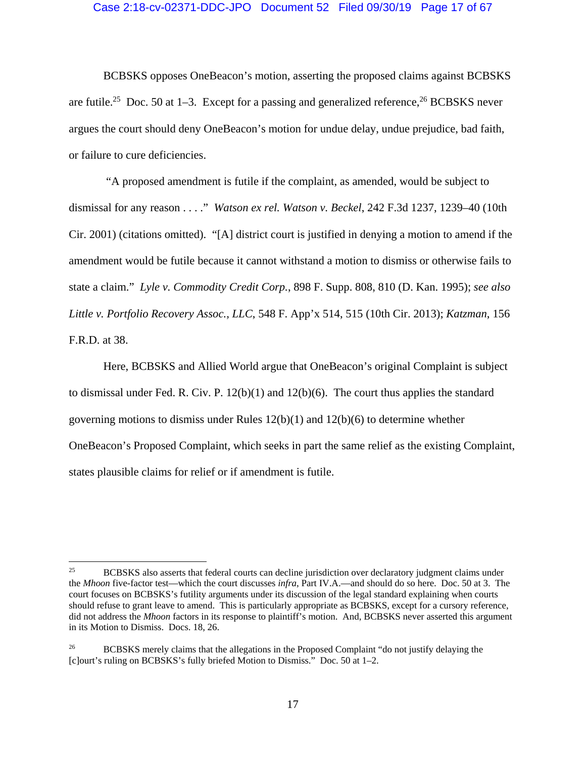BCBSKS opposes OneBeacon's motion, asserting the proposed claims against BCBSKS are futile.[25] Doc. 50 at 1–3. Except for a passing and generalized reference,[26] BCBSKS never argues the court should deny OneBeacon's motion for undue delay, undue prejudice, bad faith, or failure to cure deficiencies.

"A proposed amendment is futile if the complaint, as amended, would be subject to dismissal for any reason . . . ." *Watson ex rel. Watson v. Beckel*, 242 F.3d 1237, 1239–40 (10th Cir. 2001) (citations omitted). "[A] district court is justified in denying a motion to amend if the amendment would be futile because it cannot withstand a motion to dismiss or otherwise fails to state a claim." *Lyle v. Commodity Credit Corp.*, 898 F. Supp. 808, 810 (D. Kan. 1995); *see also Little v. Portfolio Recovery Assoc., LLC*, 548 F. App'x 514, 515 (10th Cir. 2013); *Katzman*, 156 F.R.D. at 38.

Here, BCBSKS and Allied World argue that OneBeacon's original Complaint is subject to dismissal under Fed. R. Civ. P. 12(b)(1) and 12(b)(6). The court thus applies the standard governing motions to dismiss under Rules 12(b)(1) and 12(b)(6) to determine whether OneBeacon's Proposed Complaint, which seeks in part the same relief as the existing Complaint, states plausible claims for relief or if amendment is futile.

---

[25] BCBSKS also asserts that federal courts can decline jurisdiction over declaratory judgment claims under the *Mhoon* five-factor test—which the court discusses *infra*, Part IV.A.—and should do so here. Doc. 50 at 3. The court focuses on BCBSKS's futility arguments under its discussion of the legal standard explaining when courts should refuse to grant leave to amend. This is particularly appropriate as BCBSKS, except for a cursory reference, did not address the *Mhoon* factors in its response to plaintiff's motion. And, BCBSKS never asserted this argument in its Motion to Dismiss. Docs. 18, 26.

[26] BCBSKS merely claims that the allegations in the Proposed Complaint "do not justify delaying the [c]ourt's ruling on BCBSKS's fully briefed Motion to Dismiss." Doc. 50 at 1–2.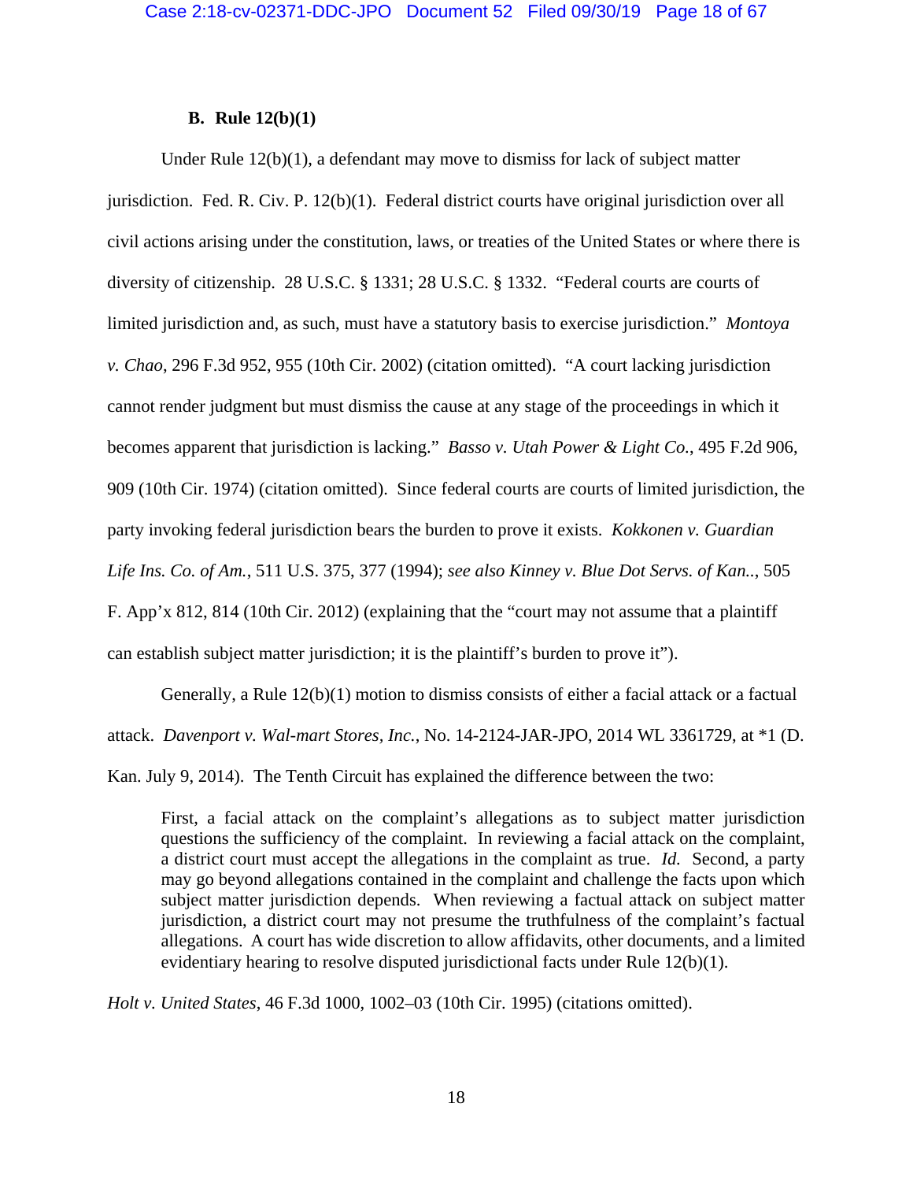### B. Rule 12(b)(1)

Under Rule 12(b)(1), a defendant may move to dismiss for lack of subject matter jurisdiction. Fed. R. Civ. P. 12(b)(1). Federal district courts have original jurisdiction over all civil actions arising under the constitution, laws, or treaties of the United States or where there is diversity of citizenship. 28 U.S.C. § 1331; 28 U.S.C. § 1332. "Federal courts are courts of limited jurisdiction and, as such, must have a statutory basis to exercise jurisdiction." *Montoya v. Chao*, 296 F.3d 952, 955 (10th Cir. 2002) (citation omitted). "A court lacking jurisdiction cannot render judgment but must dismiss the cause at any stage of the proceedings in which it becomes apparent that jurisdiction is lacking." *Basso v. Utah Power & Light Co.*, 495 F.2d 906, 909 (10th Cir. 1974) (citation omitted). Since federal courts are courts of limited jurisdiction, the party invoking federal jurisdiction bears the burden to prove it exists. *Kokkonen v. Guardian Life Ins. Co. of Am.*, 511 U.S. 375, 377 (1994); *see also Kinney v. Blue Dot Servs. of Kan.*., 505 F. App'x 812, 814 (10th Cir. 2012) (explaining that the "court may not assume that a plaintiff can establish subject matter jurisdiction; it is the plaintiff's burden to prove it").

Generally, a Rule 12(b)(1) motion to dismiss consists of either a facial attack or a factual attack. *Davenport v. Wal-mart Stores, Inc.*, No. 14-2124-JAR-JPO, 2014 WL 3361729, at *1 (D. Kan. July 9, 2014). The Tenth Circuit has explained the difference between the two:

> First, a facial attack on the complaint's allegations as to subject matter jurisdiction questions the sufficiency of the complaint. In reviewing a facial attack on the complaint, a district court must accept the allegations in the complaint as true. *Id.* Second, a party may go beyond allegations contained in the complaint and challenge the facts upon which subject matter jurisdiction depends. When reviewing a factual attack on subject matter jurisdiction, a district court may not presume the truthfulness of the complaint's factual allegations. A court has wide discretion to allow affidavits, other documents, and a limited evidentiary hearing to resolve disputed jurisdictional facts under Rule 12(b)(1).

*Holt v. United States*, 46 F.3d 1000, 1002–03 (10th Cir. 1995) (citations omitted).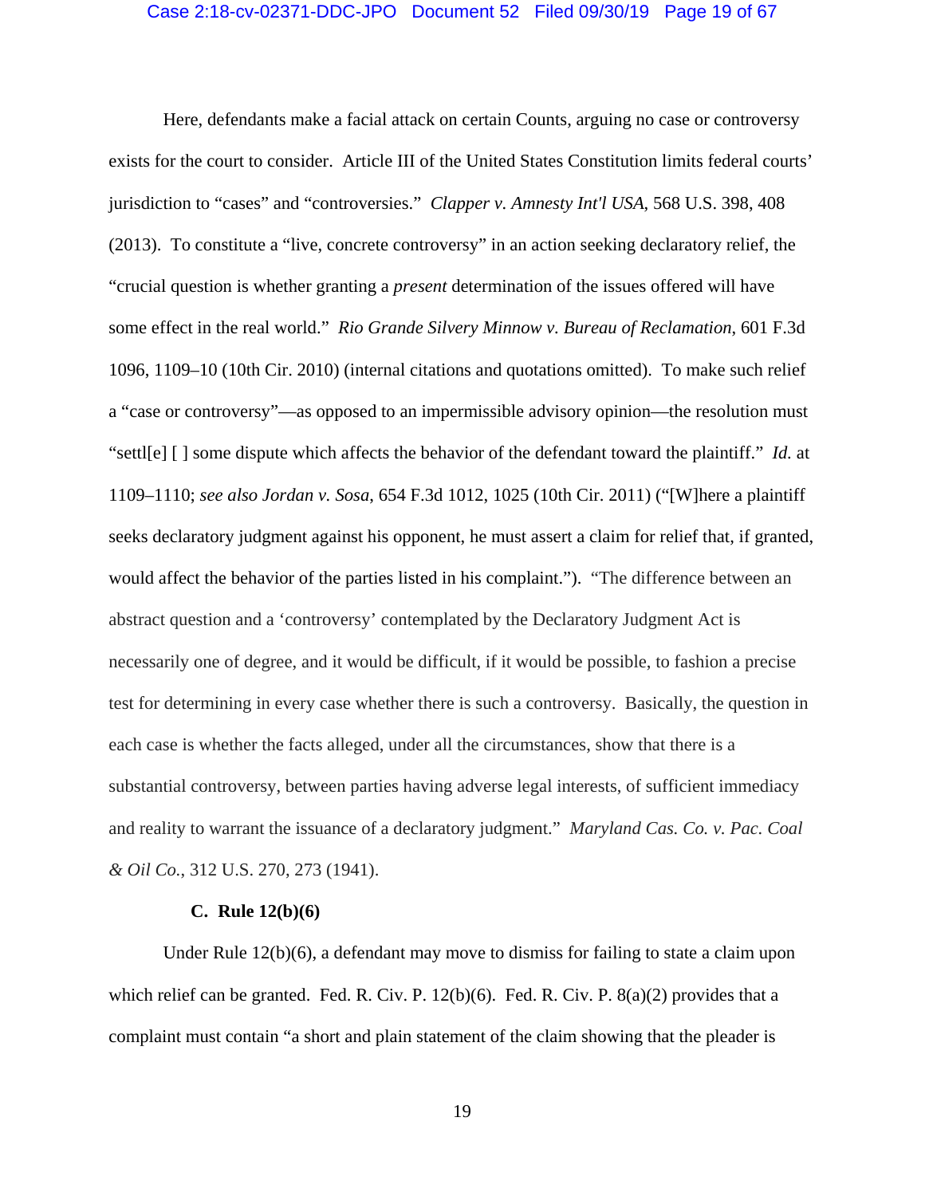Here, defendants make a facial attack on certain Counts, arguing no case or controversy exists for the court to consider. Article III of the United States Constitution limits federal courts' jurisdiction to "cases" and "controversies." *Clapper v. Amnesty Int'l USA*, 568 U.S. 398, 408 (2013). To constitute a "live, concrete controversy" in an action seeking declaratory relief, the "crucial question is whether granting a *present* determination of the issues offered will have some effect in the real world." *Rio Grande Silvery Minnow v. Bureau of Reclamation*, 601 F.3d 1096, 1109–10 (10th Cir. 2010) (internal citations and quotations omitted). To make such relief a "case or controversy"—as opposed to an impermissible advisory opinion—the resolution must "settl[e] [ ] some dispute which affects the behavior of the defendant toward the plaintiff." *Id.* at 1109–1110; *see also Jordan v. Sosa*, 654 F.3d 1012, 1025 (10th Cir. 2011) ("[W]here a plaintiff seeks declaratory judgment against his opponent, he must assert a claim for relief that, if granted, would affect the behavior of the parties listed in his complaint."). "The difference between an abstract question and a 'controversy' contemplated by the Declaratory Judgment Act is necessarily one of degree, and it would be difficult, if it would be possible, to fashion a precise test for determining in every case whether there is such a controversy. Basically, the question in each case is whether the facts alleged, under all the circumstances, show that there is a substantial controversy, between parties having adverse legal interests, of sufficient immediacy and reality to warrant the issuance of a declaratory judgment." *Maryland Cas. Co. v. Pac. Coal & Oil Co.*, 312 U.S. 270, 273 (1941).

### C. Rule 12(b)(6)

Under Rule 12(b)(6), a defendant may move to dismiss for failing to state a claim upon which relief can be granted. Fed. R. Civ. P. 12(b)(6). Fed. R. Civ. P. 8(a)(2) provides that a complaint must contain "a short and plain statement of the claim showing that the pleader is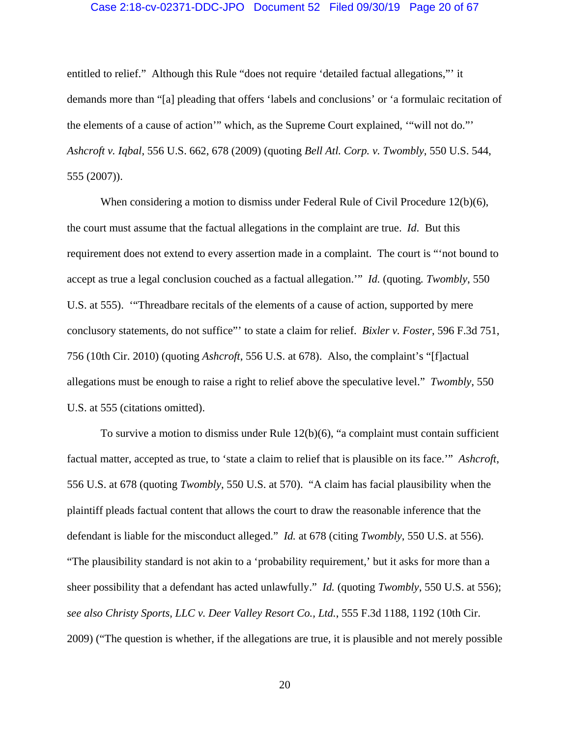entitled to relief." Although this Rule "does not require 'detailed factual allegations,"' it demands more than "[a] pleading that offers 'labels and conclusions' or 'a formulaic recitation of the elements of a cause of action'" which, as the Supreme Court explained, '"will not do."' *Ashcroft v. Iqbal*, 556 U.S. 662, 678 (2009) (quoting *Bell Atl. Corp. v. Twombly*, 550 U.S. 544, 555 (2007)).

When considering a motion to dismiss under Federal Rule of Civil Procedure 12(b)(6), the court must assume that the factual allegations in the complaint are true. *Id.* But this requirement does not extend to every assertion made in a complaint. The court is "'not bound to accept as true a legal conclusion couched as a factual allegation.'" *Id.* (quoting *Twombly*, 550 U.S. at 555). '"Threadbare recitals of the elements of a cause of action, supported by mere conclusory statements, do not suffice"' to state a claim for relief. *Bixler v. Foster*, 596 F.3d 751, 756 (10th Cir. 2010) (quoting *Ashcroft*, 556 U.S. at 678). Also, the complaint's "[f]actual allegations must be enough to raise a right to relief above the speculative level." *Twombly*, 550 U.S. at 555 (citations omitted).

To survive a motion to dismiss under Rule 12(b)(6), "a complaint must contain sufficient factual matter, accepted as true, to 'state a claim to relief that is plausible on its face.'" *Ashcroft*, 556 U.S. at 678 (quoting *Twombly*, 550 U.S. at 570). "A claim has facial plausibility when the plaintiff pleads factual content that allows the court to draw the reasonable inference that the defendant is liable for the misconduct alleged." *Id.* at 678 (citing *Twombly*, 550 U.S. at 556). "The plausibility standard is not akin to a 'probability requirement,' but it asks for more than a sheer possibility that a defendant has acted unlawfully." *Id.* (quoting *Twombly*, 550 U.S. at 556); *see also Christy Sports, LLC v. Deer Valley Resort Co., Ltd.*, 555 F.3d 1188, 1192 (10th Cir. 2009) ("The question is whether, if the allegations are true, it is plausible and not merely possible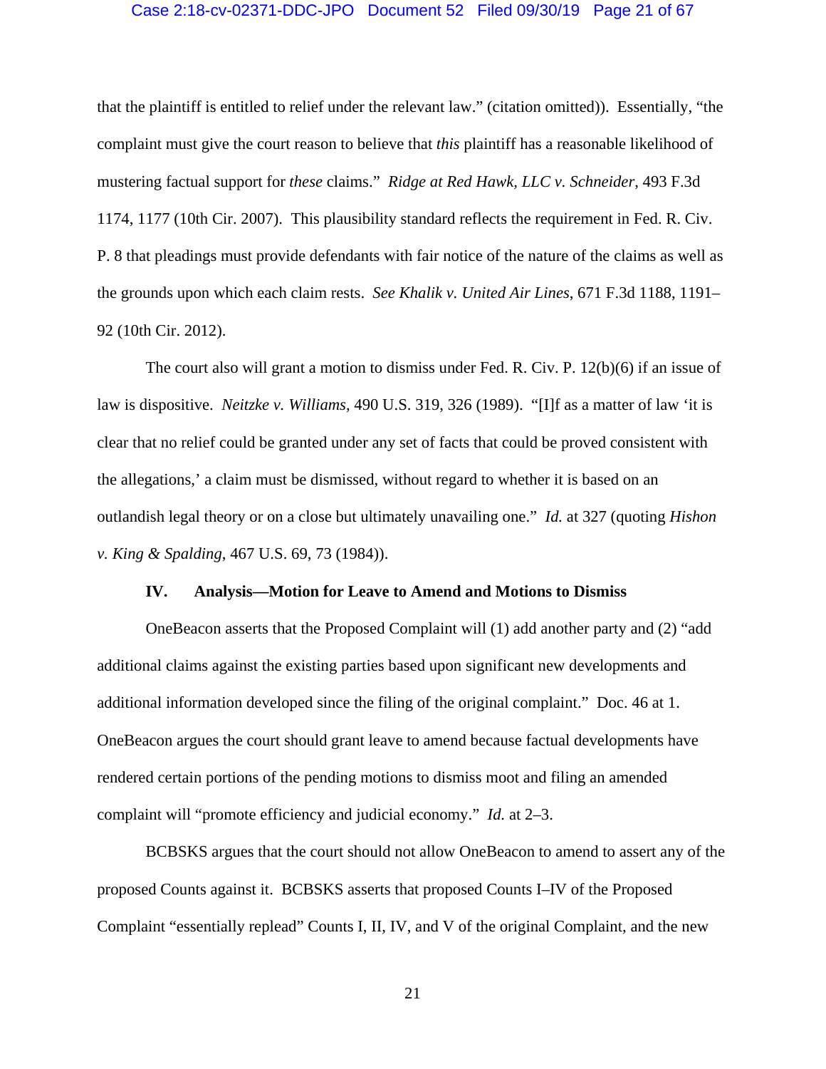that the plaintiff is entitled to relief under the relevant law." (citation omitted)). Essentially, "the complaint must give the court reason to believe that *this* plaintiff has a reasonable likelihood of mustering factual support for *these* claims." *Ridge at Red Hawk, LLC v. Schneider*, 493 F.3d 1174, 1177 (10th Cir. 2007). This plausibility standard reflects the requirement in Fed. R. Civ. P. 8 that pleadings must provide defendants with fair notice of the nature of the claims as well as the grounds upon which each claim rests. *See Khalik v. United Air Lines*, 671 F.3d 1188, 1191–92 (10th Cir. 2012).

The court also will grant a motion to dismiss under Fed. R. Civ. P. 12(b)(6) if an issue of law is dispositive. *Neitzke v. Williams*, 490 U.S. 319, 326 (1989). "[I]f as a matter of law 'it is clear that no relief could be granted under any set of facts that could be proved consistent with the allegations,' a claim must be dismissed, without regard to whether it is based on an outlandish legal theory or on a close but ultimately unavailing one." *Id.* at 327 (quoting *Hishon v. King & Spalding*, 467 U.S. 69, 73 (1984)).

## IV. Analysis—Motion for Leave to Amend and Motions to Dismiss

OneBeacon asserts that the Proposed Complaint will (1) add another party and (2) "add additional claims against the existing parties based upon significant new developments and additional information developed since the filing of the original complaint." Doc. 46 at 1. OneBeacon argues the court should grant leave to amend because factual developments have rendered certain portions of the pending motions to dismiss moot and filing an amended complaint will "promote efficiency and judicial economy." *Id.* at 2–3.

BCBSKS argues that the court should not allow OneBeacon to amend to assert any of the proposed Counts against it. BCBSKS asserts that proposed Counts I–IV of the Proposed Complaint "essentially replead" Counts I, II, IV, and V of the original Complaint, and the new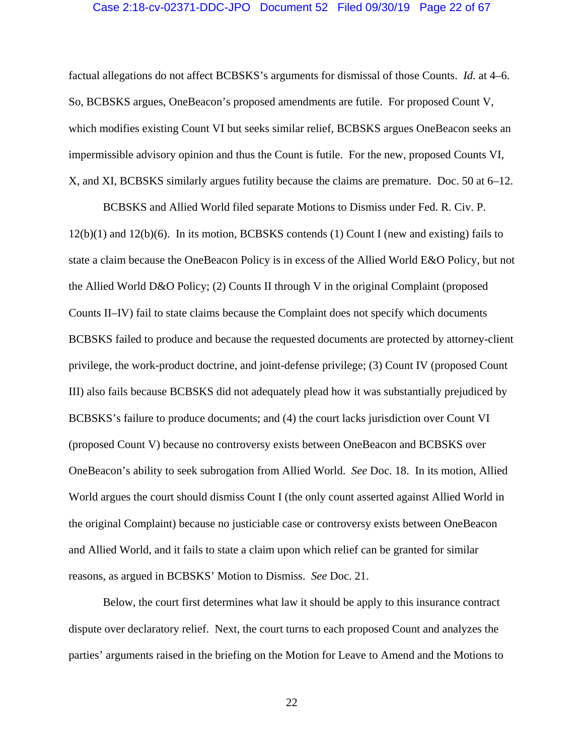factual allegations do not affect BCBSKS's arguments for dismissal of those Counts. *Id.* at 4–6. So, BCBSKS argues, OneBeacon's proposed amendments are futile. For proposed Count V, which modifies existing Count VI but seeks similar relief, BCBSKS argues OneBeacon seeks an impermissible advisory opinion and thus the Count is futile. For the new, proposed Counts VI, X, and XI, BCBSKS similarly argues futility because the claims are premature. Doc. 50 at 6–12.

BCBSKS and Allied World filed separate Motions to Dismiss under Fed. R. Civ. P. 12(b)(1) and 12(b)(6). In its motion, BCBSKS contends (1) Count I (new and existing) fails to state a claim because the OneBeacon Policy is in excess of the Allied World E&O Policy, but not the Allied World D&O Policy; (2) Counts II through V in the original Complaint (proposed Counts II–IV) fail to state claims because the Complaint does not specify which documents BCBSKS failed to produce and because the requested documents are protected by attorney-client privilege, the work-product doctrine, and joint-defense privilege; (3) Count IV (proposed Count III) also fails because BCBSKS did not adequately plead how it was substantially prejudiced by BCBSKS's failure to produce documents; and (4) the court lacks jurisdiction over Count VI (proposed Count V) because no controversy exists between OneBeacon and BCBSKS over OneBeacon's ability to seek subrogation from Allied World. *See* Doc. 18. In its motion, Allied World argues the court should dismiss Count I (the only count asserted against Allied World in the original Complaint) because no justiciable case or controversy exists between OneBeacon and Allied World, and it fails to state a claim upon which relief can be granted for similar reasons, as argued in BCBSKS' Motion to Dismiss. *See* Doc. 21.

Below, the court first determines what law it should be apply to this insurance contract dispute over declaratory relief. Next, the court turns to each proposed Count and analyzes the parties' arguments raised in the briefing on the Motion for Leave to Amend and the Motions to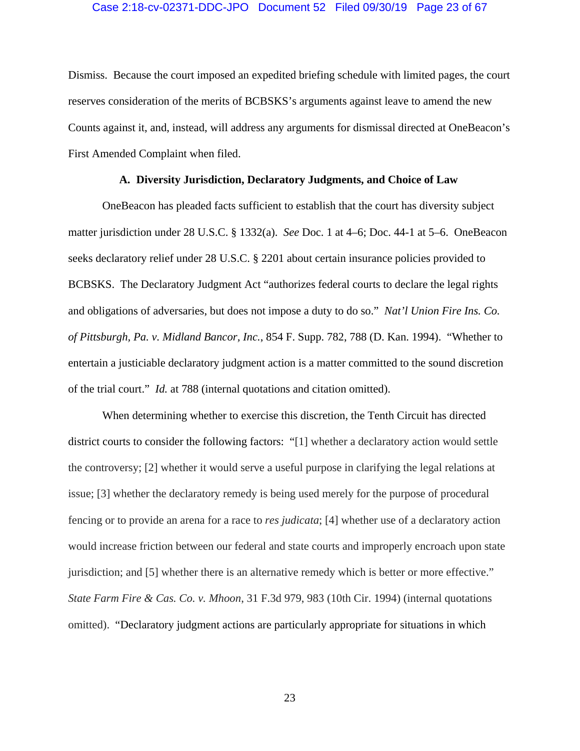Dismiss. Because the court imposed an expedited briefing schedule with limited pages, the court reserves consideration of the merits of BCBSKS's arguments against leave to amend the new Counts against it, and, instead, will address any arguments for dismissal directed at OneBeacon's First Amended Complaint when filed.

### A. Diversity Jurisdiction, Declaratory Judgments, and Choice of Law

OneBeacon has pleaded facts sufficient to establish that the court has diversity subject matter jurisdiction under 28 U.S.C. § 1332(a). *See* Doc. 1 at 4–6; Doc. 44-1 at 5–6. OneBeacon seeks declaratory relief under 28 U.S.C. § 2201 about certain insurance policies provided to BCBSKS. The Declaratory Judgment Act "authorizes federal courts to declare the legal rights and obligations of adversaries, but does not impose a duty to do so." *Nat'l Union Fire Ins. Co. of Pittsburgh, Pa. v. Midland Bancor, Inc.*, 854 F. Supp. 782, 788 (D. Kan. 1994). "Whether to entertain a justiciable declaratory judgment action is a matter committed to the sound discretion of the trial court." *Id.* at 788 (internal quotations and citation omitted).

When determining whether to exercise this discretion, the Tenth Circuit has directed district courts to consider the following factors: "[1] whether a declaratory action would settle the controversy; [2] whether it would serve a useful purpose in clarifying the legal relations at issue; [3] whether the declaratory remedy is being used merely for the purpose of procedural fencing or to provide an arena for a race to *res judicata*; [4] whether use of a declaratory action would increase friction between our federal and state courts and improperly encroach upon state jurisdiction; and [5] whether there is an alternative remedy which is better or more effective." *State Farm Fire & Cas. Co. v. Mhoon*, 31 F.3d 979, 983 (10th Cir. 1994) (internal quotations omitted). "Declaratory judgment actions are particularly appropriate for situations in which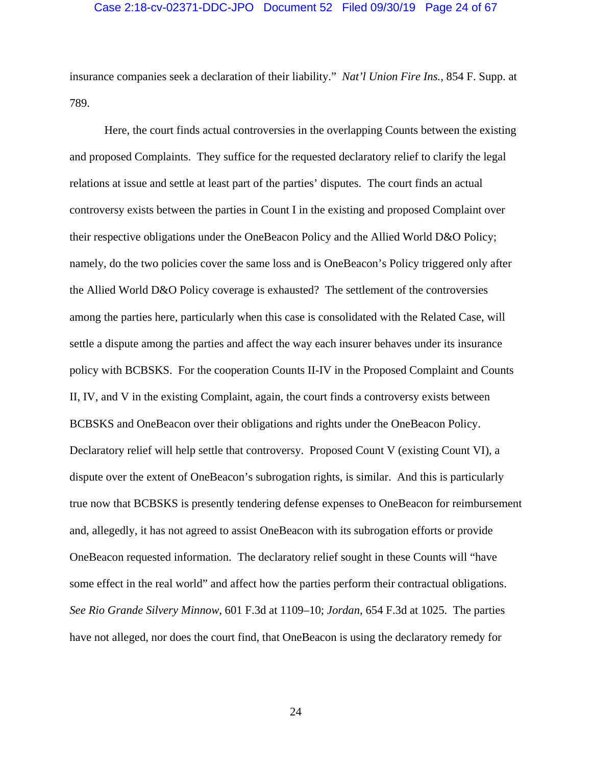insurance companies seek a declaration of their liability." *Nat'l Union Fire Ins.*, 854 F. Supp. at 789.

Here, the court finds actual controversies in the overlapping Counts between the existing and proposed Complaints. They suffice for the requested declaratory relief to clarify the legal relations at issue and settle at least part of the parties' disputes. The court finds an actual controversy exists between the parties in Count I in the existing and proposed Complaint over their respective obligations under the OneBeacon Policy and the Allied World D&O Policy; namely, do the two policies cover the same loss and is OneBeacon's Policy triggered only after the Allied World D&O Policy coverage is exhausted? The settlement of the controversies among the parties here, particularly when this case is consolidated with the Related Case, will settle a dispute among the parties and affect the way each insurer behaves under its insurance policy with BCBSKS. For the cooperation Counts II-IV in the Proposed Complaint and Counts II, IV, and V in the existing Complaint, again, the court finds a controversy exists between BCBSKS and OneBeacon over their obligations and rights under the OneBeacon Policy. Declaratory relief will help settle that controversy. Proposed Count V (existing Count VI), a dispute over the extent of OneBeacon's subrogation rights, is similar. And this is particularly true now that BCBSKS is presently tendering defense expenses to OneBeacon for reimbursement and, allegedly, it has not agreed to assist OneBeacon with its subrogation efforts or provide OneBeacon requested information. The declaratory relief sought in these Counts will "have some effect in the real world" and affect how the parties perform their contractual obligations. *See Rio Grande Silvery Minnow*, 601 F.3d at 1109–10; *Jordan*, 654 F.3d at 1025. The parties have not alleged, nor does the court find, that OneBeacon is using the declaratory remedy for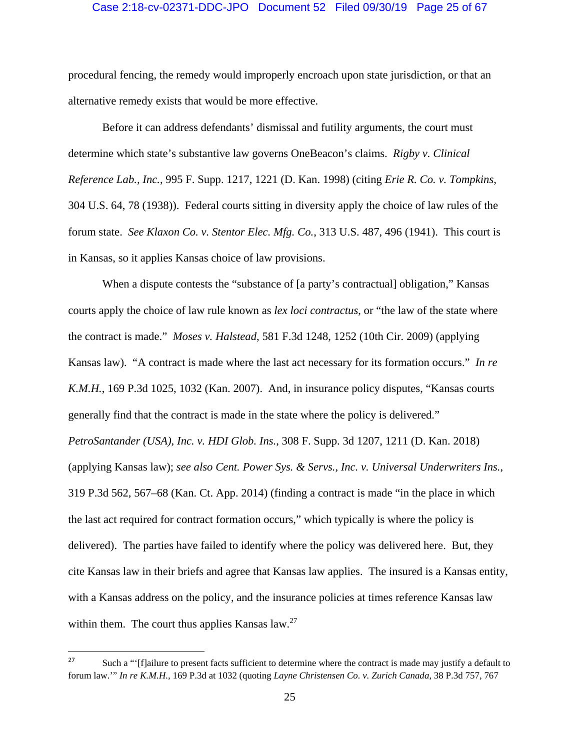procedural fencing, the remedy would improperly encroach upon state jurisdiction, or that an alternative remedy exists that would be more effective.

Before it can address defendants' dismissal and futility arguments, the court must determine which state's substantive law governs OneBeacon's claims. *Rigby v. Clinical Reference Lab., Inc.*, 995 F. Supp. 1217, 1221 (D. Kan. 1998) (citing *Erie R. Co. v. Tompkins*, 304 U.S. 64, 78 (1938)). Federal courts sitting in diversity apply the choice of law rules of the forum state. *See Klaxon Co. v. Stentor Elec. Mfg. Co.*, 313 U.S. 487, 496 (1941). This court is in Kansas, so it applies Kansas choice of law provisions.

When a dispute contests the "substance of [a party's contractual] obligation," Kansas courts apply the choice of law rule known as *lex loci contractus*, or "the law of the state where the contract is made." *Moses v. Halstead*, 581 F.3d 1248, 1252 (10th Cir. 2009) (applying Kansas law). "A contract is made where the last act necessary for its formation occurs." *In re K.M.H.*, 169 P.3d 1025, 1032 (Kan. 2007). And, in insurance policy disputes, "Kansas courts generally find that the contract is made in the state where the policy is delivered." *PetroSantander (USA), Inc. v. HDI Glob. Ins.*, 308 F. Supp. 3d 1207, 1211 (D. Kan. 2018) (applying Kansas law); *see also Cent. Power Sys. & Servs., Inc. v. Universal Underwriters Ins.*, 319 P.3d 562, 567–68 (Kan. Ct. App. 2014) (finding a contract is made "in the place in which the last act required for contract formation occurs," which typically is where the policy is delivered). The parties have failed to identify where the policy was delivered here. But, they cite Kansas law in their briefs and agree that Kansas law applies. The insured is a Kansas entity, with a Kansas address on the policy, and the insurance policies at times reference Kansas law within them. The court thus applies Kansas law.[27]

---

[27] Such a "'[f]ailure to present facts sufficient to determine where the contract is made may justify a default to forum law.'" *In re K.M.H.*, 169 P.3d at 1032 (quoting *Layne Christensen Co. v. Zurich Canada*, 38 P.3d 757, 767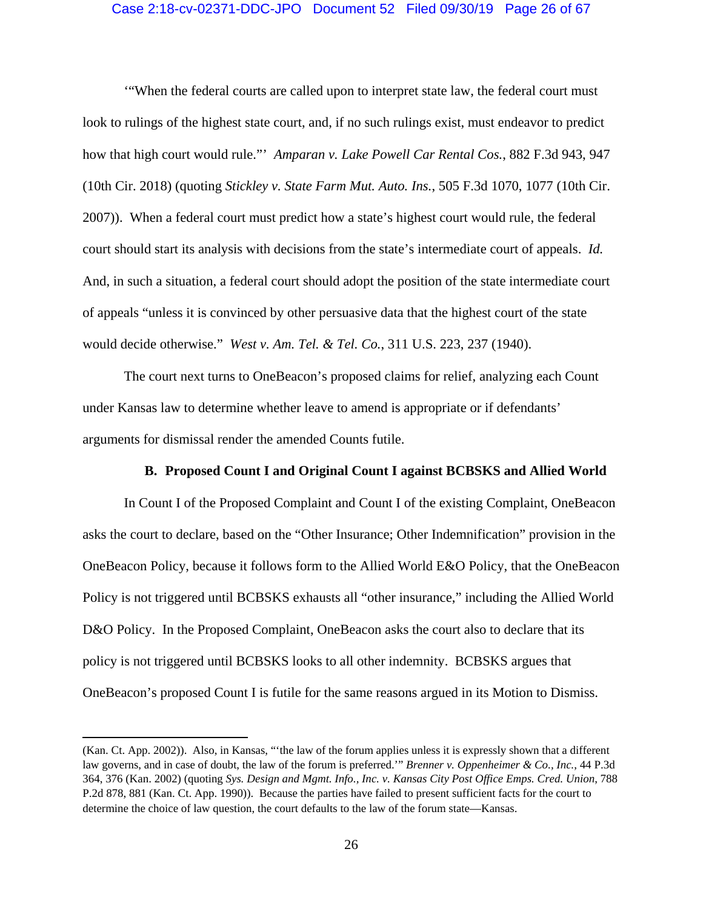'"When the federal courts are called upon to interpret state law, the federal court must look to rulings of the highest state court, and, if no such rulings exist, must endeavor to predict how that high court would rule."' *Amparan v. Lake Powell Car Rental Cos.*, 882 F.3d 943, 947 (10th Cir. 2018) (quoting *Stickley v. State Farm Mut. Auto. Ins.*, 505 F.3d 1070, 1077 (10th Cir. 2007)). When a federal court must predict how a state's highest court would rule, the federal court should start its analysis with decisions from the state's intermediate court of appeals. *Id.* And, in such a situation, a federal court should adopt the position of the state intermediate court of appeals "unless it is convinced by other persuasive data that the highest court of the state would decide otherwise." *West v. Am. Tel. & Tel. Co.*, 311 U.S. 223, 237 (1940).

The court next turns to OneBeacon's proposed claims for relief, analyzing each Count under Kansas law to determine whether leave to amend is appropriate or if defendants' arguments for dismissal render the amended Counts futile.

### B. Proposed Count I and Original Count I against BCBSKS and Allied World

In Count I of the Proposed Complaint and Count I of the existing Complaint, OneBeacon asks the court to declare, based on the "Other Insurance; Other Indemnification" provision in the OneBeacon Policy, because it follows form to the Allied World E&O Policy, that the OneBeacon Policy is not triggered until BCBSKS exhausts all "other insurance," including the Allied World D&O Policy. In the Proposed Complaint, OneBeacon asks the court also to declare that its policy is not triggered until BCBSKS looks to all other indemnity. BCBSKS argues that OneBeacon's proposed Count I is futile for the same reasons argued in its Motion to Dismiss.

---

(Kan. Ct. App. 2002)). Also, in Kansas, "'the law of the forum applies unless it is expressly shown that a different law governs, and in case of doubt, the law of the forum is preferred.'" *Brenner v. Oppenheimer & Co., Inc.*, 44 P.3d 364, 376 (Kan. 2002) (quoting *Sys. Design and Mgmt. Info., Inc. v. Kansas City Post Office Emps. Cred. Union*, 788 P.2d 878, 881 (Kan. Ct. App. 1990)). Because the parties have failed to present sufficient facts for the court to determine the choice of law question, the court defaults to the law of the forum state—Kansas.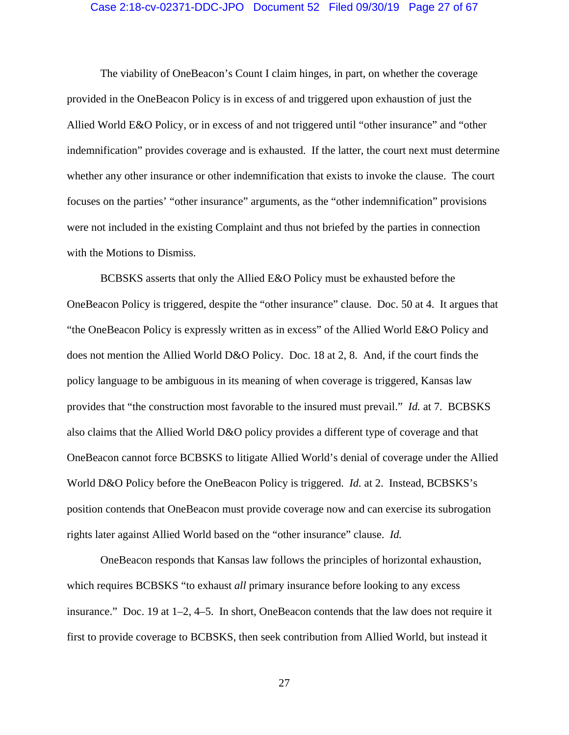The viability of OneBeacon's Count I claim hinges, in part, on whether the coverage provided in the OneBeacon Policy is in excess of and triggered upon exhaustion of just the Allied World E&O Policy, or in excess of and not triggered until "other insurance" and "other indemnification" provides coverage and is exhausted. If the latter, the court next must determine whether any other insurance or other indemnification that exists to invoke the clause. The court focuses on the parties' "other insurance" arguments, as the "other indemnification" provisions were not included in the existing Complaint and thus not briefed by the parties in connection with the Motions to Dismiss.

BCBSKS asserts that only the Allied E&O Policy must be exhausted before the OneBeacon Policy is triggered, despite the "other insurance" clause. Doc. 50 at 4. It argues that "the OneBeacon Policy is expressly written as in excess" of the Allied World E&O Policy and does not mention the Allied World D&O Policy. Doc. 18 at 2, 8. And, if the court finds the policy language to be ambiguous in its meaning of when coverage is triggered, Kansas law provides that "the construction most favorable to the insured must prevail." *Id.* at 7. BCBSKS also claims that the Allied World D&O policy provides a different type of coverage and that OneBeacon cannot force BCBSKS to litigate Allied World's denial of coverage under the Allied World D&O Policy before the OneBeacon Policy is triggered. *Id.* at 2. Instead, BCBSKS's position contends that OneBeacon must provide coverage now and can exercise its subrogation rights later against Allied World based on the "other insurance" clause. *Id.*

OneBeacon responds that Kansas law follows the principles of horizontal exhaustion, which requires BCBSKS "to exhaust *all* primary insurance before looking to any excess insurance." Doc. 19 at 1–2, 4–5. In short, OneBeacon contends that the law does not require it first to provide coverage to BCBSKS, then seek contribution from Allied World, but instead it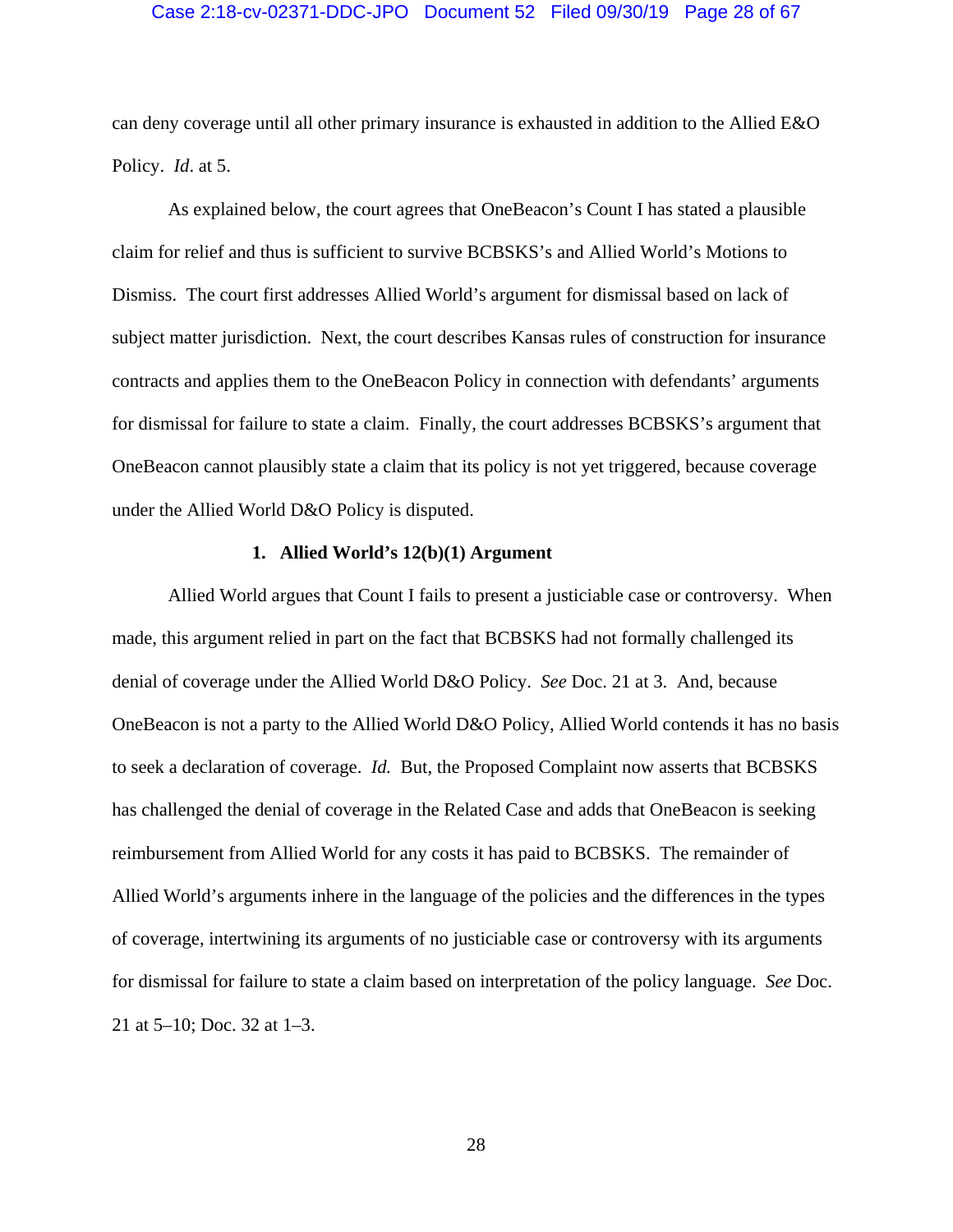can deny coverage until all other primary insurance is exhausted in addition to the Allied E&O Policy. *Id*. at 5.

As explained below, the court agrees that OneBeacon's Count I has stated a plausible claim for relief and thus is sufficient to survive BCBSKS's and Allied World's Motions to Dismiss. The court first addresses Allied World's argument for dismissal based on lack of subject matter jurisdiction. Next, the court describes Kansas rules of construction for insurance contracts and applies them to the OneBeacon Policy in connection with defendants' arguments for dismissal for failure to state a claim. Finally, the court addresses BCBSKS's argument that OneBeacon cannot plausibly state a claim that its policy is not yet triggered, because coverage under the Allied World D&O Policy is disputed.

### 1. Allied World's 12(b)(1) Argument

Allied World argues that Count I fails to present a justiciable case or controversy. When made, this argument relied in part on the fact that BCBSKS had not formally challenged its denial of coverage under the Allied World D&O Policy. *See* Doc. 21 at 3. And, because OneBeacon is not a party to the Allied World D&O Policy, Allied World contends it has no basis to seek a declaration of coverage. *Id.* But, the Proposed Complaint now asserts that BCBSKS has challenged the denial of coverage in the Related Case and adds that OneBeacon is seeking reimbursement from Allied World for any costs it has paid to BCBSKS. The remainder of Allied World's arguments inhere in the language of the policies and the differences in the types of coverage, intertwining its arguments of no justiciable case or controversy with its arguments for dismissal for failure to state a claim based on interpretation of the policy language. *See* Doc. 21 at 5–10; Doc. 32 at 1–3.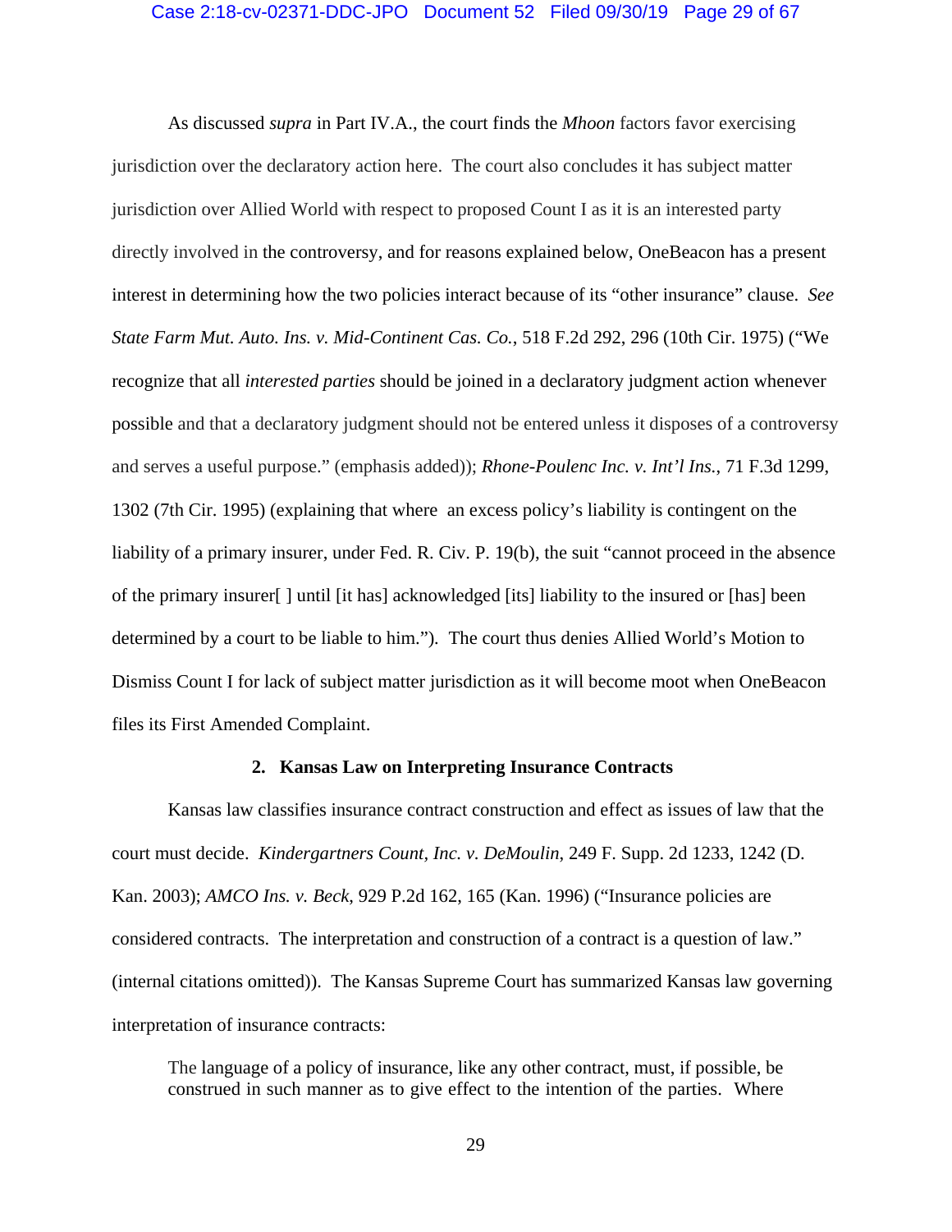As discussed *supra* in Part IV.A., the court finds the *Mhoon* factors favor exercising jurisdiction over the declaratory action here. The court also concludes it has subject matter jurisdiction over Allied World with respect to proposed Count I as it is an interested party directly involved in the controversy, and for reasons explained below, OneBeacon has a present interest in determining how the two policies interact because of its "other insurance" clause. *See State Farm Mut. Auto. Ins. v. Mid-Continent Cas. Co.*, 518 F.2d 292, 296 (10th Cir. 1975) ("We recognize that all *interested parties* should be joined in a declaratory judgment action whenever possible and that a declaratory judgment should not be entered unless it disposes of a controversy and serves a useful purpose." (emphasis added)); *Rhone-Poulenc Inc. v. Int'l Ins.*, 71 F.3d 1299, 1302 (7th Cir. 1995) (explaining that where an excess policy's liability is contingent on the liability of a primary insurer, under Fed. R. Civ. P. 19(b), the suit "cannot proceed in the absence of the primary insurer[ ] until [it has] acknowledged [its] liability to the insured or [has] been determined by a court to be liable to him."). The court thus denies Allied World's Motion to Dismiss Count I for lack of subject matter jurisdiction as it will become moot when OneBeacon files its First Amended Complaint.

### 2. Kansas Law on Interpreting Insurance Contracts

Kansas law classifies insurance contract construction and effect as issues of law that the court must decide. *Kindergartners Count, Inc. v. DeMoulin*, 249 F. Supp. 2d 1233, 1242 (D. Kan. 2003); *AMCO Ins. v. Beck*, 929 P.2d 162, 165 (Kan. 1996) ("Insurance policies are considered contracts. The interpretation and construction of a contract is a question of law." (internal citations omitted)). The Kansas Supreme Court has summarized Kansas law governing interpretation of insurance contracts:

> The language of a policy of insurance, like any other contract, must, if possible, be construed in such manner as to give effect to the intention of the parties. Where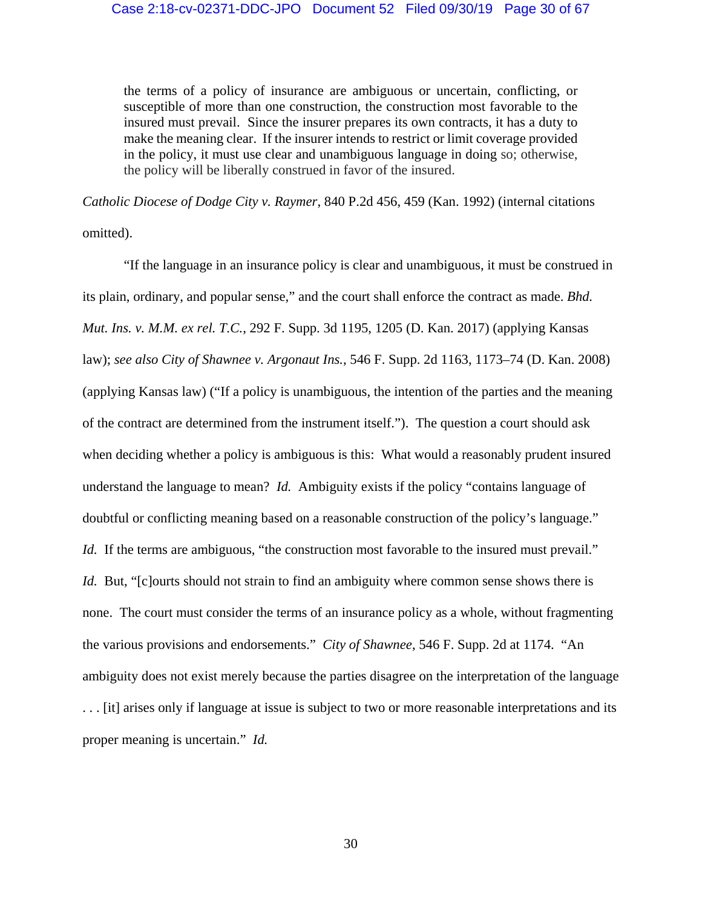> the terms of a policy of insurance are ambiguous or uncertain, conflicting, or susceptible of more than one construction, the construction most favorable to the insured must prevail. Since the insurer prepares its own contracts, it has a duty to make the meaning clear. If the insurer intends to restrict or limit coverage provided in the policy, it must use clear and unambiguous language in doing so; otherwise, the policy will be liberally construed in favor of the insured.

*Catholic Diocese of Dodge City v. Raymer*, 840 P.2d 456, 459 (Kan. 1992) (internal citations omitted).

"If the language in an insurance policy is clear and unambiguous, it must be construed in its plain, ordinary, and popular sense," and the court shall enforce the contract as made. *Bhd. Mut. Ins. v. M.M. ex rel. T.C.*, 292 F. Supp. 3d 1195, 1205 (D. Kan. 2017) (applying Kansas law); *see also City of Shawnee v. Argonaut Ins.*, 546 F. Supp. 2d 1163, 1173–74 (D. Kan. 2008) (applying Kansas law) ("If a policy is unambiguous, the intention of the parties and the meaning of the contract are determined from the instrument itself."). The question a court should ask when deciding whether a policy is ambiguous is this: What would a reasonably prudent insured understand the language to mean? *Id.* Ambiguity exists if the policy "contains language of doubtful or conflicting meaning based on a reasonable construction of the policy's language." *Id.* If the terms are ambiguous, "the construction most favorable to the insured must prevail." *Id.* But, "[c]ourts should not strain to find an ambiguity where common sense shows there is none. The court must consider the terms of an insurance policy as a whole, without fragmenting the various provisions and endorsements." *City of Shawnee*, 546 F. Supp. 2d at 1174. "An ambiguity does not exist merely because the parties disagree on the interpretation of the language . . . [it] arises only if language at issue is subject to two or more reasonable interpretations and its proper meaning is uncertain." *Id.*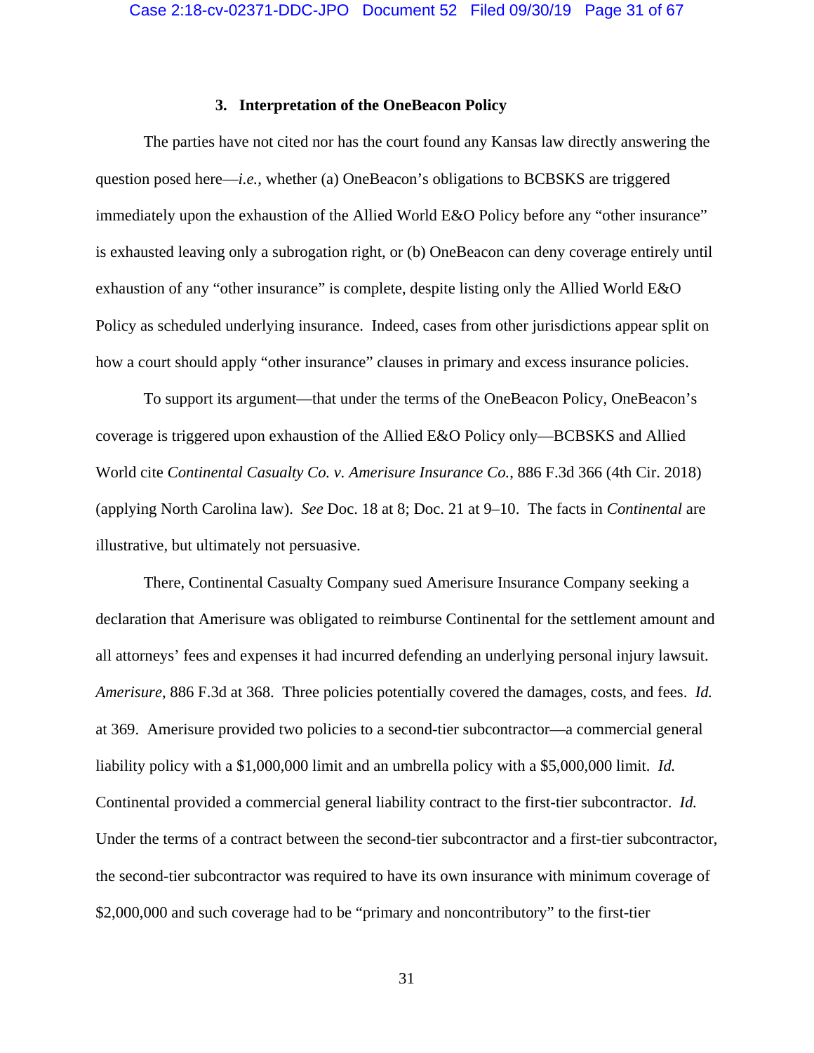### 3. Interpretation of the OneBeacon Policy

The parties have not cited nor has the court found any Kansas law directly answering the question posed here—*i.e.*, whether (a) OneBeacon's obligations to BCBSKS are triggered immediately upon the exhaustion of the Allied World E&O Policy before any "other insurance" is exhausted leaving only a subrogation right, or (b) OneBeacon can deny coverage entirely until exhaustion of any "other insurance" is complete, despite listing only the Allied World E&O Policy as scheduled underlying insurance. Indeed, cases from other jurisdictions appear split on how a court should apply "other insurance" clauses in primary and excess insurance policies.

To support its argument—that under the terms of the OneBeacon Policy, OneBeacon's coverage is triggered upon exhaustion of the Allied E&O Policy only—BCBSKS and Allied World cite *Continental Casualty Co. v. Amerisure Insurance Co.*, 886 F.3d 366 (4th Cir. 2018) (applying North Carolina law). *See* Doc. 18 at 8; Doc. 21 at 9–10. The facts in *Continental* are illustrative, but ultimately not persuasive.

There, Continental Casualty Company sued Amerisure Insurance Company seeking a declaration that Amerisure was obligated to reimburse Continental for the settlement amount and all attorneys' fees and expenses it had incurred defending an underlying personal injury lawsuit. *Amerisure*, 886 F.3d at 368. Three policies potentially covered the damages, costs, and fees. *Id.* at 369. Amerisure provided two policies to a second-tier subcontractor—a commercial general liability policy with a $1,000,000 limit and an umbrella policy with a $5,000,000 limit. *Id.* Continental provided a commercial general liability contract to the first-tier subcontractor. *Id.* Under the terms of a contract between the second-tier subcontractor and a first-tier subcontractor, the second-tier subcontractor was required to have its own insurance with minimum coverage of $2,000,000 and such coverage had to be "primary and noncontributory" to the first-tier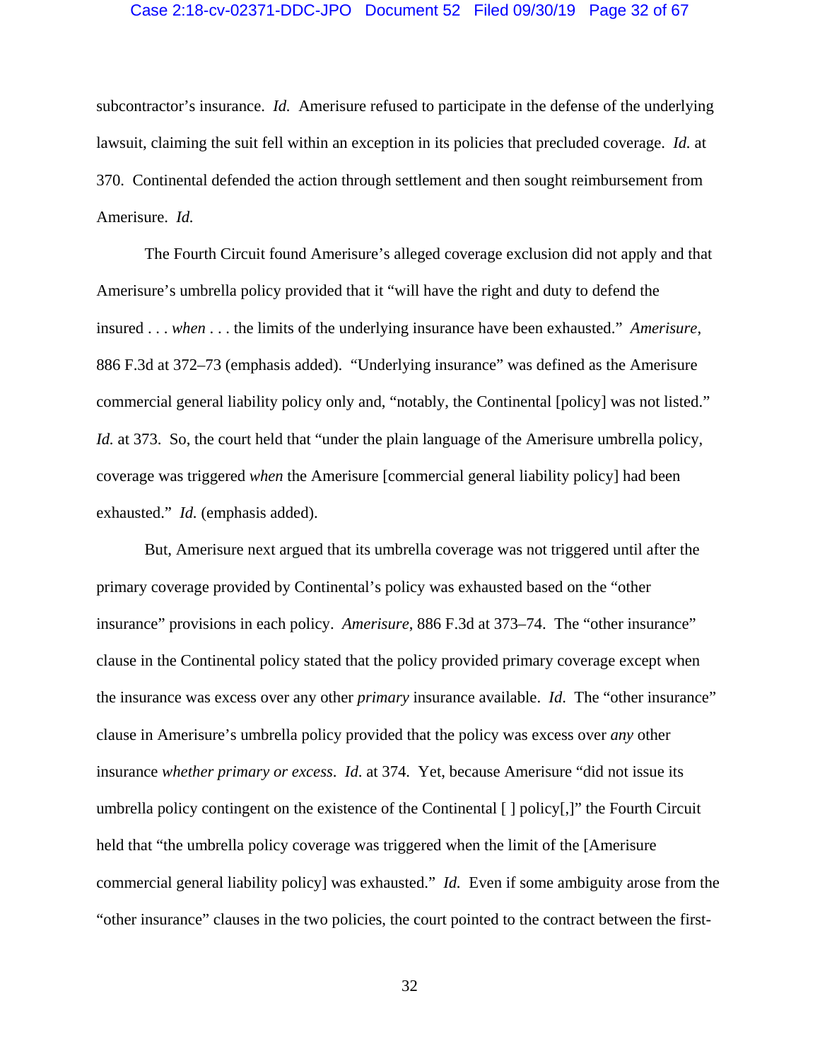subcontractor's insurance. *Id.* Amerisure refused to participate in the defense of the underlying lawsuit, claiming the suit fell within an exception in its policies that precluded coverage. *Id.* at 370. Continental defended the action through settlement and then sought reimbursement from Amerisure. *Id.*

The Fourth Circuit found Amerisure's alleged coverage exclusion did not apply and that Amerisure's umbrella policy provided that it "will have the right and duty to defend the insured . . . *when* . . . the limits of the underlying insurance have been exhausted." *Amerisure*, 886 F.3d at 372–73 (emphasis added). "Underlying insurance" was defined as the Amerisure commercial general liability policy only and, "notably, the Continental [policy] was not listed." *Id.* at 373. So, the court held that "under the plain language of the Amerisure umbrella policy, coverage was triggered *when* the Amerisure [commercial general liability policy] had been exhausted." *Id.* (emphasis added).

But, Amerisure next argued that its umbrella coverage was not triggered until after the primary coverage provided by Continental's policy was exhausted based on the "other insurance" provisions in each policy. *Amerisure*, 886 F.3d at 373–74. The "other insurance" clause in the Continental policy stated that the policy provided primary coverage except when the insurance was excess over any other *primary* insurance available. *Id*. The "other insurance" clause in Amerisure's umbrella policy provided that the policy was excess over *any* other insurance *whether primary or excess*. *Id*. at 374. Yet, because Amerisure "did not issue its umbrella policy contingent on the existence of the Continental [ ] policy[,]" the Fourth Circuit held that "the umbrella policy coverage was triggered when the limit of the [Amerisure commercial general liability policy] was exhausted." *Id.* Even if some ambiguity arose from the "other insurance" clauses in the two policies, the court pointed to the contract between the first-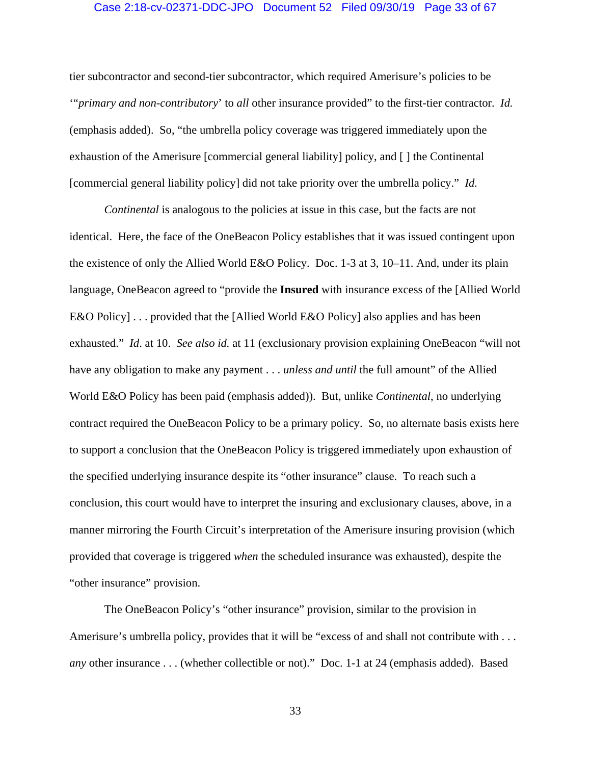tier subcontractor and second-tier subcontractor, which required Amerisure's policies to be '"*primary and non-contributory*' to *all* other insurance provided" to the first-tier contractor. *Id.* (emphasis added). So, "the umbrella policy coverage was triggered immediately upon the exhaustion of the Amerisure [commercial general liability] policy, and [ ] the Continental [commercial general liability policy] did not take priority over the umbrella policy." *Id.*

*Continental* is analogous to the policies at issue in this case, but the facts are not identical. Here, the face of the OneBeacon Policy establishes that it was issued contingent upon the existence of only the Allied World E&O Policy. Doc. 1-3 at 3, 10–11. And, under its plain language, OneBeacon agreed to "provide the **Insured** with insurance excess of the [Allied World E&O Policy] . . . provided that the [Allied World E&O Policy] also applies and has been exhausted." *Id*. at 10. *See also id.* at 11 (exclusionary provision explaining OneBeacon "will not have any obligation to make any payment . . . *unless and until* the full amount" of the Allied World E&O Policy has been paid (emphasis added)). But, unlike *Continental*, no underlying contract required the OneBeacon Policy to be a primary policy. So, no alternate basis exists here to support a conclusion that the OneBeacon Policy is triggered immediately upon exhaustion of the specified underlying insurance despite its "other insurance" clause. To reach such a conclusion, this court would have to interpret the insuring and exclusionary clauses, above, in a manner mirroring the Fourth Circuit's interpretation of the Amerisure insuring provision (which provided that coverage is triggered *when* the scheduled insurance was exhausted), despite the "other insurance" provision.

The OneBeacon Policy's "other insurance" provision, similar to the provision in Amerisure's umbrella policy, provides that it will be "excess of and shall not contribute with . . . *any* other insurance . . . (whether collectible or not)." Doc. 1-1 at 24 (emphasis added). Based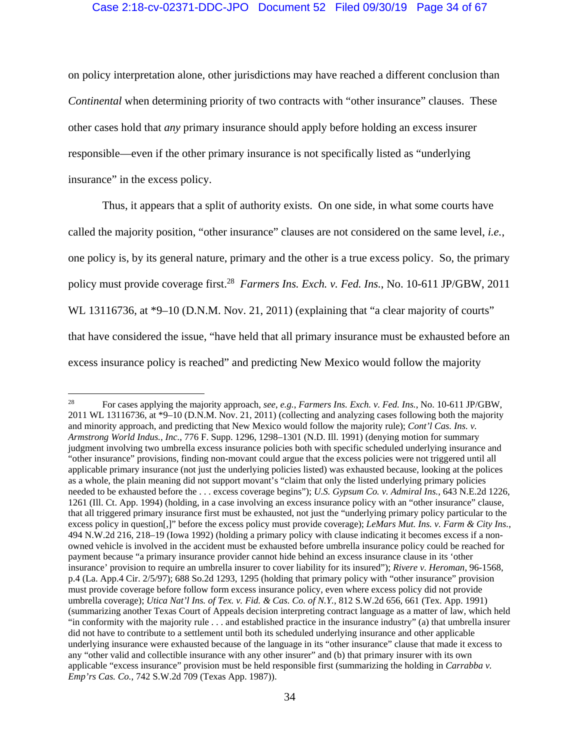on policy interpretation alone, other jurisdictions may have reached a different conclusion than *Continental* when determining priority of two contracts with "other insurance" clauses. These other cases hold that *any* primary insurance should apply before holding an excess insurer responsible—even if the other primary insurance is not specifically listed as "underlying insurance" in the excess policy.

Thus, it appears that a split of authority exists. On one side, in what some courts have called the majority position, "other insurance" clauses are not considered on the same level, *i.e.*, one policy is, by its general nature, primary and the other is a true excess policy. So, the primary policy must provide coverage first.[28] *Farmers Ins. Exch. v. Fed. Ins.*, No. 10-611 JP/GBW, 2011 WL 13116736, at *9–10 (D.N.M. Nov. 21, 2011) (explaining that "a clear majority of courts" that have considered the issue, "have held that all primary insurance must be exhausted before an excess insurance policy is reached" and predicting New Mexico would follow the majority

---

[28] For cases applying the majority approach, *see, e.g.*, *Farmers Ins. Exch. v. Fed. Ins.*, No. 10-611 JP/GBW, 2011 WL 13116736, at *9–10 (D.N.M. Nov. 21, 2011) (collecting and analyzing cases following both the majority and minority approach, and predicting that New Mexico would follow the majority rule); *Cont'l Cas. Ins. v. Armstrong World Indus., Inc.*, 776 F. Supp. 1296, 1298–1301 (N.D. Ill. 1991) (denying motion for summary judgment involving two umbrella excess insurance policies both with specific scheduled underlying insurance and "other insurance" provisions, finding non-movant could argue that the excess policies were not triggered until all applicable primary insurance (not just the underlying policies listed) was exhausted because, looking at the polices as a whole, the plain meaning did not support movant's "claim that only the listed underlying primary policies needed to be exhausted before the . . . excess coverage begins"); *U.S. Gypsum Co. v. Admiral Ins.*, 643 N.E.2d 1226, 1261 (Ill. Ct. App. 1994) (holding, in a case involving an excess insurance policy with an "other insurance" clause, that all triggered primary insurance first must be exhausted, not just the "underlying primary policy particular to the excess policy in question[,]" before the excess policy must provide coverage); *LeMars Mut. Ins. v. Farm & City Ins.*, 494 N.W.2d 216, 218–19 (Iowa 1992) (holding a primary policy with clause indicating it becomes excess if a non-owned vehicle is involved in the accident must be exhausted before umbrella insurance policy could be reached for payment because "a primary insurance provider cannot hide behind an excess insurance clause in its 'other insurance' provision to require an umbrella insurer to cover liability for its insured"); *Rivere v. Heroman*, 96-1568, p.4 (La. App.4 Cir. 2/5/97); 688 So.2d 1293, 1295 (holding that primary policy with "other insurance" provision must provide coverage before follow form excess insurance policy, even where excess policy did not provide umbrella coverage); *Utica Nat'l Ins. of Tex. v. Fid. & Cas. Co. of N.Y.*, 812 S.W.2d 656, 661 (Tex. App. 1991) (summarizing another Texas Court of Appeals decision interpreting contract language as a matter of law, which held "in conformity with the majority rule . . . and established practice in the insurance industry" (a) that umbrella insurer did not have to contribute to a settlement until both its scheduled underlying insurance and other applicable underlying insurance were exhausted because of the language in its "other insurance" clause that made it excess to any "other valid and collectible insurance with any other insurer" and (b) that primary insurer with its own applicable "excess insurance" provision must be held responsible first (summarizing the holding in *Carrabba v. Emp'rs Cas. Co.*, 742 S.W.2d 709 (Texas App. 1987)).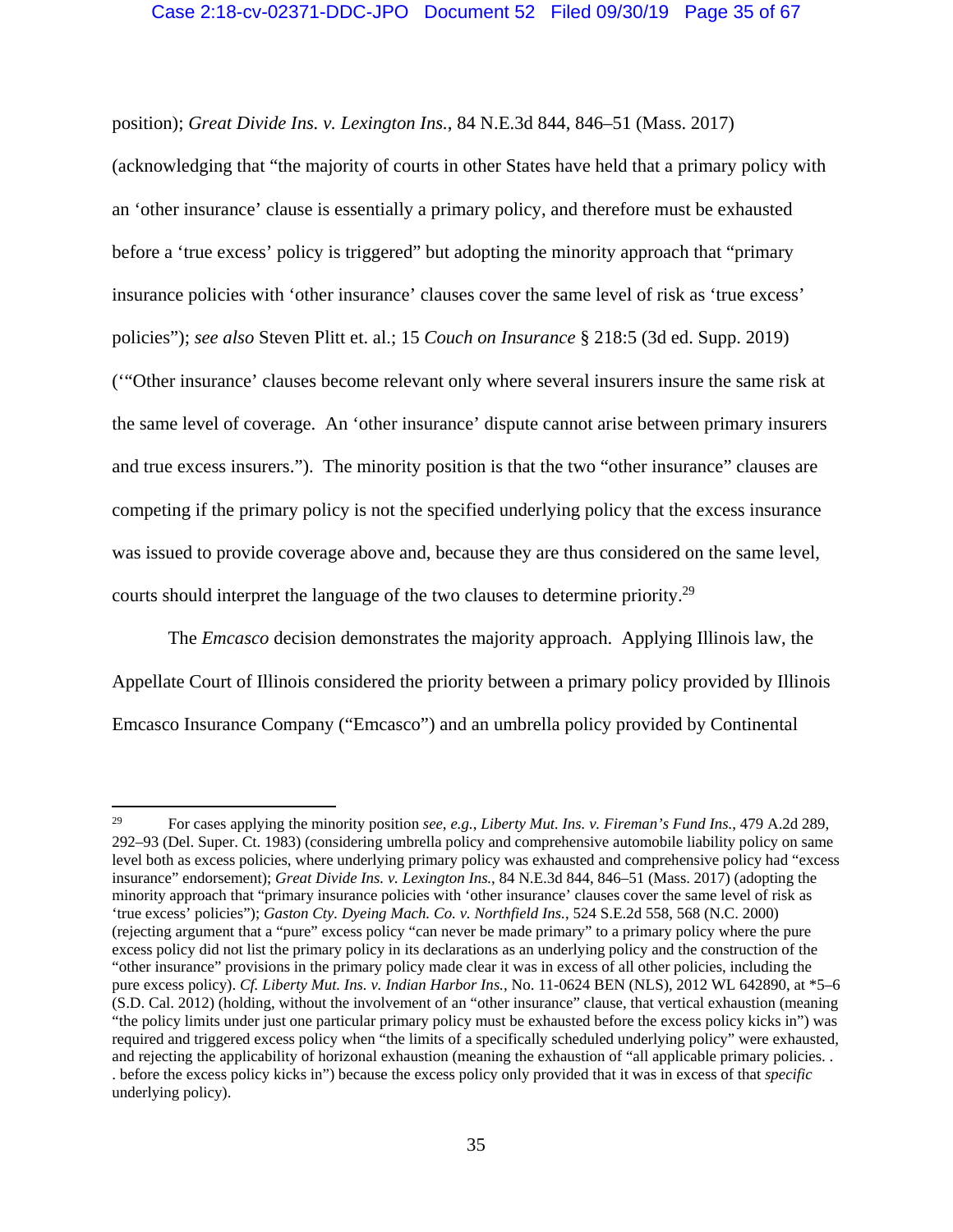position); *Great Divide Ins. v. Lexington Ins.*, 84 N.E.3d 844, 846–51 (Mass. 2017) (acknowledging that "the majority of courts in other States have held that a primary policy with an 'other insurance' clause is essentially a primary policy, and therefore must be exhausted before a 'true excess' policy is triggered" but adopting the minority approach that "primary insurance policies with 'other insurance' clauses cover the same level of risk as 'true excess' policies"); *see also* Steven Plitt et. al.; 15 *Couch on Insurance* § 218:5 (3d ed. Supp. 2019) ('"Other insurance' clauses become relevant only where several insurers insure the same risk at the same level of coverage. An 'other insurance' dispute cannot arise between primary insurers and true excess insurers."). The minority position is that the two "other insurance" clauses are competing if the primary policy is not the specified underlying policy that the excess insurance was issued to provide coverage above and, because they are thus considered on the same level, courts should interpret the language of the two clauses to determine priority.[29]

The *Emcasco* decision demonstrates the majority approach. Applying Illinois law, the Appellate Court of Illinois considered the priority between a primary policy provided by Illinois Emcasco Insurance Company ("Emcasco") and an umbrella policy provided by Continental

---

[29] For cases applying the minority position *see, e.g.*, *Liberty Mut. Ins. v. Fireman's Fund Ins.*, 479 A.2d 289, 292–93 (Del. Super. Ct. 1983) (considering umbrella policy and comprehensive automobile liability policy on same level both as excess policies, where underlying primary policy was exhausted and comprehensive policy had "excess insurance" endorsement); *Great Divide Ins. v. Lexington Ins.*, 84 N.E.3d 844, 846–51 (Mass. 2017) (adopting the minority approach that "primary insurance policies with 'other insurance' clauses cover the same level of risk as 'true excess' policies"); *Gaston Cty. Dyeing Mach. Co. v. Northfield Ins.*, 524 S.E.2d 558, 568 (N.C. 2000) (rejecting argument that a "pure" excess policy "can never be made primary" to a primary policy where the pure excess policy did not list the primary policy in its declarations as an underlying policy and the construction of the "other insurance" provisions in the primary policy made clear it was in excess of all other policies, including the pure excess policy). *Cf. Liberty Mut. Ins. v. Indian Harbor Ins.*, No. 11-0624 BEN (NLS), 2012 WL 642890, at *5–6 (S.D. Cal. 2012) (holding, without the involvement of an "other insurance" clause, that vertical exhaustion (meaning "the policy limits under just one particular primary policy must be exhausted before the excess policy kicks in") was required and triggered excess policy when "the limits of a specifically scheduled underlying policy" were exhausted, and rejecting the applicability of horizontal exhaustion (meaning the exhaustion of "all applicable primary policies. . . before the excess policy kicks in") because the excess policy only provided that it was in excess of that *specific* underlying policy).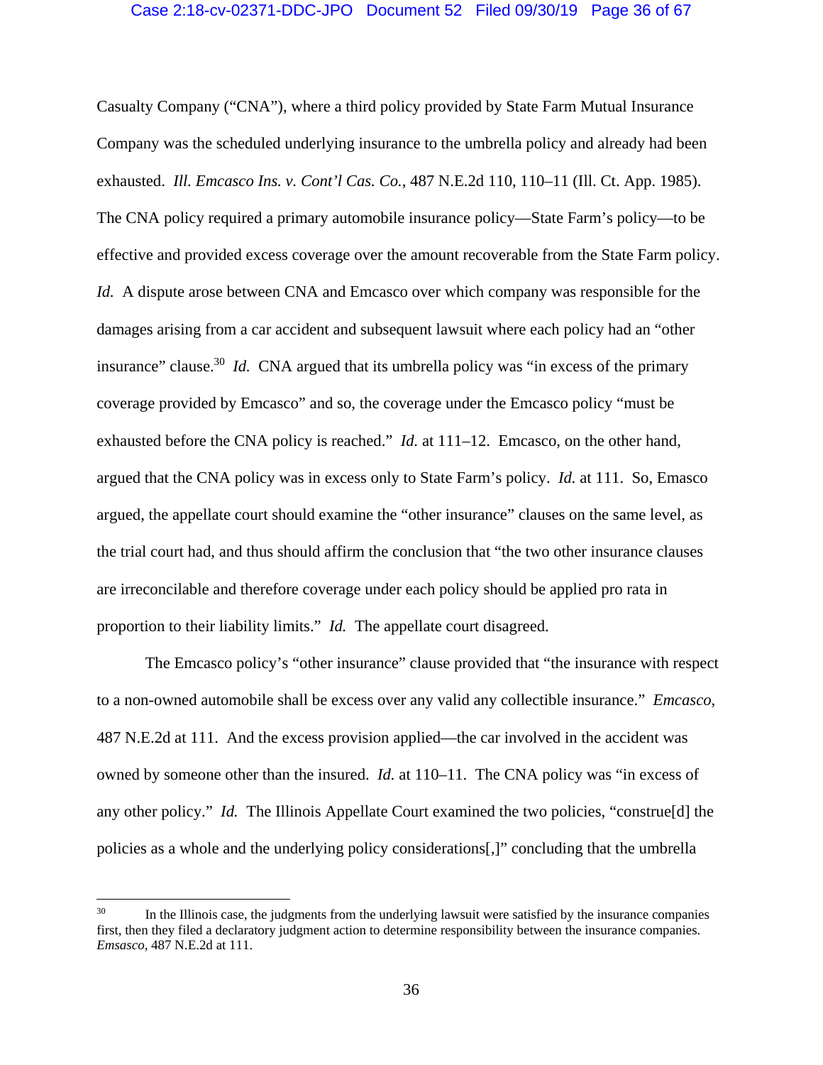Casualty Company ("CNA"), where a third policy provided by State Farm Mutual Insurance Company was the scheduled underlying insurance to the umbrella policy and already had been exhausted. *Ill. Emcasco Ins. v. Cont'l Cas. Co.*, 487 N.E.2d 110, 110–11 (Ill. Ct. App. 1985). The CNA policy required a primary automobile insurance policy—State Farm's policy—to be effective and provided excess coverage over the amount recoverable from the State Farm policy. *Id.* A dispute arose between CNA and Emcasco over which company was responsible for the damages arising from a car accident and subsequent lawsuit where each policy had an "other insurance" clause.[30] *Id.* CNA argued that its umbrella policy was "in excess of the primary coverage provided by Emcasco" and so, the coverage under the Emcasco policy "must be exhausted before the CNA policy is reached." *Id.* at 111–12. Emcasco, on the other hand, argued that the CNA policy was in excess only to State Farm's policy. *Id.* at 111. So, Emasco argued, the appellate court should examine the "other insurance" clauses on the same level, as the trial court had, and thus should affirm the conclusion that "the two other insurance clauses are irreconcilable and therefore coverage under each policy should be applied pro rata in proportion to their liability limits." *Id.* The appellate court disagreed.

The Emcasco policy's "other insurance" clause provided that "the insurance with respect to a non-owned automobile shall be excess over any valid any collectible insurance." *Emcasco*, 487 N.E.2d at 111. And the excess provision applied—the car involved in the accident was owned by someone other than the insured. *Id.* at 110–11. The CNA policy was "in excess of any other policy." *Id.* The Illinois Appellate Court examined the two policies, "construe[d] the policies as a whole and the underlying policy considerations[,]" concluding that the umbrella

---

[30] In the Illinois case, the judgments from the underlying lawsuit were satisfied by the insurance companies first, then they filed a declaratory judgment action to determine responsibility between the insurance companies. *Emsasco*, 487 N.E.2d at 111.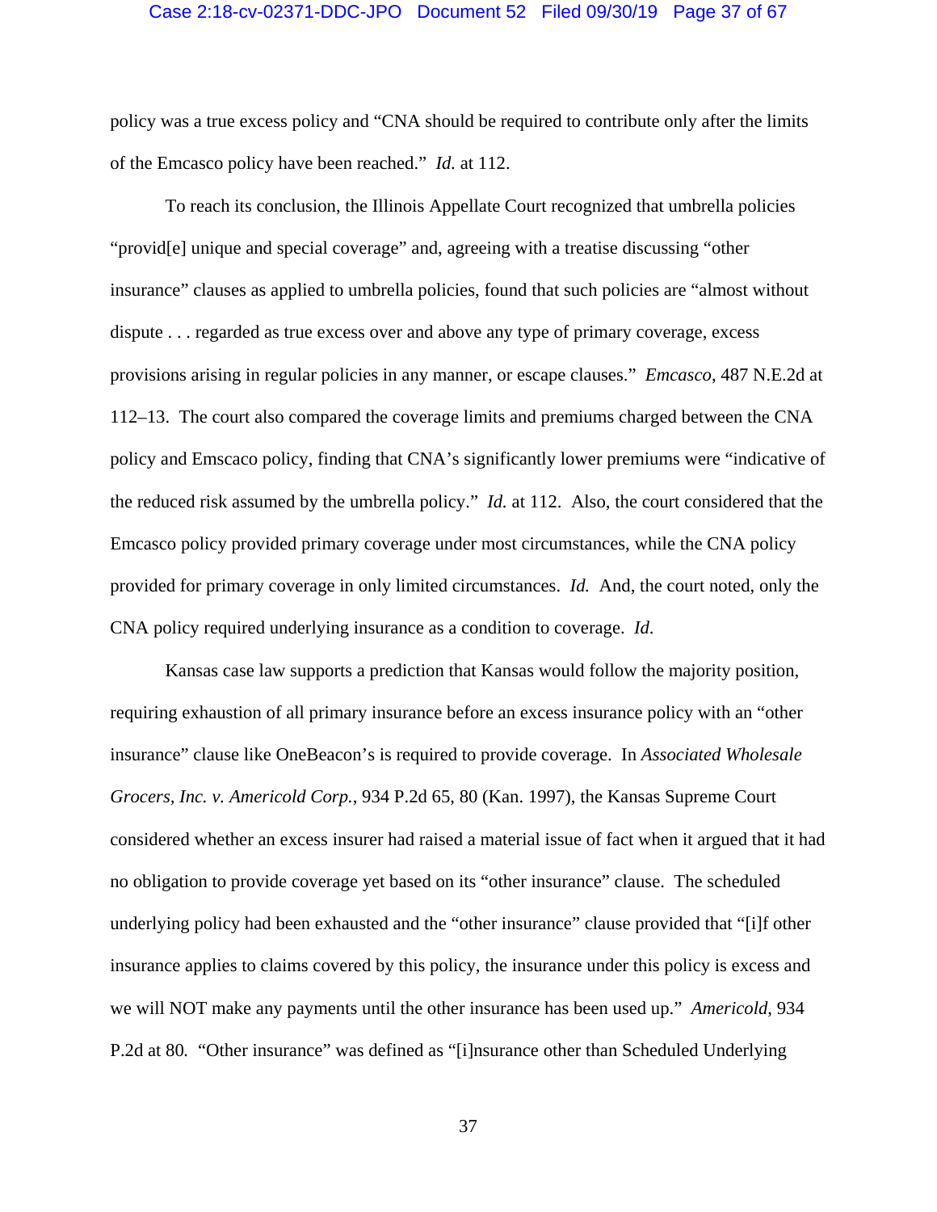policy was a true excess policy and "CNA should be required to contribute only after the limits of the Emcasco policy have been reached." *Id.* at 112.

To reach its conclusion, the Illinois Appellate Court recognized that umbrella policies "provid[e] unique and special coverage" and, agreeing with a treatise discussing "other insurance" clauses as applied to umbrella policies, found that such policies are "almost without dispute . . . regarded as true excess over and above any type of primary coverage, excess provisions arising in regular policies in any manner, or escape clauses." *Emcasco*, 487 N.E.2d at 112–13. The court also compared the coverage limits and premiums charged between the CNA policy and Emscaco policy, finding that CNA's significantly lower premiums were "indicative of the reduced risk assumed by the umbrella policy." *Id.* at 112. Also, the court considered that the Emcasco policy provided primary coverage under most circumstances, while the CNA policy provided for primary coverage in only limited circumstances. *Id.* And, the court noted, only the CNA policy required underlying insurance as a condition to coverage. *Id*.

Kansas case law supports a prediction that Kansas would follow the majority position, requiring exhaustion of all primary insurance before an excess insurance policy with an "other insurance" clause like OneBeacon's is required to provide coverage. In *Associated Wholesale Grocers, Inc. v. Americold Corp.*, 934 P.2d 65, 80 (Kan. 1997), the Kansas Supreme Court considered whether an excess insurer had raised a material issue of fact when it argued that it had no obligation to provide coverage yet based on its "other insurance" clause. The scheduled underlying policy had been exhausted and the "other insurance" clause provided that "[i]f other insurance applies to claims covered by this policy, the insurance under this policy is excess and we will NOT make any payments until the other insurance has been used up." *Americold*, 934 P.2d at 80*.* "Other insurance" was defined as "[i]nsurance other than Scheduled Underlying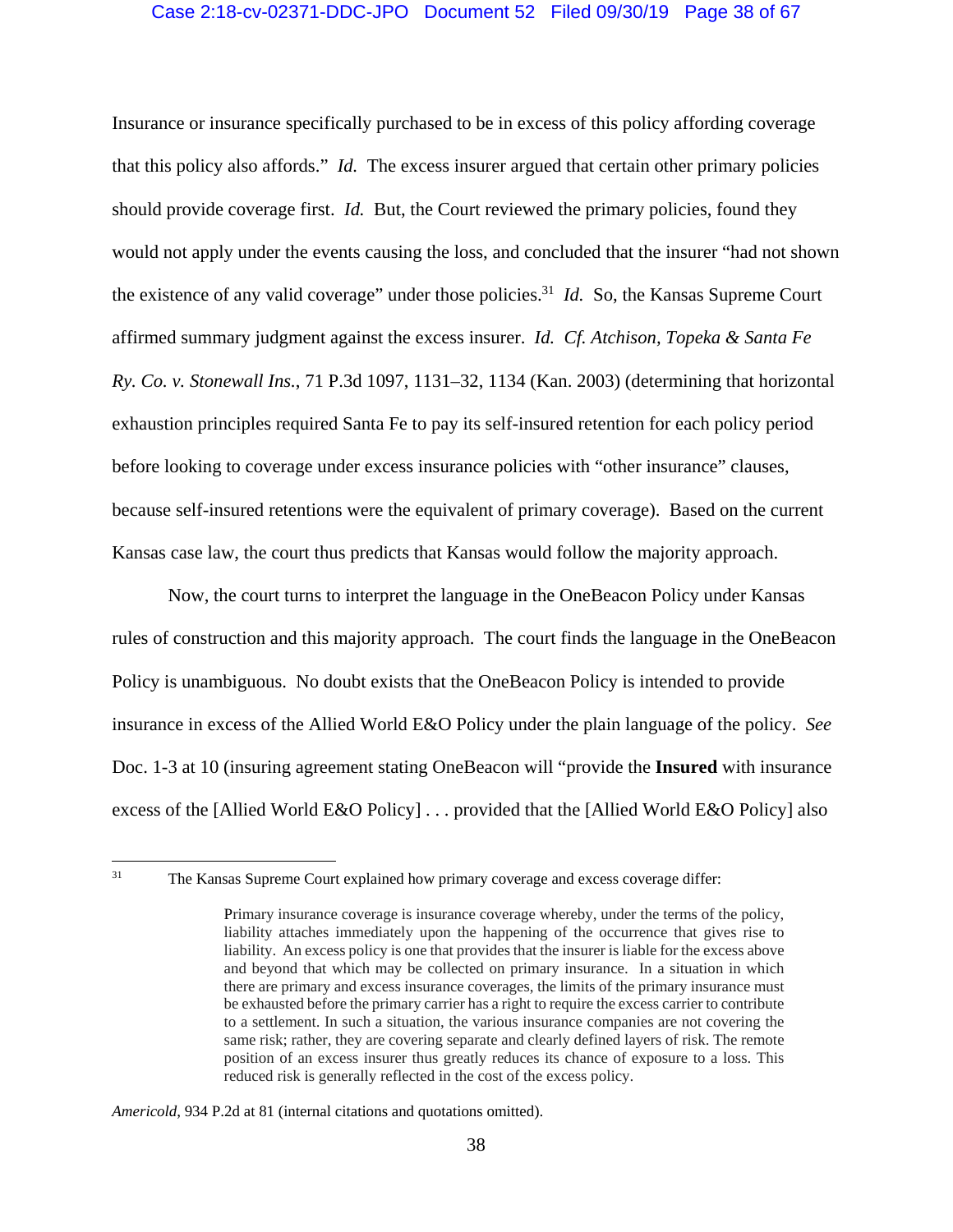Insurance or insurance specifically purchased to be in excess of this policy affording coverage that this policy also affords." *Id.* The excess insurer argued that certain other primary policies should provide coverage first. *Id.* But, the Court reviewed the primary policies, found they would not apply under the events causing the loss, and concluded that the insurer "had not shown the existence of any valid coverage" under those policies.[31] *Id.* So, the Kansas Supreme Court affirmed summary judgment against the excess insurer. *Id. Cf. Atchison, Topeka & Santa Fe Ry. Co. v. Stonewall Ins.*, 71 P.3d 1097, 1131–32, 1134 (Kan. 2003) (determining that horizontal exhaustion principles required Santa Fe to pay its self-insured retention for each policy period before looking to coverage under excess insurance policies with "other insurance" clauses, because self-insured retentions were the equivalent of primary coverage). Based on the current Kansas case law, the court thus predicts that Kansas would follow the majority approach.

Now, the court turns to interpret the language in the OneBeacon Policy under Kansas rules of construction and this majority approach. The court finds the language in the OneBeacon Policy is unambiguous. No doubt exists that the OneBeacon Policy is intended to provide insurance in excess of the Allied World E&O Policy under the plain language of the policy. *See* Doc. 1-3 at 10 (insuring agreement stating OneBeacon will "provide the **Insured** with insurance excess of the [Allied World E&O Policy] . . . provided that the [Allied World E&O Policy] also

---

[31] The Kansas Supreme Court explained how primary coverage and excess coverage differ:

> Primary insurance coverage is insurance coverage whereby, under the terms of the policy, liability attaches immediately upon the happening of the occurrence that gives rise to liability. An excess policy is one that provides that the insurer is liable for the excess above and beyond that which may be collected on primary insurance. In a situation in which there are primary and excess insurance coverages, the limits of the primary insurance must be exhausted before the primary carrier has a right to require the excess carrier to contribute to a settlement. In such a situation, the various insurance companies are not covering the same risk; rather, they are covering separate and clearly defined layers of risk. The remote position of an excess insurer thus greatly reduces its chance of exposure to a loss. This reduced risk is generally reflected in the cost of the excess policy.

*Americold*, 934 P.2d at 81 (internal citations and quotations omitted).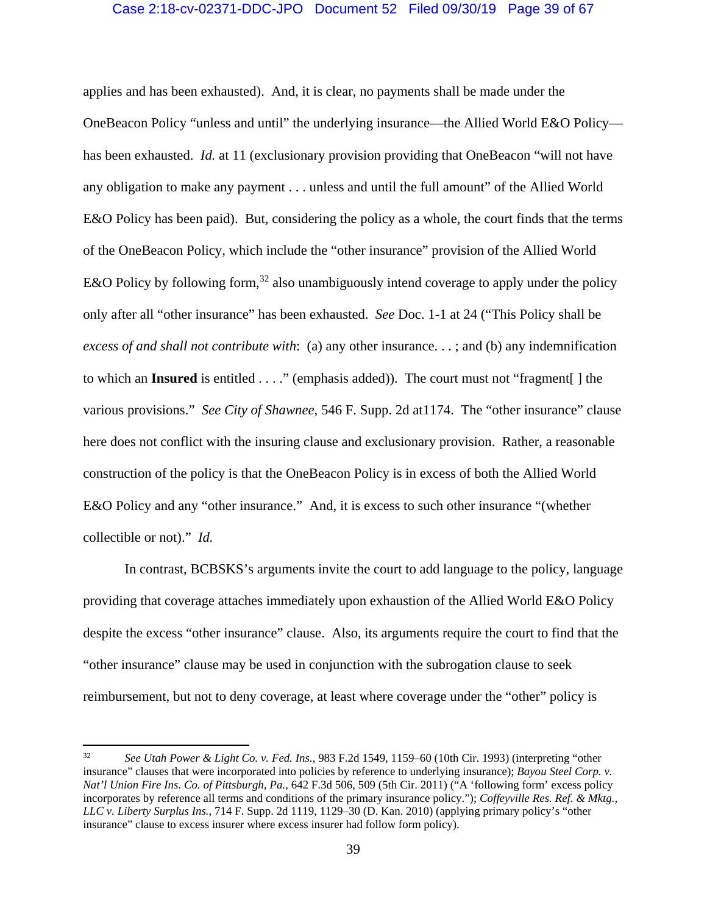applies and has been exhausted). And, it is clear, no payments shall be made under the OneBeacon Policy "unless and until" the underlying insurance—the Allied World E&O Policy—has been exhausted. *Id.* at 11 (exclusionary provision providing that OneBeacon "will not have any obligation to make any payment . . . unless and until the full amount" of the Allied World E&O Policy has been paid). But, considering the policy as a whole, the court finds that the terms of the OneBeacon Policy, which include the "other insurance" provision of the Allied World E&O Policy by following form,[32] also unambiguously intend coverage to apply under the policy only after all "other insurance" has been exhausted. *See* Doc. 1-1 at 24 ("This Policy shall be *excess of and shall not contribute with*: (a) any other insurance. . . ; and (b) any indemnification to which an **Insured** is entitled . . . ." (emphasis added)). The court must not "fragment[ ] the various provisions." *See City of Shawnee*, 546 F. Supp. 2d at1174. The "other insurance" clause here does not conflict with the insuring clause and exclusionary provision. Rather, a reasonable construction of the policy is that the OneBeacon Policy is in excess of both the Allied World E&O Policy and any "other insurance." And, it is excess to such other insurance "(whether collectible or not)." *Id.*

In contrast, BCBSKS's arguments invite the court to add language to the policy, language providing that coverage attaches immediately upon exhaustion of the Allied World E&O Policy despite the excess "other insurance" clause. Also, its arguments require the court to find that the "other insurance" clause may be used in conjunction with the subrogation clause to seek reimbursement, but not to deny coverage, at least where coverage under the "other" policy is

---

[32] *See Utah Power & Light Co. v. Fed. Ins.*, 983 F.2d 1549, 1159–60 (10th Cir. 1993) (interpreting "other insurance" clauses that were incorporated into policies by reference to underlying insurance); *Bayou Steel Corp. v. Nat'l Union Fire Ins. Co. of Pittsburgh, Pa.*, 642 F.3d 506, 509 (5th Cir. 2011) ("A 'following form' excess policy incorporates by reference all terms and conditions of the primary insurance policy."); *Coffeyville Res. Ref. & Mktg., LLC v. Liberty Surplus Ins.*, 714 F. Supp. 2d 1119, 1129–30 (D. Kan. 2010) (applying primary policy's "other insurance" clause to excess insurer where excess insurer had follow form policy).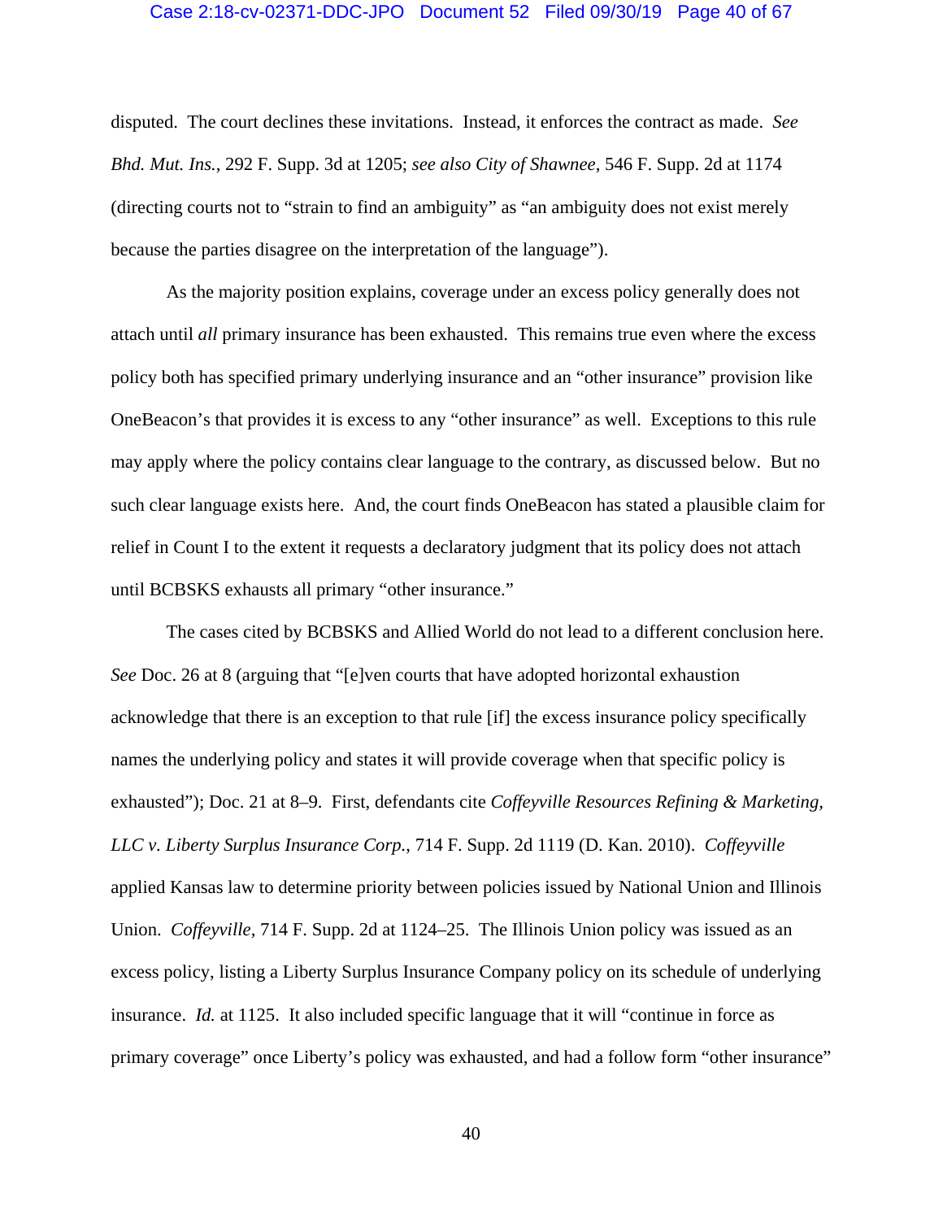disputed. The court declines these invitations. Instead, it enforces the contract as made. *See Bhd. Mut. Ins.*, 292 F. Supp. 3d at 1205; *see also City of Shawnee*, 546 F. Supp. 2d at 1174 (directing courts not to "strain to find an ambiguity" as "an ambiguity does not exist merely because the parties disagree on the interpretation of the language").

As the majority position explains, coverage under an excess policy generally does not attach until *all* primary insurance has been exhausted. This remains true even where the excess policy both has specified primary underlying insurance and an "other insurance" provision like OneBeacon's that provides it is excess to any "other insurance" as well. Exceptions to this rule may apply where the policy contains clear language to the contrary, as discussed below. But no such clear language exists here. And, the court finds OneBeacon has stated a plausible claim for relief in Count I to the extent it requests a declaratory judgment that its policy does not attach until BCBSKS exhausts all primary "other insurance."

The cases cited by BCBSKS and Allied World do not lead to a different conclusion here. *See* Doc. 26 at 8 (arguing that "[e]ven courts that have adopted horizontal exhaustion acknowledge that there is an exception to that rule [if] the excess insurance policy specifically names the underlying policy and states it will provide coverage when that specific policy is exhausted"); Doc. 21 at 8–9. First, defendants cite *Coffeyville Resources Refining & Marketing, LLC v. Liberty Surplus Insurance Corp.*, 714 F. Supp. 2d 1119 (D. Kan. 2010). *Coffeyville* applied Kansas law to determine priority between policies issued by National Union and Illinois Union. *Coffeyville*, 714 F. Supp. 2d at 1124–25. The Illinois Union policy was issued as an excess policy, listing a Liberty Surplus Insurance Company policy on its schedule of underlying insurance. *Id.* at 1125. It also included specific language that it will "continue in force as primary coverage" once Liberty's policy was exhausted, and had a follow form "other insurance"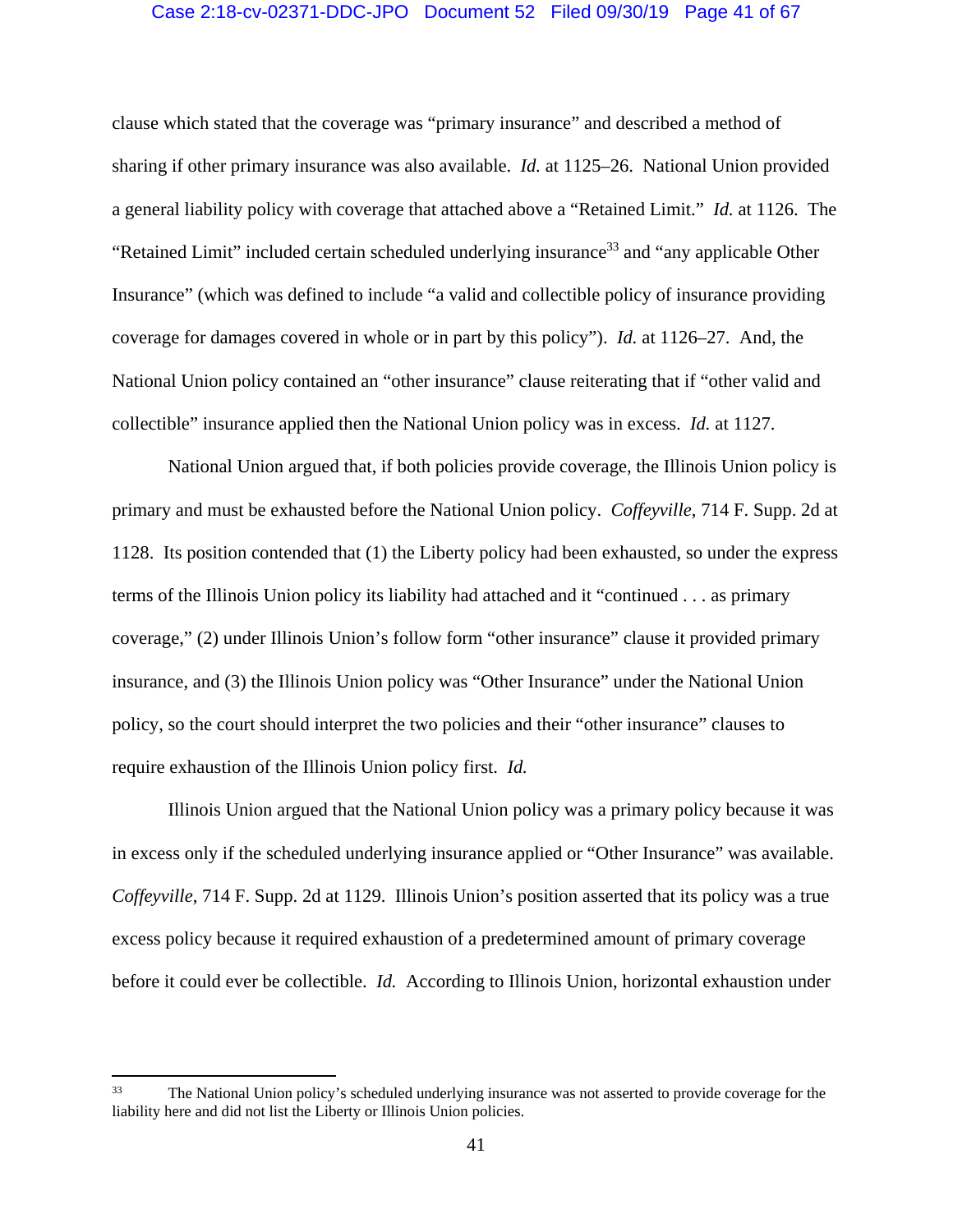clause which stated that the coverage was "primary insurance" and described a method of sharing if other primary insurance was also available. *Id.* at 1125–26. National Union provided a general liability policy with coverage that attached above a "Retained Limit." *Id.* at 1126. The "Retained Limit" included certain scheduled underlying insurance[33] and "any applicable Other Insurance" (which was defined to include "a valid and collectible policy of insurance providing coverage for damages covered in whole or in part by this policy"). *Id.* at 1126–27. And, the National Union policy contained an "other insurance" clause reiterating that if "other valid and collectible" insurance applied then the National Union policy was in excess. *Id.* at 1127.

National Union argued that, if both policies provide coverage, the Illinois Union policy is primary and must be exhausted before the National Union policy. *Coffeyville*, 714 F. Supp. 2d at 1128. Its position contended that (1) the Liberty policy had been exhausted, so under the express terms of the Illinois Union policy its liability had attached and it "continued . . . as primary coverage," (2) under Illinois Union's follow form "other insurance" clause it provided primary insurance, and (3) the Illinois Union policy was "Other Insurance" under the National Union policy, so the court should interpret the two policies and their "other insurance" clauses to require exhaustion of the Illinois Union policy first. *Id.*

Illinois Union argued that the National Union policy was a primary policy because it was in excess only if the scheduled underlying insurance applied or "Other Insurance" was available. *Coffeyville*, 714 F. Supp. 2d at 1129. Illinois Union's position asserted that its policy was a true excess policy because it required exhaustion of a predetermined amount of primary coverage before it could ever be collectible. *Id.* According to Illinois Union, horizontal exhaustion under

---

[33] The National Union policy's scheduled underlying insurance was not asserted to provide coverage for the liability here and did not list the Liberty or Illinois Union policies.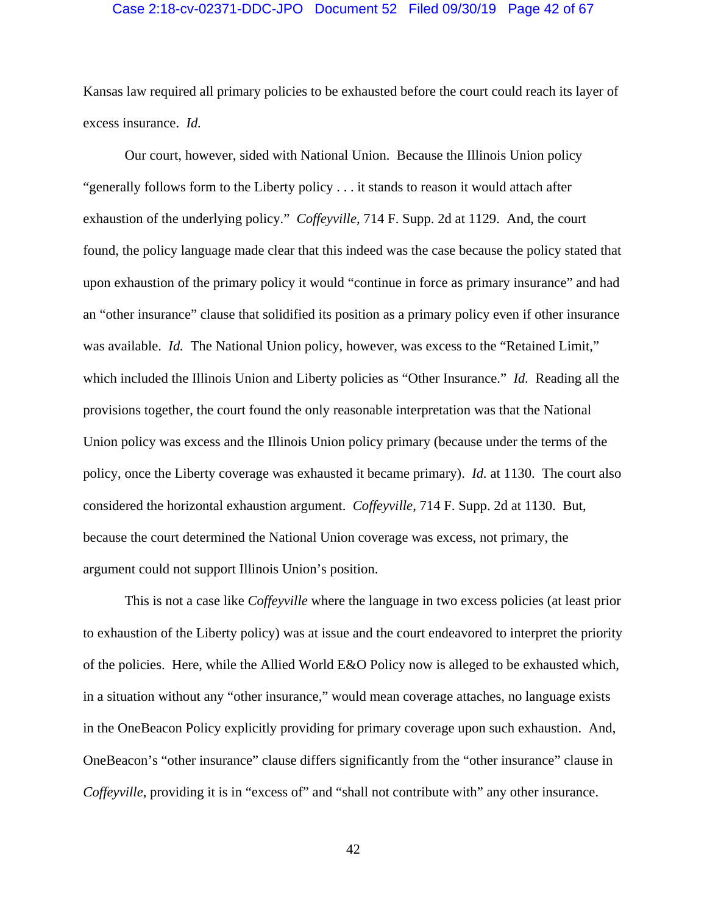Kansas law required all primary policies to be exhausted before the court could reach its layer of excess insurance. *Id.*

Our court, however, sided with National Union. Because the Illinois Union policy "generally follows form to the Liberty policy . . . it stands to reason it would attach after exhaustion of the underlying policy." *Coffeyville*, 714 F. Supp. 2d at 1129. And, the court found, the policy language made clear that this indeed was the case because the policy stated that upon exhaustion of the primary policy it would "continue in force as primary insurance" and had an "other insurance" clause that solidified its position as a primary policy even if other insurance was available. *Id.* The National Union policy, however, was excess to the "Retained Limit," which included the Illinois Union and Liberty policies as "Other Insurance." *Id.* Reading all the provisions together, the court found the only reasonable interpretation was that the National Union policy was excess and the Illinois Union policy primary (because under the terms of the policy, once the Liberty coverage was exhausted it became primary). *Id.* at 1130. The court also considered the horizontal exhaustion argument. *Coffeyville*, 714 F. Supp. 2d at 1130. But, because the court determined the National Union coverage was excess, not primary, the argument could not support Illinois Union's position.

This is not a case like *Coffeyville* where the language in two excess policies (at least prior to exhaustion of the Liberty policy) was at issue and the court endeavored to interpret the priority of the policies. Here, while the Allied World E&O Policy now is alleged to be exhausted which, in a situation without any "other insurance," would mean coverage attaches, no language exists in the OneBeacon Policy explicitly providing for primary coverage upon such exhaustion. And, OneBeacon's "other insurance" clause differs significantly from the "other insurance" clause in *Coffeyville*, providing it is in "excess of" and "shall not contribute with" any other insurance.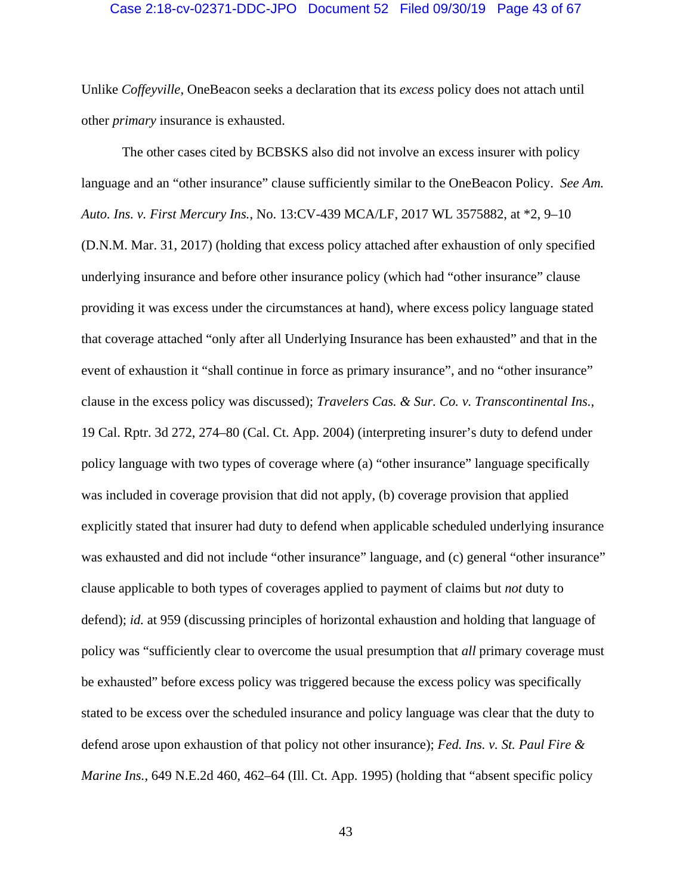Unlike *Coffeyville*, OneBeacon seeks a declaration that its *excess* policy does not attach until other *primary* insurance is exhausted.

The other cases cited by BCBSKS also did not involve an excess insurer with policy language and an "other insurance" clause sufficiently similar to the OneBeacon Policy. *See Am. Auto. Ins. v. First Mercury Ins.*, No. 13:CV-439 MCA/LF, 2017 WL 3575882, at *2, 9–10 (D.N.M. Mar. 31, 2017) (holding that excess policy attached after exhaustion of only specified underlying insurance and before other insurance policy (which had "other insurance" clause providing it was excess under the circumstances at hand), where excess policy language stated that coverage attached "only after all Underlying Insurance has been exhausted" and that in the event of exhaustion it "shall continue in force as primary insurance", and no "other insurance" clause in the excess policy was discussed); *Travelers Cas. & Sur. Co. v. Transcontinental Ins.*, 19 Cal. Rptr. 3d 272, 274–80 (Cal. Ct. App. 2004) (interpreting insurer's duty to defend under policy language with two types of coverage where (a) "other insurance" language specifically was included in coverage provision that did not apply, (b) coverage provision that applied explicitly stated that insurer had duty to defend when applicable scheduled underlying insurance was exhausted and did not include "other insurance" language, and (c) general "other insurance" clause applicable to both types of coverages applied to payment of claims but *not* duty to defend); *id.* at 959 (discussing principles of horizontal exhaustion and holding that language of policy was "sufficiently clear to overcome the usual presumption that *all* primary coverage must be exhausted" before excess policy was triggered because the excess policy was specifically stated to be excess over the scheduled insurance and policy language was clear that the duty to defend arose upon exhaustion of that policy not other insurance); *Fed. Ins. v. St. Paul Fire & Marine Ins.*, 649 N.E.2d 460, 462–64 (Ill. Ct. App. 1995) (holding that "absent specific policy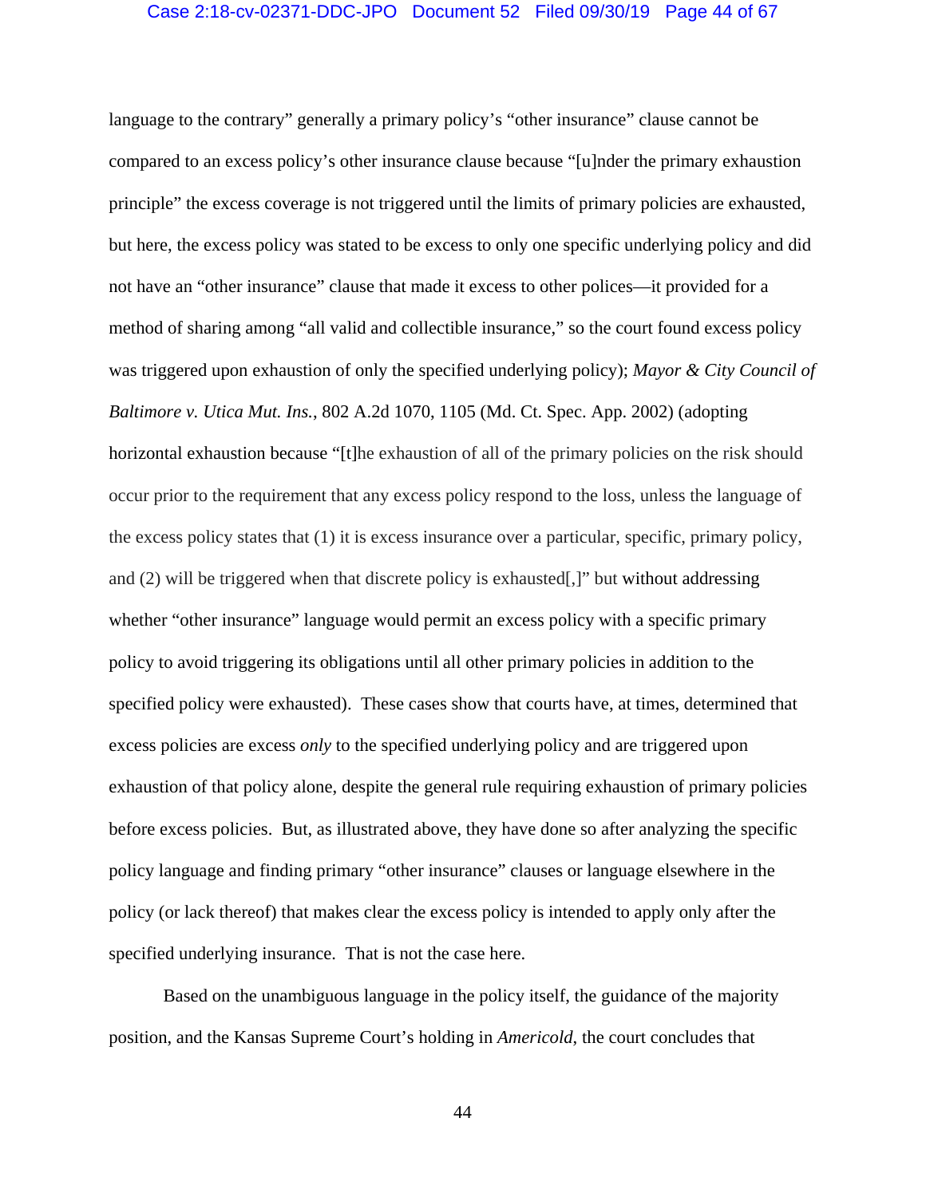language to the contrary" generally a primary policy's "other insurance" clause cannot be compared to an excess policy's other insurance clause because "[u]nder the primary exhaustion principle" the excess coverage is not triggered until the limits of primary policies are exhausted, but here, the excess policy was stated to be excess to only one specific underlying policy and did not have an "other insurance" clause that made it excess to other polices—it provided for a method of sharing among "all valid and collectible insurance," so the court found excess policy was triggered upon exhaustion of only the specified underlying policy); *Mayor & City Council of Baltimore v. Utica Mut. Ins.*, 802 A.2d 1070, 1105 (Md. Ct. Spec. App. 2002) (adopting horizontal exhaustion because "[t]he exhaustion of all of the primary policies on the risk should occur prior to the requirement that any excess policy respond to the loss, unless the language of the excess policy states that (1) it is excess insurance over a particular, specific, primary policy, and (2) will be triggered when that discrete policy is exhausted[,]" but without addressing whether "other insurance" language would permit an excess policy with a specific primary policy to avoid triggering its obligations until all other primary policies in addition to the specified policy were exhausted). These cases show that courts have, at times, determined that excess policies are excess *only* to the specified underlying policy and are triggered upon exhaustion of that policy alone, despite the general rule requiring exhaustion of primary policies before excess policies. But, as illustrated above, they have done so after analyzing the specific policy language and finding primary "other insurance" clauses or language elsewhere in the policy (or lack thereof) that makes clear the excess policy is intended to apply only after the specified underlying insurance. That is not the case here.

Based on the unambiguous language in the policy itself, the guidance of the majority position, and the Kansas Supreme Court's holding in *Americold*, the court concludes that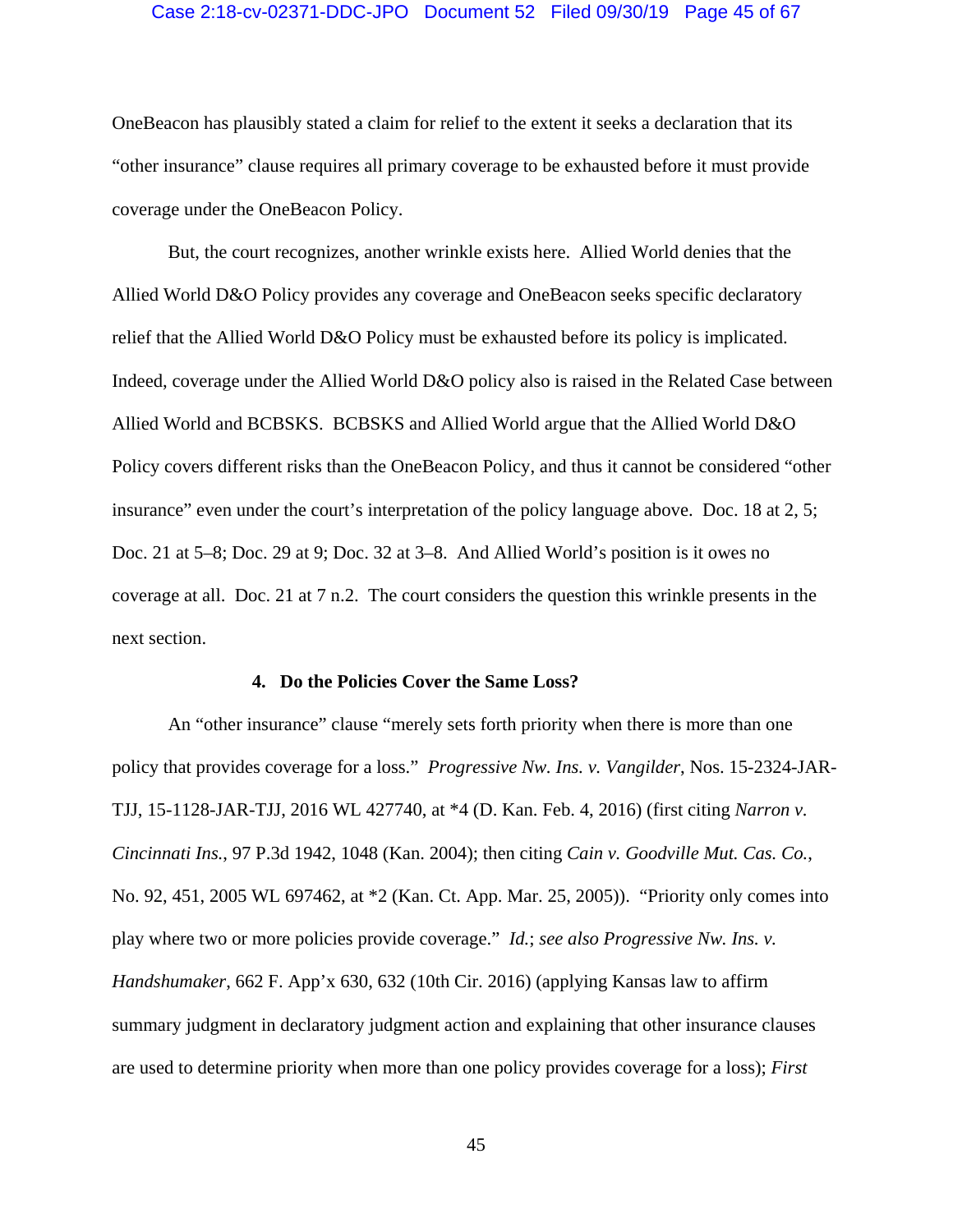OneBeacon has plausibly stated a claim for relief to the extent it seeks a declaration that its "other insurance" clause requires all primary coverage to be exhausted before it must provide coverage under the OneBeacon Policy.

But, the court recognizes, another wrinkle exists here. Allied World denies that the Allied World D&O Policy provides any coverage and OneBeacon seeks specific declaratory relief that the Allied World D&O Policy must be exhausted before its policy is implicated. Indeed, coverage under the Allied World D&O policy also is raised in the Related Case between Allied World and BCBSKS. BCBSKS and Allied World argue that the Allied World D&O Policy covers different risks than the OneBeacon Policy, and thus it cannot be considered "other insurance" even under the court's interpretation of the policy language above. Doc. 18 at 2, 5; Doc. 21 at 5–8; Doc. 29 at 9; Doc. 32 at 3–8. And Allied World's position is it owes no coverage at all. Doc. 21 at 7 n.2. The court considers the question this wrinkle presents in the next section.

#### 4. Do the Policies Cover the Same Loss?

An "other insurance" clause "merely sets forth priority when there is more than one policy that provides coverage for a loss." *Progressive Nw. Ins. v. Vangilder*, Nos. 15-2324-JAR-TJJ, 15-1128-JAR-TJJ, 2016 WL 427740, at *4 (D. Kan. Feb. 4, 2016) (first citing *Narron v. Cincinnati Ins.*, 97 P.3d 1942, 1048 (Kan. 2004); then citing *Cain v. Goodville Mut. Cas. Co.*, No. 92, 451, 2005 WL 697462, at *2 (Kan. Ct. App. Mar. 25, 2005)). "Priority only comes into play where two or more policies provide coverage." *Id.*; *see also Progressive Nw. Ins. v. Handshumaker*, 662 F. App'x 630, 632 (10th Cir. 2016) (applying Kansas law to affirm summary judgment in declaratory judgment action and explaining that other insurance clauses are used to determine priority when more than one policy provides coverage for a loss); *First*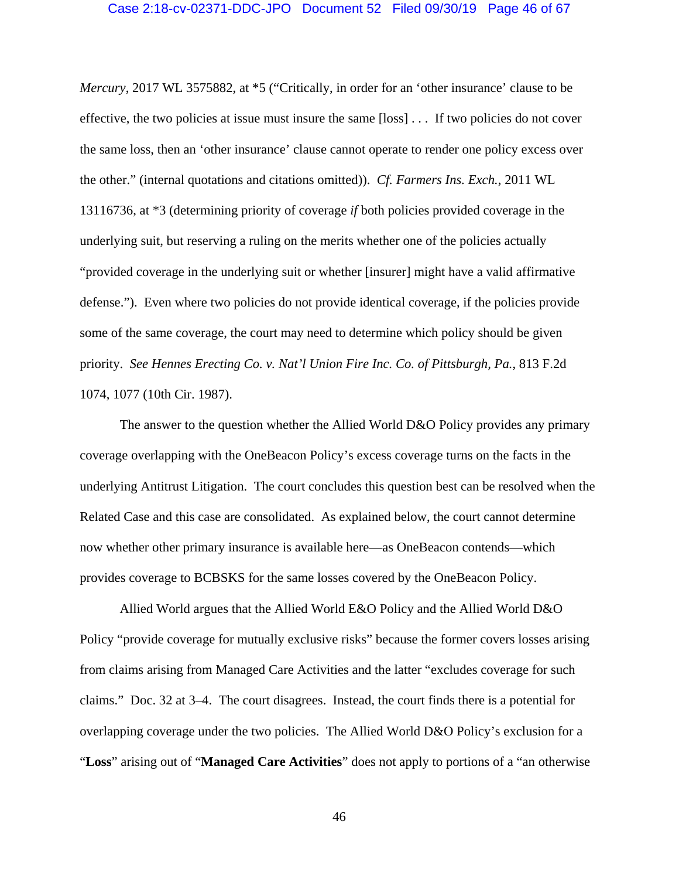*Mercury*, 2017 WL 3575882, at *5 ("Critically, in order for an 'other insurance' clause to be effective, the two policies at issue must insure the same [loss] . . . If two policies do not cover the same loss, then an 'other insurance' clause cannot operate to render one policy excess over the other." (internal quotations and citations omitted)). *Cf. Farmers Ins. Exch.*, 2011 WL 13116736, at *3 (determining priority of coverage *if* both policies provided coverage in the underlying suit, but reserving a ruling on the merits whether one of the policies actually "provided coverage in the underlying suit or whether [insurer] might have a valid affirmative defense."). Even where two policies do not provide identical coverage, if the policies provide some of the same coverage, the court may need to determine which policy should be given priority. *See Hennes Erecting Co. v. Nat'l Union Fire Inc. Co. of Pittsburgh, Pa.*, 813 F.2d 1074, 1077 (10th Cir. 1987).

The answer to the question whether the Allied World D&O Policy provides any primary coverage overlapping with the OneBeacon Policy's excess coverage turns on the facts in the underlying Antitrust Litigation. The court concludes this question best can be resolved when the Related Case and this case are consolidated. As explained below, the court cannot determine now whether other primary insurance is available here—as OneBeacon contends—which provides coverage to BCBSKS for the same losses covered by the OneBeacon Policy.

Allied World argues that the Allied World E&O Policy and the Allied World D&O Policy "provide coverage for mutually exclusive risks" because the former covers losses arising from claims arising from Managed Care Activities and the latter "excludes coverage for such claims." Doc. 32 at 3–4. The court disagrees. Instead, the court finds there is a potential for overlapping coverage under the two policies. The Allied World D&O Policy's exclusion for a "**Loss**" arising out of "**Managed Care Activities**" does not apply to portions of a "an otherwise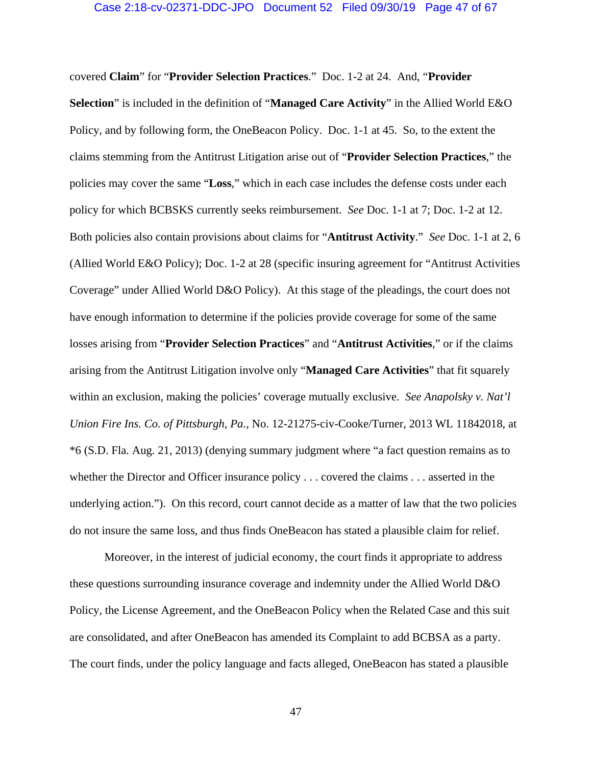covered **Claim**" for "**Provider Selection Practices**." Doc. 1-2 at 24. And, "**Provider Selection**" is included in the definition of "**Managed Care Activity**" in the Allied World E&O Policy, and by following form, the OneBeacon Policy. Doc. 1-1 at 45. So, to the extent the claims stemming from the Antitrust Litigation arise out of "**Provider Selection Practices**," the policies may cover the same "**Loss**," which in each case includes the defense costs under each policy for which BCBSKS currently seeks reimbursement. *See* Doc. 1-1 at 7; Doc. 1-2 at 12. Both policies also contain provisions about claims for "**Antitrust Activity**." *See* Doc. 1-1 at 2, 6 (Allied World E&O Policy); Doc. 1-2 at 28 (specific insuring agreement for "Antitrust Activities Coverage" under Allied World D&O Policy). At this stage of the pleadings, the court does not have enough information to determine if the policies provide coverage for some of the same losses arising from "**Provider Selection Practices**" and "**Antitrust Activities**," or if the claims arising from the Antitrust Litigation involve only "**Managed Care Activities**" that fit squarely within an exclusion, making the policies' coverage mutually exclusive. *See Anapolsky v. Nat'l Union Fire Ins. Co. of Pittsburgh, Pa.*, No. 12-21275-civ-Cooke/Turner, 2013 WL 11842018, at *6 (S.D. Fla. Aug. 21, 2013) (denying summary judgment where "a fact question remains as to whether the Director and Officer insurance policy . . . covered the claims . . . asserted in the underlying action."). On this record, court cannot decide as a matter of law that the two policies do not insure the same loss, and thus finds OneBeacon has stated a plausible claim for relief.

Moreover, in the interest of judicial economy, the court finds it appropriate to address these questions surrounding insurance coverage and indemnity under the Allied World D&O Policy, the License Agreement, and the OneBeacon Policy when the Related Case and this suit are consolidated, and after OneBeacon has amended its Complaint to add BCBSA as a party. The court finds, under the policy language and facts alleged, OneBeacon has stated a plausible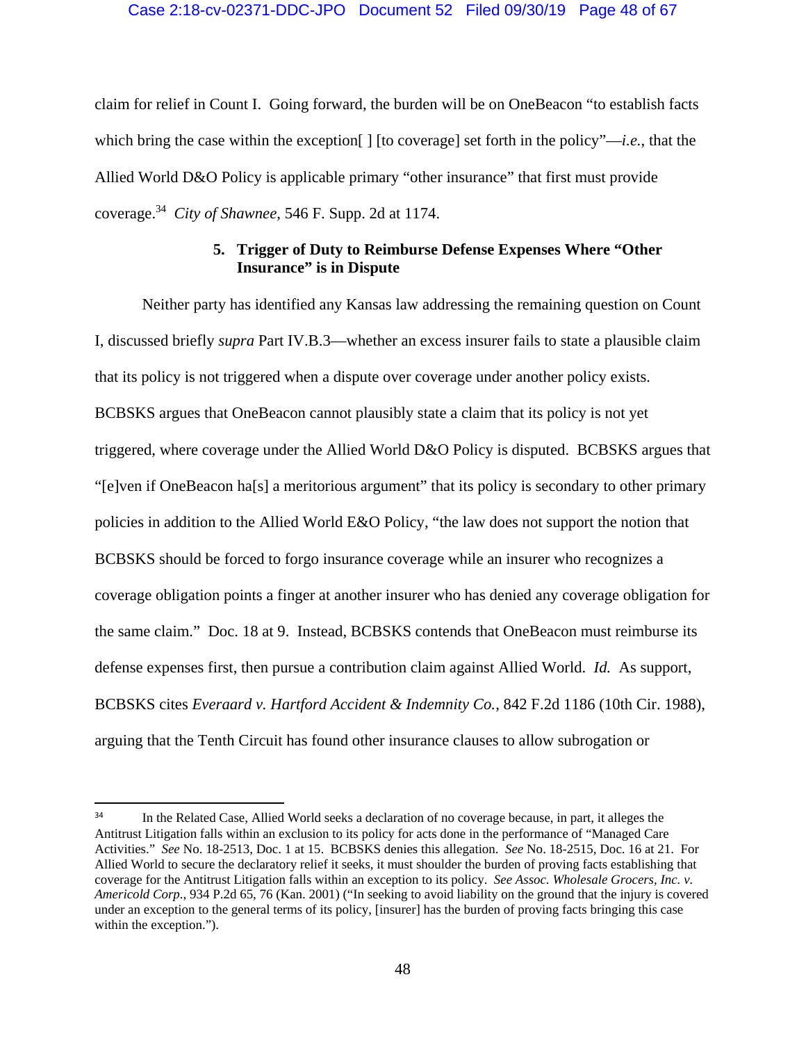claim for relief in Count I. Going forward, the burden will be on OneBeacon "to establish facts which bring the case within the exception[ ] [to coverage] set forth in the policy"—*i.e.*, that the Allied World D&O Policy is applicable primary "other insurance" that first must provide coverage.[34] *City of Shawnee*, 546 F. Supp. 2d at 1174.

### 5. Trigger of Duty to Reimburse Defense Expenses Where "Other Insurance" is in Dispute

Neither party has identified any Kansas law addressing the remaining question on Count I, discussed briefly *supra* Part IV.B.3—whether an excess insurer fails to state a plausible claim that its policy is not triggered when a dispute over coverage under another policy exists. BCBSKS argues that OneBeacon cannot plausibly state a claim that its policy is not yet triggered, where coverage under the Allied World D&O Policy is disputed. BCBSKS argues that "[e]ven if OneBeacon ha[s] a meritorious argument" that its policy is secondary to other primary policies in addition to the Allied World E&O Policy, "the law does not support the notion that BCBSKS should be forced to forgo insurance coverage while an insurer who recognizes a coverage obligation points a finger at another insurer who has denied any coverage obligation for the same claim." Doc. 18 at 9. Instead, BCBSKS contends that OneBeacon must reimburse its defense expenses first, then pursue a contribution claim against Allied World. *Id.* As support, BCBSKS cites *Everaard v. Hartford Accident & Indemnity Co.*, 842 F.2d 1186 (10th Cir. 1988), arguing that the Tenth Circuit has found other insurance clauses to allow subrogation or

---

[34] In the Related Case, Allied World seeks a declaration of no coverage because, in part, it alleges the Antitrust Litigation falls within an exclusion to its policy for acts done in the performance of "Managed Care Activities." *See* No. 18-2513, Doc. 1 at 15. BCBSKS denies this allegation. *See* No. 18-2515, Doc. 16 at 21. For Allied World to secure the declaratory relief it seeks, it must shoulder the burden of proving facts establishing that coverage for the Antitrust Litigation falls within an exception to its policy. *See Assoc. Wholesale Grocers, Inc. v. Americold Corp.*, 934 P.2d 65, 76 (Kan. 2001) ("In seeking to avoid liability on the ground that the injury is covered under an exception to the general terms of its policy, [insurer] has the burden of proving facts bringing this case within the exception.").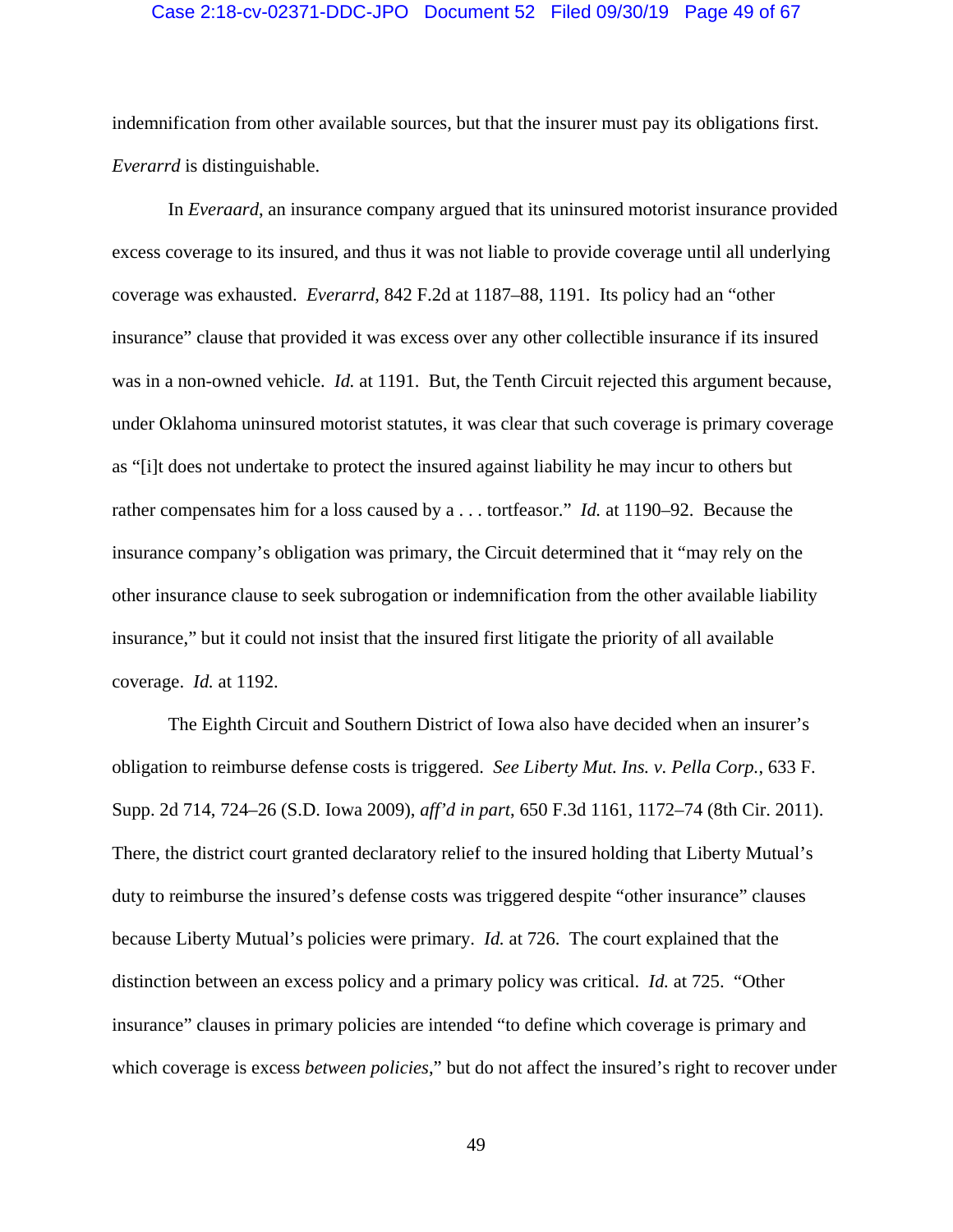indemnification from other available sources, but that the insurer must pay its obligations first. *Everarrd* is distinguishable.

In *Everaard*, an insurance company argued that its uninsured motorist insurance provided excess coverage to its insured, and thus it was not liable to provide coverage until all underlying coverage was exhausted. *Everarrd*, 842 F.2d at 1187–88, 1191. Its policy had an "other insurance" clause that provided it was excess over any other collectible insurance if its insured was in a non-owned vehicle. *Id.* at 1191. But, the Tenth Circuit rejected this argument because, under Oklahoma uninsured motorist statutes, it was clear that such coverage is primary coverage as "[i]t does not undertake to protect the insured against liability he may incur to others but rather compensates him for a loss caused by a . . . tortfeasor." *Id.* at 1190–92. Because the insurance company's obligation was primary, the Circuit determined that it "may rely on the other insurance clause to seek subrogation or indemnification from the other available liability insurance," but it could not insist that the insured first litigate the priority of all available coverage. *Id.* at 1192.

The Eighth Circuit and Southern District of Iowa also have decided when an insurer's obligation to reimburse defense costs is triggered. *See Liberty Mut. Ins. v. Pella Corp.*, 633 F. Supp. 2d 714, 724–26 (S.D. Iowa 2009), *aff'd in part*, 650 F.3d 1161, 1172–74 (8th Cir. 2011). There, the district court granted declaratory relief to the insured holding that Liberty Mutual's duty to reimburse the insured's defense costs was triggered despite "other insurance" clauses because Liberty Mutual's policies were primary. *Id.* at 726. The court explained that the distinction between an excess policy and a primary policy was critical. *Id.* at 725. "Other insurance" clauses in primary policies are intended "to define which coverage is primary and which coverage is excess *between policies*," but do not affect the insured's right to recover under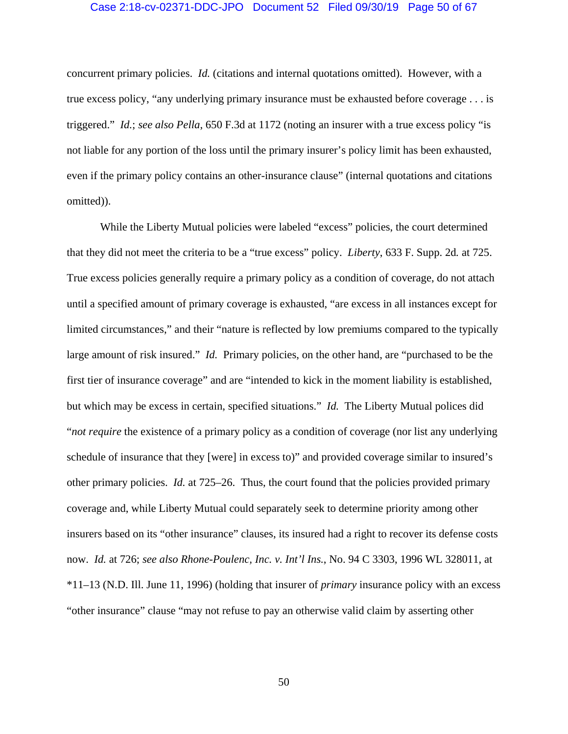concurrent primary policies. *Id.* (citations and internal quotations omitted). However, with a true excess policy, "any underlying primary insurance must be exhausted before coverage . . . is triggered." *Id.*; *see also Pella*, 650 F.3d at 1172 (noting an insurer with a true excess policy "is not liable for any portion of the loss until the primary insurer's policy limit has been exhausted, even if the primary policy contains an other-insurance clause" (internal quotations and citations omitted)).

While the Liberty Mutual policies were labeled "excess" policies, the court determined that they did not meet the criteria to be a "true excess" policy. *Liberty*, 633 F. Supp. 2d. at 725. True excess policies generally require a primary policy as a condition of coverage, do not attach until a specified amount of primary coverage is exhausted, "are excess in all instances except for limited circumstances," and their "nature is reflected by low premiums compared to the typically large amount of risk insured." *Id.* Primary policies, on the other hand, are "purchased to be the first tier of insurance coverage" and are "intended to kick in the moment liability is established, but which may be excess in certain, specified situations." *Id.* The Liberty Mutual polices did "*not require* the existence of a primary policy as a condition of coverage (nor list any underlying schedule of insurance that they [were] in excess to)" and provided coverage similar to insured's other primary policies. *Id.* at 725–26. Thus, the court found that the policies provided primary coverage and, while Liberty Mutual could separately seek to determine priority among other insurers based on its "other insurance" clauses, its insured had a right to recover its defense costs now. *Id.* at 726; *see also Rhone-Poulenc, Inc. v. Int'l Ins.*, No. 94 C 3303, 1996 WL 328011, at *11–13 (N.D. Ill. June 11, 1996) (holding that insurer of *primary* insurance policy with an excess "other insurance" clause "may not refuse to pay an otherwise valid claim by asserting other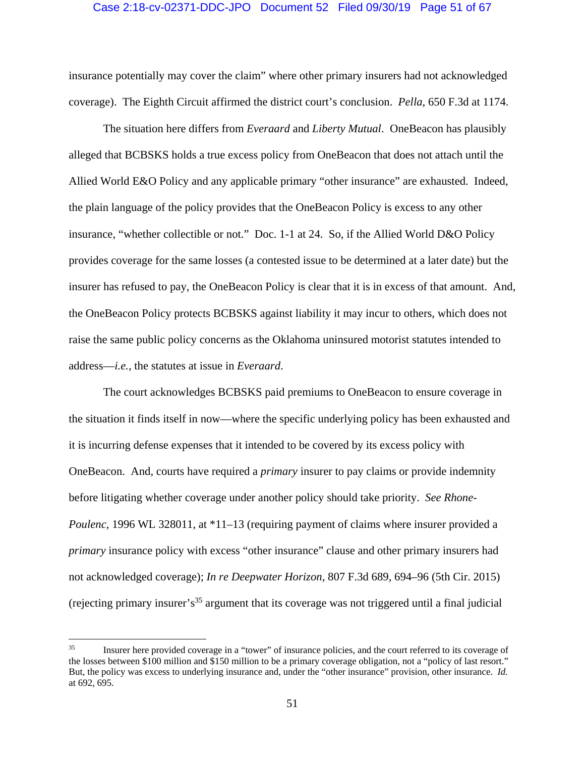insurance potentially may cover the claim" where other primary insurers had not acknowledged coverage). The Eighth Circuit affirmed the district court's conclusion. *Pella*, 650 F.3d at 1174.

The situation here differs from *Everaard* and *Liberty Mutual*. OneBeacon has plausibly alleged that BCBSKS holds a true excess policy from OneBeacon that does not attach until the Allied World E&O Policy and any applicable primary "other insurance" are exhausted. Indeed, the plain language of the policy provides that the OneBeacon Policy is excess to any other insurance, "whether collectible or not." Doc. 1-1 at 24. So, if the Allied World D&O Policy provides coverage for the same losses (a contested issue to be determined at a later date) but the insurer has refused to pay, the OneBeacon Policy is clear that it is in excess of that amount. And, the OneBeacon Policy protects BCBSKS against liability it may incur to others, which does not raise the same public policy concerns as the Oklahoma uninsured motorist statutes intended to address—*i.e.*, the statutes at issue in *Everaard*.

The court acknowledges BCBSKS paid premiums to OneBeacon to ensure coverage in the situation it finds itself in now—where the specific underlying policy has been exhausted and it is incurring defense expenses that it intended to be covered by its excess policy with OneBeacon. And, courts have required a *primary* insurer to pay claims or provide indemnity before litigating whether coverage under another policy should take priority. *See Rhone-Poulenc*, 1996 WL 328011, at *11–13 (requiring payment of claims where insurer provided a *primary* insurance policy with excess "other insurance" clause and other primary insurers had not acknowledged coverage); *In re Deepwater Horizon*, 807 F.3d 689, 694–96 (5th Cir. 2015) (rejecting primary insurer's[35] argument that its coverage was not triggered until a final judicial

---

[35] Insurer here provided coverage in a "tower" of insurance policies, and the court referred to its coverage of the losses between $100 million and $150 million to be a primary coverage obligation, not a "policy of last resort." But, the policy was excess to underlying insurance and, under the "other insurance" provision, other insurance. *Id.* at 692, 695.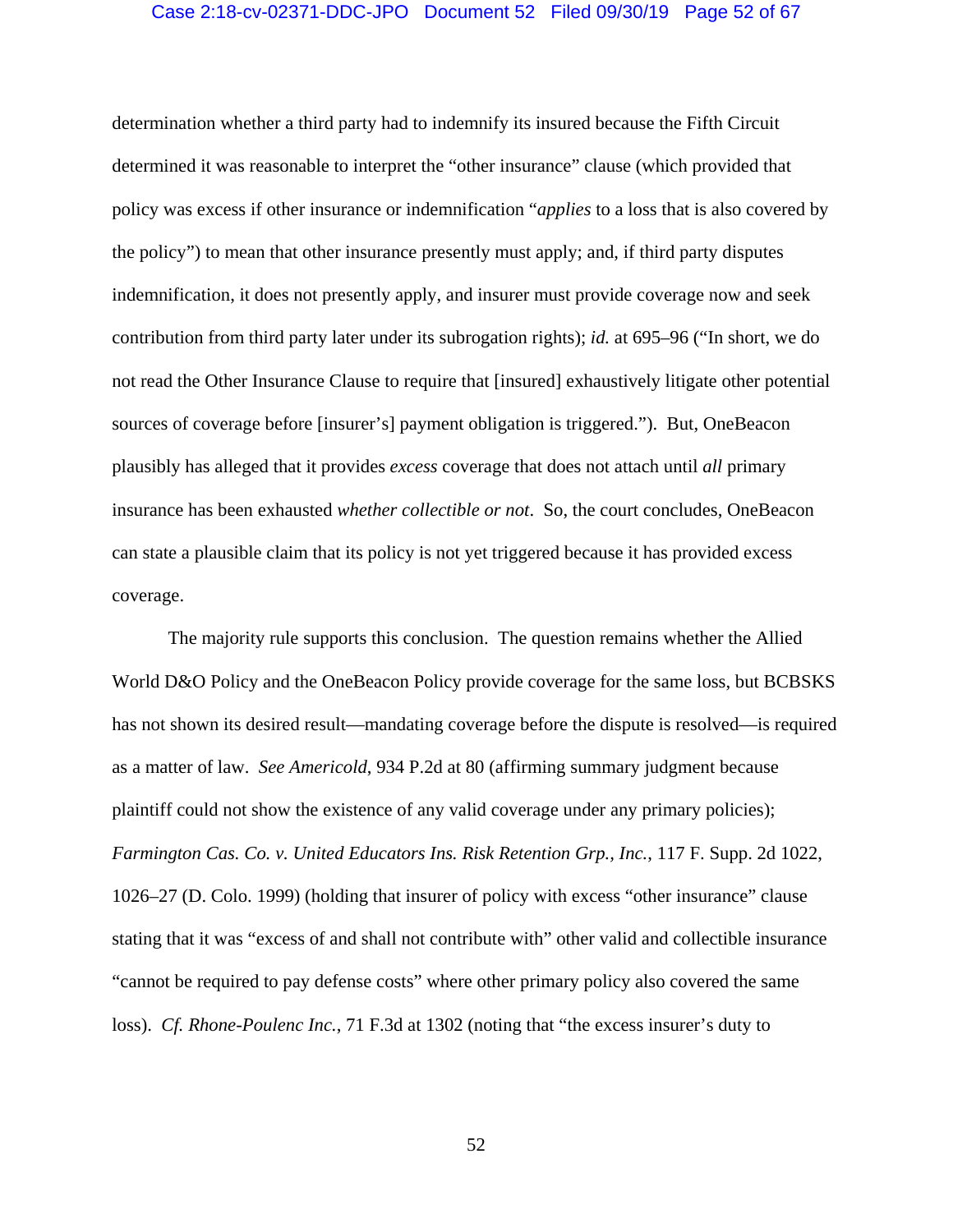determination whether a third party had to indemnify its insured because the Fifth Circuit determined it was reasonable to interpret the "other insurance" clause (which provided that policy was excess if other insurance or indemnification "*applies* to a loss that is also covered by the policy") to mean that other insurance presently must apply; and, if third party disputes indemnification, it does not presently apply, and insurer must provide coverage now and seek contribution from third party later under its subrogation rights); *id.* at 695–96 ("In short, we do not read the Other Insurance Clause to require that [insured] exhaustively litigate other potential sources of coverage before [insurer's] payment obligation is triggered."). But, OneBeacon plausibly has alleged that it provides *excess* coverage that does not attach until *all* primary insurance has been exhausted *whether collectible or not*. So, the court concludes, OneBeacon can state a plausible claim that its policy is not yet triggered because it has provided excess coverage.

The majority rule supports this conclusion. The question remains whether the Allied World D&O Policy and the OneBeacon Policy provide coverage for the same loss, but BCBSKS has not shown its desired result—mandating coverage before the dispute is resolved—is required as a matter of law. *See Americold*, 934 P.2d at 80 (affirming summary judgment because plaintiff could not show the existence of any valid coverage under any primary policies); *Farmington Cas. Co. v. United Educators Ins. Risk Retention Grp., Inc.*, 117 F. Supp. 2d 1022, 1026–27 (D. Colo. 1999) (holding that insurer of policy with excess "other insurance" clause stating that it was "excess of and shall not contribute with" other valid and collectible insurance "cannot be required to pay defense costs" where other primary policy also covered the same loss). *Cf. Rhone-Poulenc Inc.*, 71 F.3d at 1302 (noting that "the excess insurer's duty to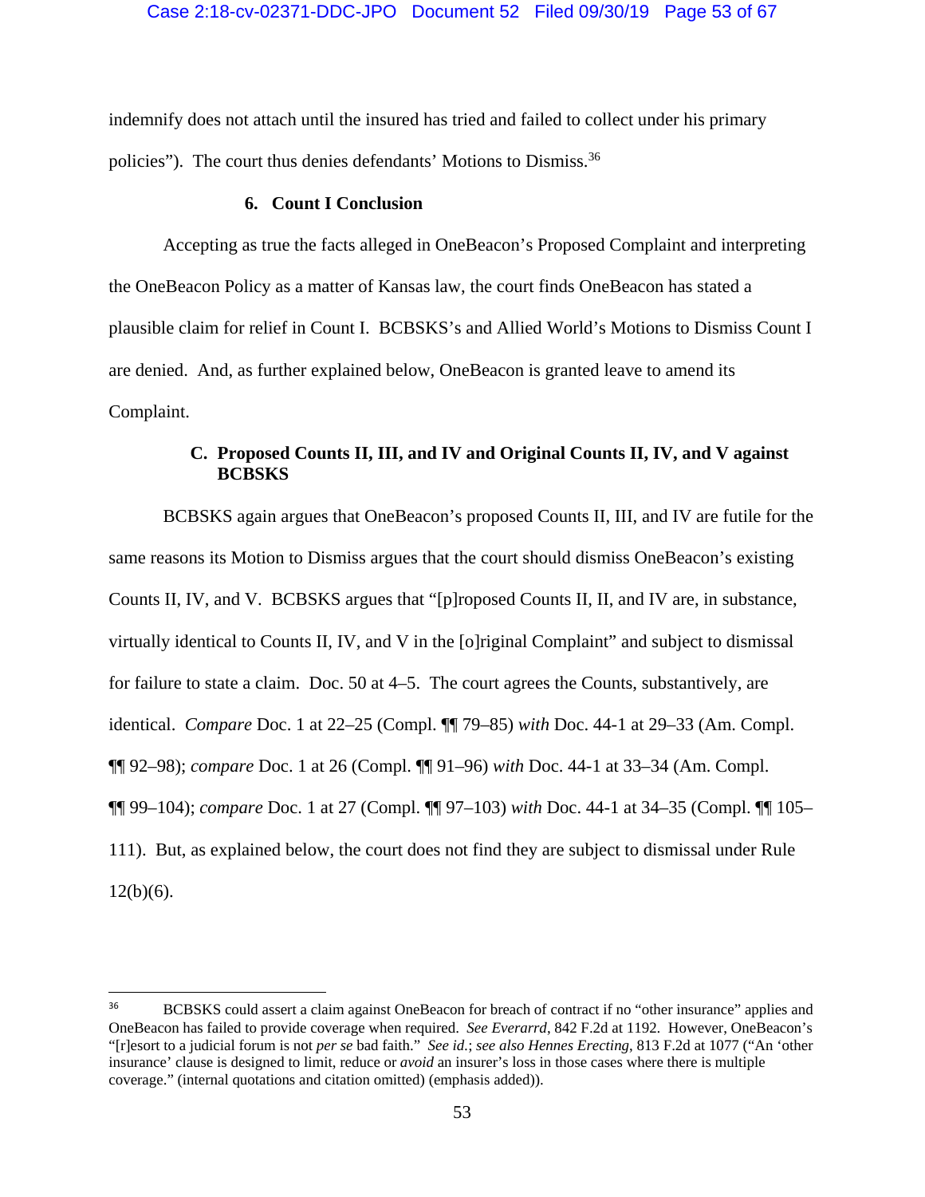indemnify does not attach until the insured has tried and failed to collect under his primary policies"). The court thus denies defendants' Motions to Dismiss.[36]

#### 6. Count I Conclusion

Accepting as true the facts alleged in OneBeacon's Proposed Complaint and interpreting the OneBeacon Policy as a matter of Kansas law, the court finds OneBeacon has stated a plausible claim for relief in Count I. BCBSKS's and Allied World's Motions to Dismiss Count I are denied. And, as further explained below, OneBeacon is granted leave to amend its Complaint.

### C. Proposed Counts II, III, and IV and Original Counts II, IV, and V against BCBSKS

BCBSKS again argues that OneBeacon's proposed Counts II, III, and IV are futile for the same reasons its Motion to Dismiss argues that the court should dismiss OneBeacon's existing Counts II, IV, and V. BCBSKS argues that "[p]roposed Counts II, II, and IV are, in substance, virtually identical to Counts II, IV, and V in the [o]riginal Complaint" and subject to dismissal for failure to state a claim. Doc. 50 at 4–5. The court agrees the Counts, substantively, are identical. *Compare* Doc. 1 at 22–25 (Compl. ¶¶ 79–85) *with* Doc. 44-1 at 29–33 (Am. Compl. ¶¶ 92–98); *compare* Doc. 1 at 26 (Compl. ¶¶ 91–96) *with* Doc. 44-1 at 33–34 (Am. Compl. ¶¶ 99–104); *compare* Doc. 1 at 27 (Compl. ¶¶ 97–103) *with* Doc. 44-1 at 34–35 (Compl. ¶¶ 105–111). But, as explained below, the court does not find they are subject to dismissal under Rule 12(b)(6).

---

[36] BCBSKS could assert a claim against OneBeacon for breach of contract if no "other insurance" applies and OneBeacon has failed to provide coverage when required. *See Everarrd*, 842 F.2d at 1192. However, OneBeacon's "[r]esort to a judicial forum is not *per se* bad faith." *See id.*; *see also Hennes Erecting*, 813 F.2d at 1077 ("An 'other insurance' clause is designed to limit, reduce or *avoid* an insurer's loss in those cases where there is multiple coverage." (internal quotations and citation omitted) (emphasis added)).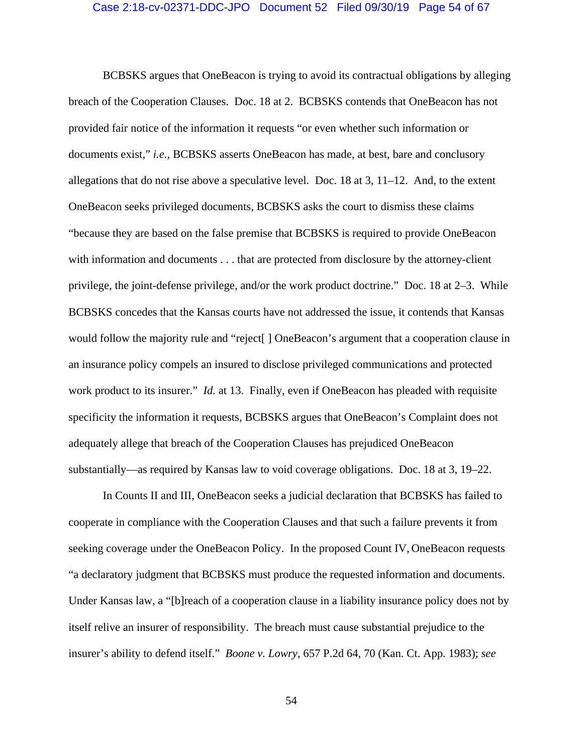BCBSKS argues that OneBeacon is trying to avoid its contractual obligations by alleging breach of the Cooperation Clauses. Doc. 18 at 2. BCBSKS contends that OneBeacon has not provided fair notice of the information it requests "or even whether such information or documents exist," *i.e.*, BCBSKS asserts OneBeacon has made, at best, bare and conclusory allegations that do not rise above a speculative level. Doc. 18 at 3, 11–12. And, to the extent OneBeacon seeks privileged documents, BCBSKS asks the court to dismiss these claims "because they are based on the false premise that BCBSKS is required to provide OneBeacon with information and documents . . . that are protected from disclosure by the attorney-client privilege, the joint-defense privilege, and/or the work product doctrine." Doc. 18 at 2–3. While BCBSKS concedes that the Kansas courts have not addressed the issue, it contends that Kansas would follow the majority rule and "reject[ ] OneBeacon's argument that a cooperation clause in an insurance policy compels an insured to disclose privileged communications and protected work product to its insurer." *Id.* at 13. Finally, even if OneBeacon has pleaded with requisite specificity the information it requests, BCBSKS argues that OneBeacon's Complaint does not adequately allege that breach of the Cooperation Clauses has prejudiced OneBeacon substantially—as required by Kansas law to void coverage obligations. Doc. 18 at 3, 19–22.

In Counts II and III, OneBeacon seeks a judicial declaration that BCBSKS has failed to cooperate in compliance with the Cooperation Clauses and that such a failure prevents it from seeking coverage under the OneBeacon Policy. In the proposed Count IV, OneBeacon requests "a declaratory judgment that BCBSKS must produce the requested information and documents. Under Kansas law, a "[b]reach of a cooperation clause in a liability insurance policy does not by itself relive an insurer of responsibility. The breach must cause substantial prejudice to the insurer's ability to defend itself." *Boone v. Lowry*, 657 P.2d 64, 70 (Kan. Ct. App. 1983); *see*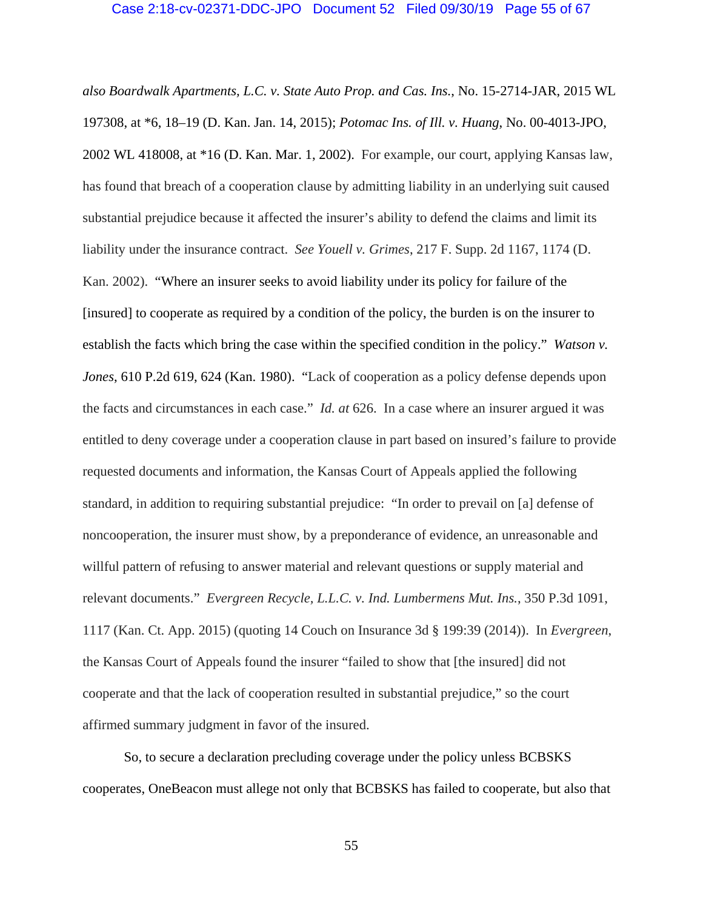*also Boardwalk Apartments, L.C. v. State Auto Prop. and Cas. Ins.*, No. 15-2714-JAR, 2015 WL 197308, at *6, 18–19 (D. Kan. Jan. 14, 2015); *Potomac Ins. of Ill. v. Huang*, No. 00-4013-JPO, 2002 WL 418008, at *16 (D. Kan. Mar. 1, 2002). For example, our court, applying Kansas law, has found that breach of a cooperation clause by admitting liability in an underlying suit caused substantial prejudice because it affected the insurer's ability to defend the claims and limit its liability under the insurance contract. *See Youell v. Grimes*, 217 F. Supp. 2d 1167, 1174 (D. Kan. 2002). "Where an insurer seeks to avoid liability under its policy for failure of the [insured] to cooperate as required by a condition of the policy, the burden is on the insurer to establish the facts which bring the case within the specified condition in the policy." *Watson v. Jones*, 610 P.2d 619, 624 (Kan. 1980). "Lack of cooperation as a policy defense depends upon the facts and circumstances in each case." *Id. at* 626. In a case where an insurer argued it was entitled to deny coverage under a cooperation clause in part based on insured's failure to provide requested documents and information, the Kansas Court of Appeals applied the following standard, in addition to requiring substantial prejudice: "In order to prevail on [a] defense of noncooperation, the insurer must show, by a preponderance of evidence, an unreasonable and willful pattern of refusing to answer material and relevant questions or supply material and relevant documents." *Evergreen Recycle, L.L.C. v. Ind. Lumbermens Mut. Ins.*, 350 P.3d 1091, 1117 (Kan. Ct. App. 2015) (quoting 14 Couch on Insurance 3d § 199:39 (2014)). In *Evergreen*, the Kansas Court of Appeals found the insurer "failed to show that [the insured] did not cooperate and that the lack of cooperation resulted in substantial prejudice," so the court affirmed summary judgment in favor of the insured.

So, to secure a declaration precluding coverage under the policy unless BCBSKS cooperates, OneBeacon must allege not only that BCBSKS has failed to cooperate, but also that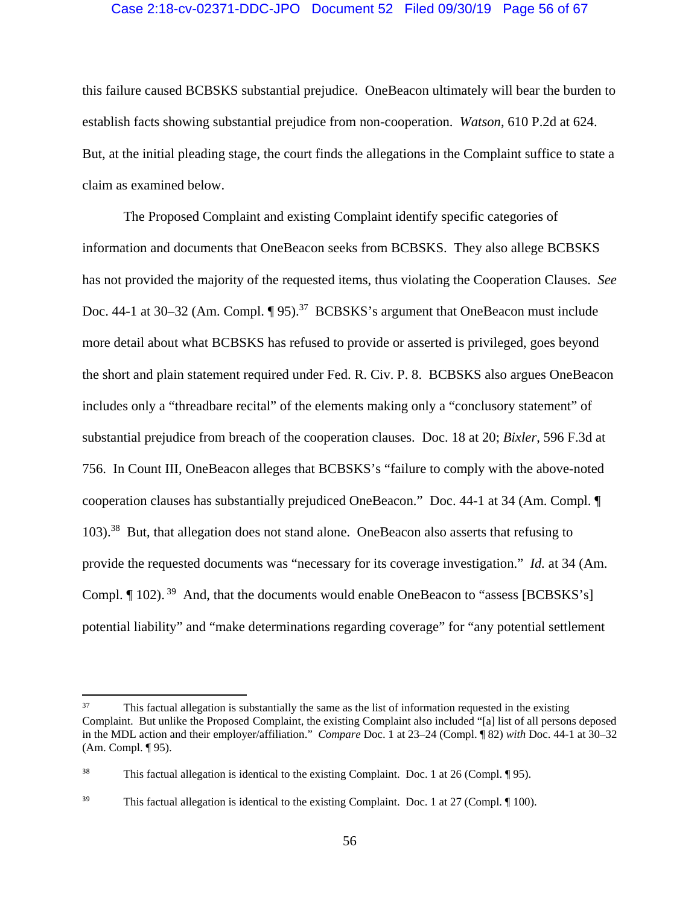this failure caused BCBSKS substantial prejudice. OneBeacon ultimately will bear the burden to establish facts showing substantial prejudice from non-cooperation. *Watson*, 610 P.2d at 624. But, at the initial pleading stage, the court finds the allegations in the Complaint suffice to state a claim as examined below.

The Proposed Complaint and existing Complaint identify specific categories of information and documents that OneBeacon seeks from BCBSKS. They also allege BCBSKS has not provided the majority of the requested items, thus violating the Cooperation Clauses. *See* Doc. 44-1 at 30–32 (Am. Compl. ¶ 95).[37] BCBSKS's argument that OneBeacon must include more detail about what BCBSKS has refused to provide or asserted is privileged, goes beyond the short and plain statement required under Fed. R. Civ. P. 8. BCBSKS also argues OneBeacon includes only a "threadbare recital" of the elements making only a "conclusory statement" of substantial prejudice from breach of the cooperation clauses. Doc. 18 at 20; *Bixler*, 596 F.3d at 756. In Count III, OneBeacon alleges that BCBSKS's "failure to comply with the above-noted cooperation clauses has substantially prejudiced OneBeacon." Doc. 44-1 at 34 (Am. Compl. ¶ 103).[38] But, that allegation does not stand alone. OneBeacon also asserts that refusing to provide the requested documents was "necessary for its coverage investigation." *Id.* at 34 (Am. Compl. ¶ 102).[39] And, that the documents would enable OneBeacon to "assess [BCBSKS's] potential liability" and "make determinations regarding coverage" for "any potential settlement

---

[37] This factual allegation is substantially the same as the list of information requested in the existing Complaint. But unlike the Proposed Complaint, the existing Complaint also included "[a] list of all persons deposed in the MDL action and their employer/affiliation." *Compare* Doc. 1 at 23–24 (Compl. ¶ 82) *with* Doc. 44-1 at 30–32 (Am. Compl. ¶ 95).

[38] This factual allegation is identical to the existing Complaint. Doc. 1 at 26 (Compl. ¶ 95).

[39] This factual allegation is identical to the existing Complaint. Doc. 1 at 27 (Compl. ¶ 100).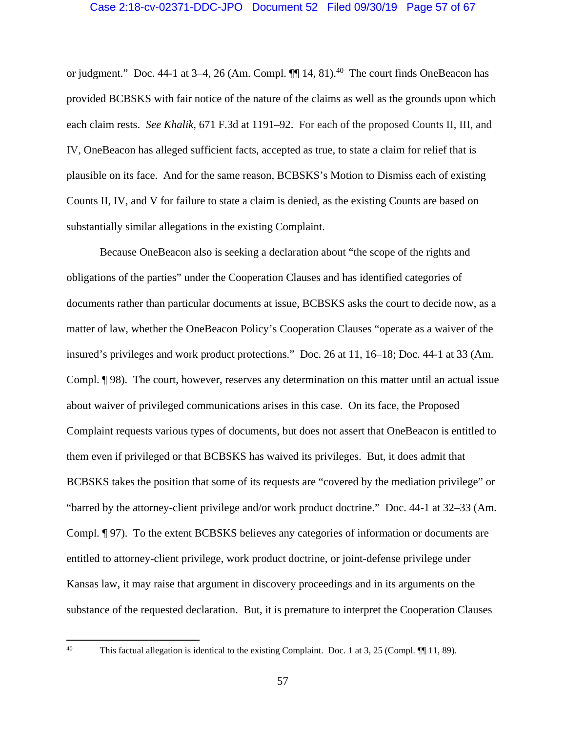or judgment." Doc. 44-1 at 3–4, 26 (Am. Compl. ¶¶ 14, 81).[40] The court finds OneBeacon has provided BCBSKS with fair notice of the nature of the claims as well as the grounds upon which each claim rests. *See Khalik*, 671 F.3d at 1191–92. For each of the proposed Counts II, III, and IV, OneBeacon has alleged sufficient facts, accepted as true, to state a claim for relief that is plausible on its face. And for the same reason, BCBSKS's Motion to Dismiss each of existing Counts II, IV, and V for failure to state a claim is denied, as the existing Counts are based on substantially similar allegations in the existing Complaint.

Because OneBeacon also is seeking a declaration about "the scope of the rights and obligations of the parties" under the Cooperation Clauses and has identified categories of documents rather than particular documents at issue, BCBSKS asks the court to decide now, as a matter of law, whether the OneBeacon Policy's Cooperation Clauses "operate as a waiver of the insured's privileges and work product protections." Doc. 26 at 11, 16–18; Doc. 44-1 at 33 (Am. Compl. ¶ 98). The court, however, reserves any determination on this matter until an actual issue about waiver of privileged communications arises in this case. On its face, the Proposed Complaint requests various types of documents, but does not assert that OneBeacon is entitled to them even if privileged or that BCBSKS has waived its privileges. But, it does admit that BCBSKS takes the position that some of its requests are "covered by the mediation privilege" or "barred by the attorney-client privilege and/or work product doctrine." Doc. 44-1 at 32–33 (Am. Compl. ¶ 97). To the extent BCBSKS believes any categories of information or documents are entitled to attorney-client privilege, work product doctrine, or joint-defense privilege under Kansas law, it may raise that argument in discovery proceedings and in its arguments on the substance of the requested declaration. But, it is premature to interpret the Cooperation Clauses

---

[40] This factual allegation is identical to the existing Complaint. Doc. 1 at 3, 25 (Compl. ¶¶ 11, 89).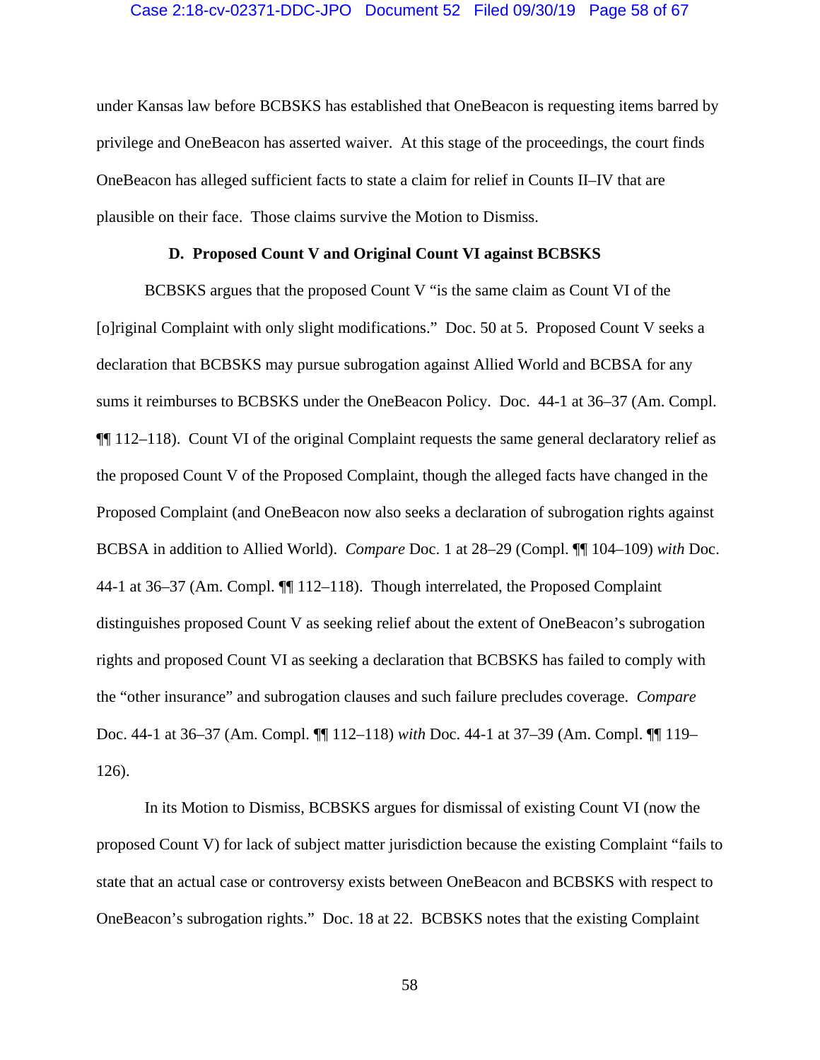under Kansas law before BCBSKS has established that OneBeacon is requesting items barred by privilege and OneBeacon has asserted waiver. At this stage of the proceedings, the court finds OneBeacon has alleged sufficient facts to state a claim for relief in Counts II–IV that are plausible on their face. Those claims survive the Motion to Dismiss.

### D. Proposed Count V and Original Count VI against BCBSKS

BCBSKS argues that the proposed Count V "is the same claim as Count VI of the [o]riginal Complaint with only slight modifications." Doc. 50 at 5. Proposed Count V seeks a declaration that BCBSKS may pursue subrogation against Allied World and BCBSA for any sums it reimburses to BCBSKS under the OneBeacon Policy. Doc. 44-1 at 36–37 (Am. Compl. ¶¶ 112–118). Count VI of the original Complaint requests the same general declaratory relief as the proposed Count V of the Proposed Complaint, though the alleged facts have changed in the Proposed Complaint (and OneBeacon now also seeks a declaration of subrogation rights against BCBSA in addition to Allied World). *Compare* Doc. 1 at 28–29 (Compl. ¶¶ 104–109) *with* Doc. 44-1 at 36–37 (Am. Compl. ¶¶ 112–118). Though interrelated, the Proposed Complaint distinguishes proposed Count V as seeking relief about the extent of OneBeacon's subrogation rights and proposed Count VI as seeking a declaration that BCBSKS has failed to comply with the "other insurance" and subrogation clauses and such failure precludes coverage. *Compare* Doc. 44-1 at 36–37 (Am. Compl. ¶¶ 112–118) *with* Doc. 44-1 at 37–39 (Am. Compl. ¶¶ 119–126).

In its Motion to Dismiss, BCBSKS argues for dismissal of existing Count VI (now the proposed Count V) for lack of subject matter jurisdiction because the existing Complaint "fails to state that an actual case or controversy exists between OneBeacon and BCBSKS with respect to OneBeacon's subrogation rights." Doc. 18 at 22. BCBSKS notes that the existing Complaint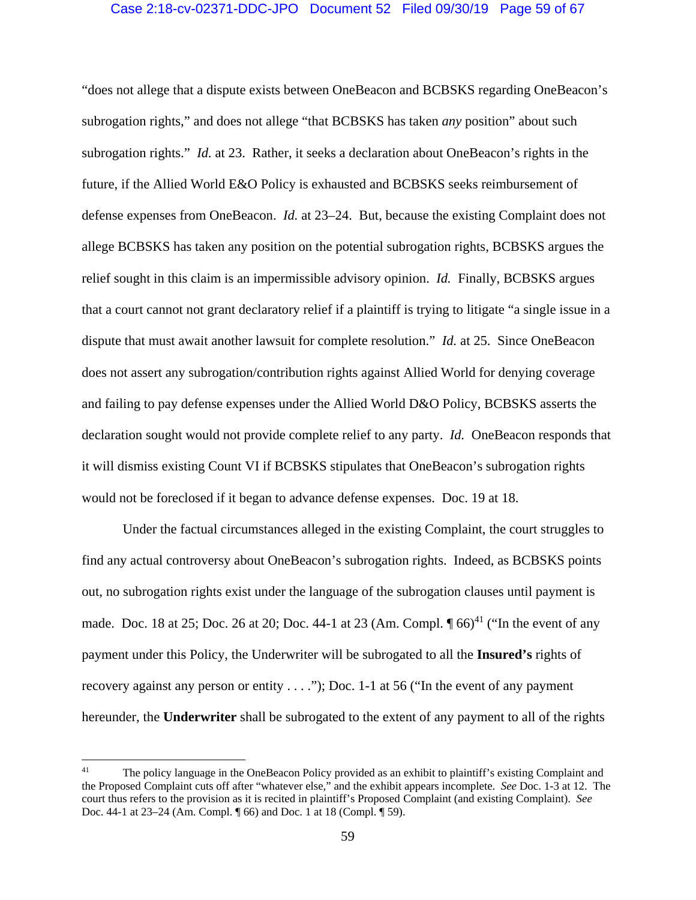"does not allege that a dispute exists between OneBeacon and BCBSKS regarding OneBeacon's subrogation rights," and does not allege "that BCBSKS has taken *any* position" about such subrogation rights." *Id.* at 23. Rather, it seeks a declaration about OneBeacon's rights in the future, if the Allied World E&O Policy is exhausted and BCBSKS seeks reimbursement of defense expenses from OneBeacon. *Id.* at 23–24. But, because the existing Complaint does not allege BCBSKS has taken any position on the potential subrogation rights, BCBSKS argues the relief sought in this claim is an impermissible advisory opinion. *Id.* Finally, BCBSKS argues that a court cannot not grant declaratory relief if a plaintiff is trying to litigate "a single issue in a dispute that must await another lawsuit for complete resolution." *Id.* at 25. Since OneBeacon does not assert any subrogation/contribution rights against Allied World for denying coverage and failing to pay defense expenses under the Allied World D&O Policy, BCBSKS asserts the declaration sought would not provide complete relief to any party. *Id.* OneBeacon responds that it will dismiss existing Count VI if BCBSKS stipulates that OneBeacon's subrogation rights would not be foreclosed if it began to advance defense expenses. Doc. 19 at 18.

Under the factual circumstances alleged in the existing Complaint, the court struggles to find any actual controversy about OneBeacon's subrogation rights. Indeed, as BCBSKS points out, no subrogation rights exist under the language of the subrogation clauses until payment is made. Doc. 18 at 25; Doc. 26 at 20; Doc. 44-1 at 23 (Am. Compl. ¶ 66)[41] ("In the event of any payment under this Policy, the Underwriter will be subrogated to all the **Insured's** rights of recovery against any person or entity . . . ."); Doc. 1-1 at 56 ("In the event of any payment hereunder, the **Underwriter** shall be subrogated to the extent of any payment to all of the rights

---

[41] The policy language in the OneBeacon Policy provided as an exhibit to plaintiff's existing Complaint and the Proposed Complaint cuts off after "whatever else," and the exhibit appears incomplete. *See* Doc. 1-3 at 12. The court thus refers to the provision as it is recited in plaintiff's Proposed Complaint (and existing Complaint). *See* Doc. 44-1 at 23–24 (Am. Compl. ¶ 66) and Doc. 1 at 18 (Compl. ¶ 59).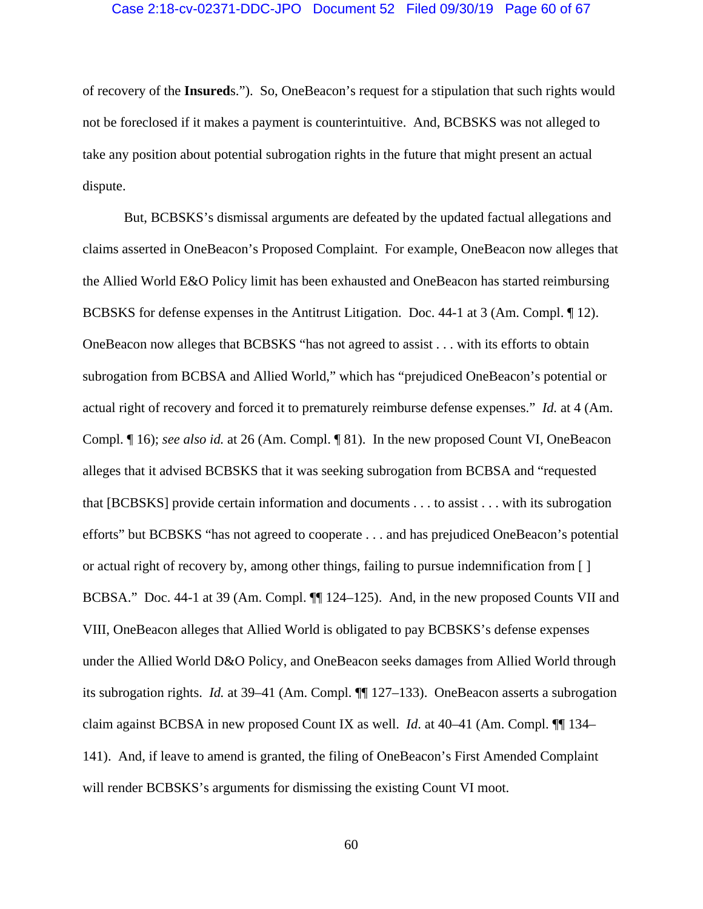of recovery of the **Insured**s."). So, OneBeacon's request for a stipulation that such rights would not be foreclosed if it makes a payment is counterintuitive. And, BCBSKS was not alleged to take any position about potential subrogation rights in the future that might present an actual dispute.

But, BCBSKS's dismissal arguments are defeated by the updated factual allegations and claims asserted in OneBeacon's Proposed Complaint. For example, OneBeacon now alleges that the Allied World E&O Policy limit has been exhausted and OneBeacon has started reimbursing BCBSKS for defense expenses in the Antitrust Litigation. Doc. 44-1 at 3 (Am. Compl. ¶ 12). OneBeacon now alleges that BCBSKS "has not agreed to assist . . . with its efforts to obtain subrogation from BCBSA and Allied World," which has "prejudiced OneBeacon's potential or actual right of recovery and forced it to prematurely reimburse defense expenses." *Id.* at 4 (Am. Compl. ¶ 16); *see also id.* at 26 (Am. Compl. ¶ 81). In the new proposed Count VI, OneBeacon alleges that it advised BCBSKS that it was seeking subrogation from BCBSA and "requested that [BCBSKS] provide certain information and documents . . . to assist . . . with its subrogation efforts" but BCBSKS "has not agreed to cooperate . . . and has prejudiced OneBeacon's potential or actual right of recovery by, among other things, failing to pursue indemnification from [ ] BCBSA." Doc. 44-1 at 39 (Am. Compl. ¶¶ 124–125). And, in the new proposed Counts VII and VIII, OneBeacon alleges that Allied World is obligated to pay BCBSKS's defense expenses under the Allied World D&O Policy, and OneBeacon seeks damages from Allied World through its subrogation rights. *Id.* at 39–41 (Am. Compl. ¶¶ 127–133). OneBeacon asserts a subrogation claim against BCBSA in new proposed Count IX as well. *Id.* at 40–41 (Am. Compl. ¶¶ 134–141). And, if leave to amend is granted, the filing of OneBeacon's First Amended Complaint will render BCBSKS's arguments for dismissing the existing Count VI moot.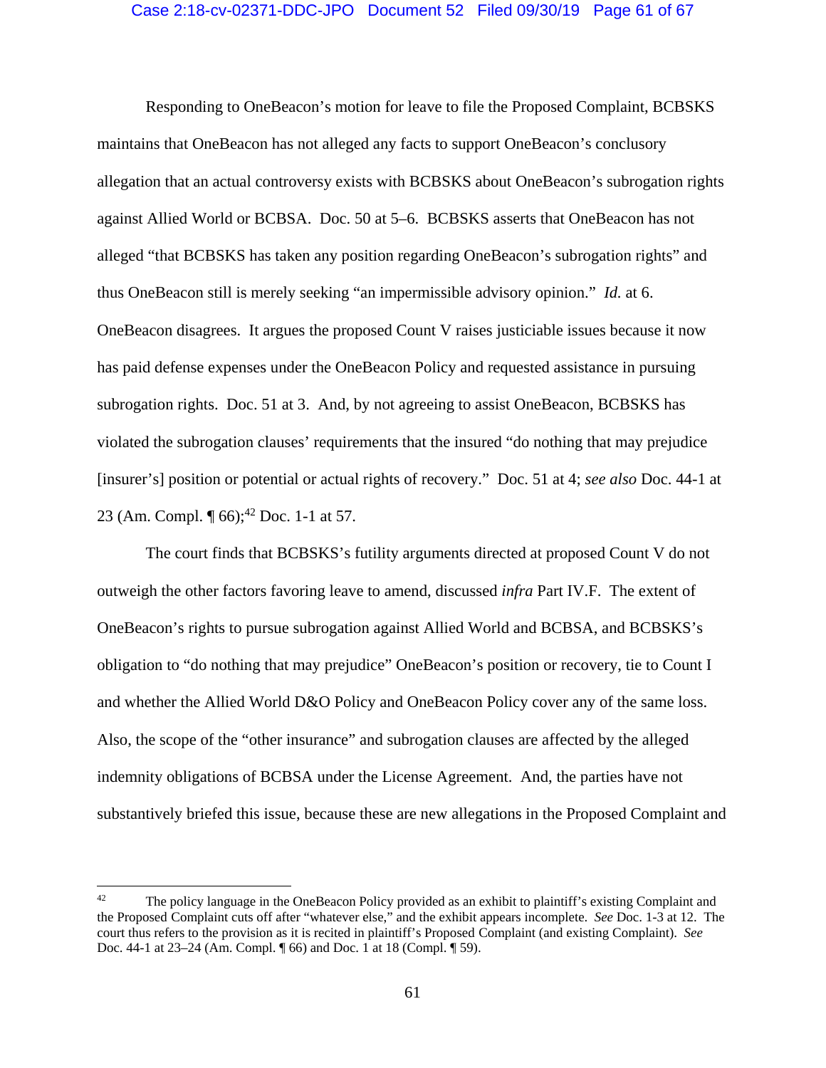Responding to OneBeacon's motion for leave to file the Proposed Complaint, BCBSKS maintains that OneBeacon has not alleged any facts to support OneBeacon's conclusory allegation that an actual controversy exists with BCBSKS about OneBeacon's subrogation rights against Allied World or BCBSA. Doc. 50 at 5–6. BCBSKS asserts that OneBeacon has not alleged "that BCBSKS has taken any position regarding OneBeacon's subrogation rights" and thus OneBeacon still is merely seeking "an impermissible advisory opinion." *Id.* at 6. OneBeacon disagrees. It argues the proposed Count V raises justiciable issues because it now has paid defense expenses under the OneBeacon Policy and requested assistance in pursuing subrogation rights. Doc. 51 at 3. And, by not agreeing to assist OneBeacon, BCBSKS has violated the subrogation clauses' requirements that the insured "do nothing that may prejudice [insurer's] position or potential or actual rights of recovery." Doc. 51 at 4; *see also* Doc. 44-1 at 23 (Am. Compl. ¶ 66);[42] Doc. 1-1 at 57.

The court finds that BCBSKS's futility arguments directed at proposed Count V do not outweigh the other factors favoring leave to amend, discussed *infra* Part IV.F. The extent of OneBeacon's rights to pursue subrogation against Allied World and BCBSA, and BCBSKS's obligation to "do nothing that may prejudice" OneBeacon's position or recovery, tie to Count I and whether the Allied World D&O Policy and OneBeacon Policy cover any of the same loss. Also, the scope of the "other insurance" and subrogation clauses are affected by the alleged indemnity obligations of BCBSA under the License Agreement. And, the parties have not substantively briefed this issue, because these are new allegations in the Proposed Complaint and

---

[42] The policy language in the OneBeacon Policy provided as an exhibit to plaintiff's existing Complaint and the Proposed Complaint cuts off after "whatever else," and the exhibit appears incomplete. *See* Doc. 1-3 at 12. The court thus refers to the provision as it is recited in plaintiff's Proposed Complaint (and existing Complaint). *See* Doc. 44-1 at 23–24 (Am. Compl. ¶ 66) and Doc. 1 at 18 (Compl. ¶ 59).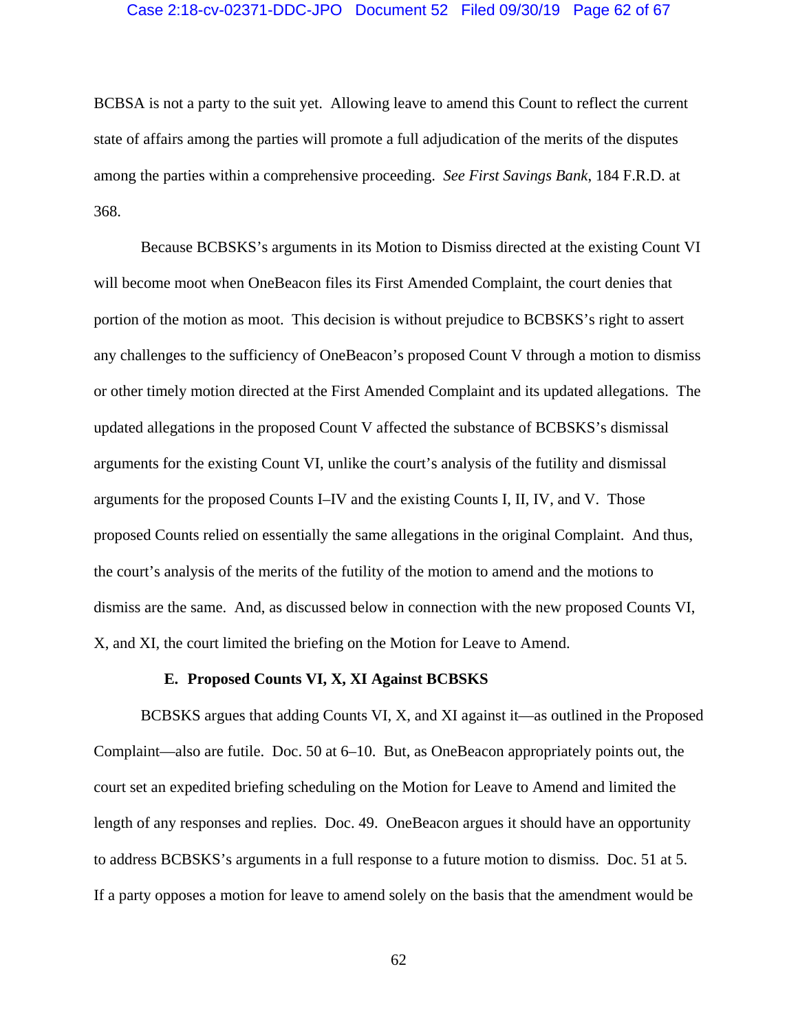BCBSA is not a party to the suit yet. Allowing leave to amend this Count to reflect the current state of affairs among the parties will promote a full adjudication of the merits of the disputes among the parties within a comprehensive proceeding. *See First Savings Bank*, 184 F.R.D. at 368.

Because BCBSKS's arguments in its Motion to Dismiss directed at the existing Count VI will become moot when OneBeacon files its First Amended Complaint, the court denies that portion of the motion as moot. This decision is without prejudice to BCBSKS's right to assert any challenges to the sufficiency of OneBeacon's proposed Count V through a motion to dismiss or other timely motion directed at the First Amended Complaint and its updated allegations. The updated allegations in the proposed Count V affected the substance of BCBSKS's dismissal arguments for the existing Count VI, unlike the court's analysis of the futility and dismissal arguments for the proposed Counts I–IV and the existing Counts I, II, IV, and V. Those proposed Counts relied on essentially the same allegations in the original Complaint. And thus, the court's analysis of the merits of the futility of the motion to amend and the motions to dismiss are the same. And, as discussed below in connection with the new proposed Counts VI, X, and XI, the court limited the briefing on the Motion for Leave to Amend.

### E. Proposed Counts VI, X, XI Against BCBSKS

BCBSKS argues that adding Counts VI, X, and XI against it—as outlined in the Proposed Complaint—also are futile. Doc. 50 at 6–10. But, as OneBeacon appropriately points out, the court set an expedited briefing scheduling on the Motion for Leave to Amend and limited the length of any responses and replies. Doc. 49. OneBeacon argues it should have an opportunity to address BCBSKS's arguments in a full response to a future motion to dismiss. Doc. 51 at 5. If a party opposes a motion for leave to amend solely on the basis that the amendment would be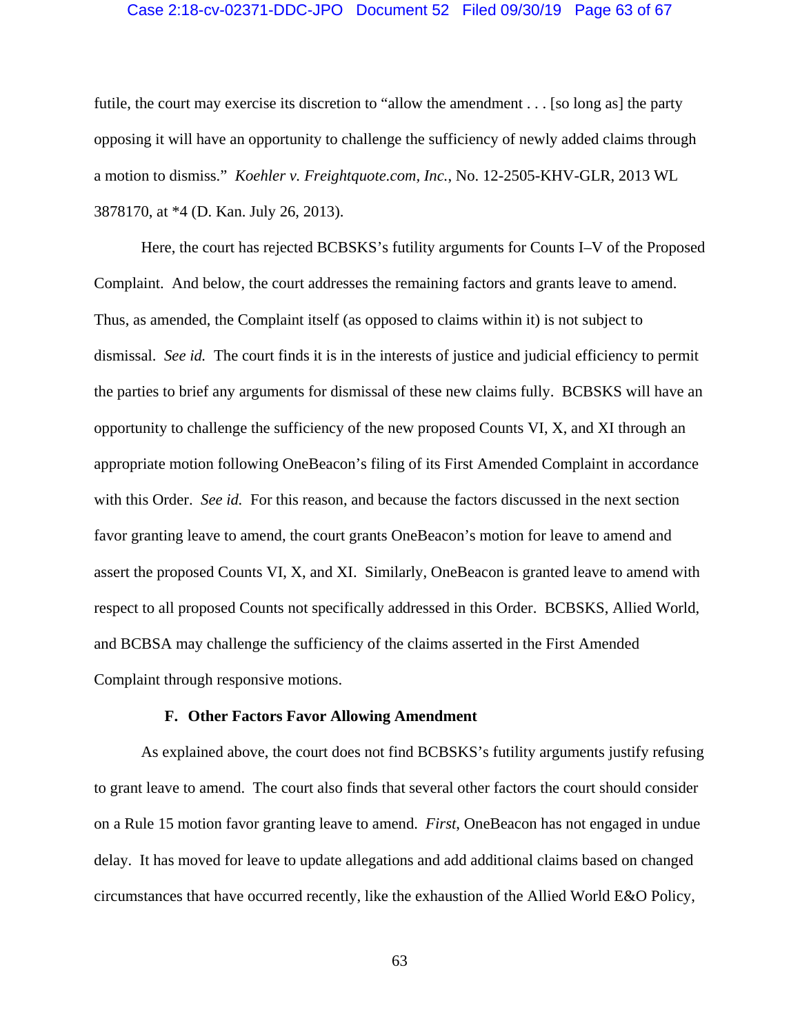futile, the court may exercise its discretion to "allow the amendment . . . [so long as] the party opposing it will have an opportunity to challenge the sufficiency of newly added claims through a motion to dismiss." *Koehler v. Freightquote.com, Inc.*, No. 12-2505-KHV-GLR, 2013 WL 3878170, at *4 (D. Kan. July 26, 2013).

Here, the court has rejected BCBSKS's futility arguments for Counts I–V of the Proposed Complaint. And below, the court addresses the remaining factors and grants leave to amend. Thus, as amended, the Complaint itself (as opposed to claims within it) is not subject to dismissal. *See id.* The court finds it is in the interests of justice and judicial efficiency to permit the parties to brief any arguments for dismissal of these new claims fully. BCBSKS will have an opportunity to challenge the sufficiency of the new proposed Counts VI, X, and XI through an appropriate motion following OneBeacon's filing of its First Amended Complaint in accordance with this Order. *See id.* For this reason, and because the factors discussed in the next section favor granting leave to amend, the court grants OneBeacon's motion for leave to amend and assert the proposed Counts VI, X, and XI. Similarly, OneBeacon is granted leave to amend with respect to all proposed Counts not specifically addressed in this Order. BCBSKS, Allied World, and BCBSA may challenge the sufficiency of the claims asserted in the First Amended Complaint through responsive motions.

### F. Other Factors Favor Allowing Amendment

As explained above, the court does not find BCBSKS's futility arguments justify refusing to grant leave to amend. The court also finds that several other factors the court should consider on a Rule 15 motion favor granting leave to amend. *First*, OneBeacon has not engaged in undue delay. It has moved for leave to update allegations and add additional claims based on changed circumstances that have occurred recently, like the exhaustion of the Allied World E&O Policy,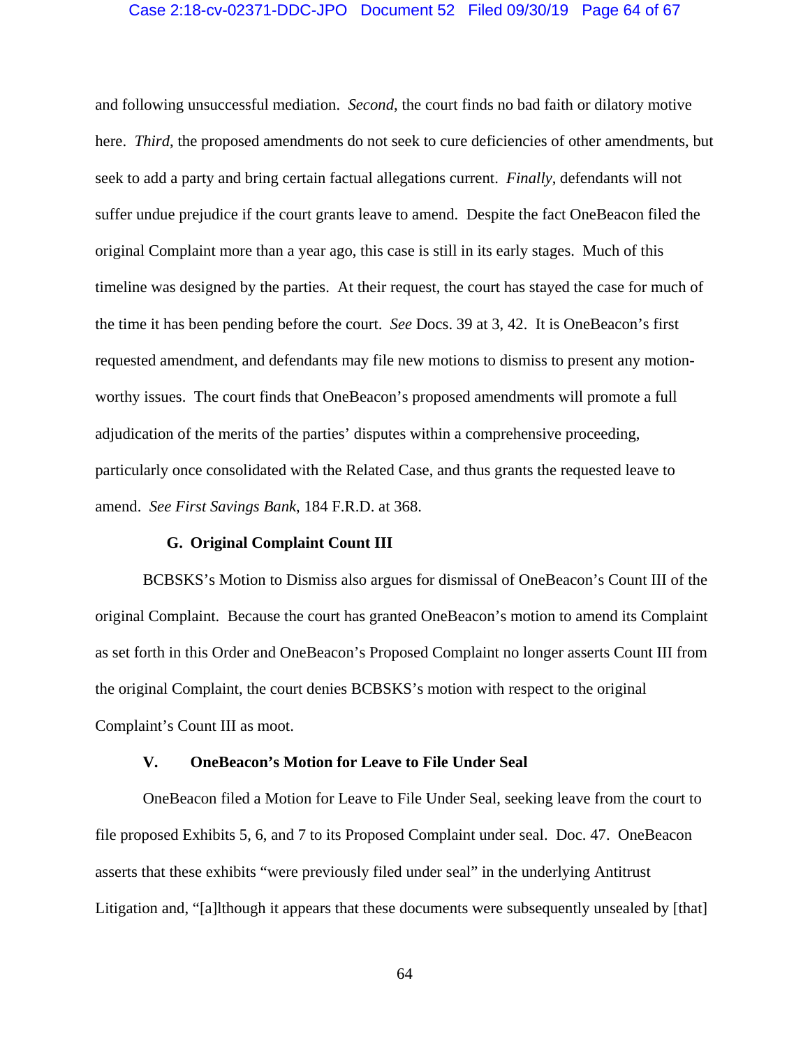and following unsuccessful mediation. *Second*, the court finds no bad faith or dilatory motive here. *Third*, the proposed amendments do not seek to cure deficiencies of other amendments, but seek to add a party and bring certain factual allegations current. *Finally*, defendants will not suffer undue prejudice if the court grants leave to amend. Despite the fact OneBeacon filed the original Complaint more than a year ago, this case is still in its early stages. Much of this timeline was designed by the parties. At their request, the court has stayed the case for much of the time it has been pending before the court. *See* Docs. 39 at 3, 42. It is OneBeacon's first requested amendment, and defendants may file new motions to dismiss to present any motion-worthy issues. The court finds that OneBeacon's proposed amendments will promote a full adjudication of the merits of the parties' disputes within a comprehensive proceeding, particularly once consolidated with the Related Case, and thus grants the requested leave to amend. *See First Savings Bank*, 184 F.R.D. at 368.

### G. Original Complaint Count III

BCBSKS's Motion to Dismiss also argues for dismissal of OneBeacon's Count III of the original Complaint. Because the court has granted OneBeacon's motion to amend its Complaint as set forth in this Order and OneBeacon's Proposed Complaint no longer asserts Count III from the original Complaint, the court denies BCBSKS's motion with respect to the original Complaint's Count III as moot.

## V. OneBeacon's Motion for Leave to File Under Seal

OneBeacon filed a Motion for Leave to File Under Seal, seeking leave from the court to file proposed Exhibits 5, 6, and 7 to its Proposed Complaint under seal. Doc. 47. OneBeacon asserts that these exhibits "were previously filed under seal" in the underlying Antitrust Litigation and, "[a]lthough it appears that these documents were subsequently unsealed by [that]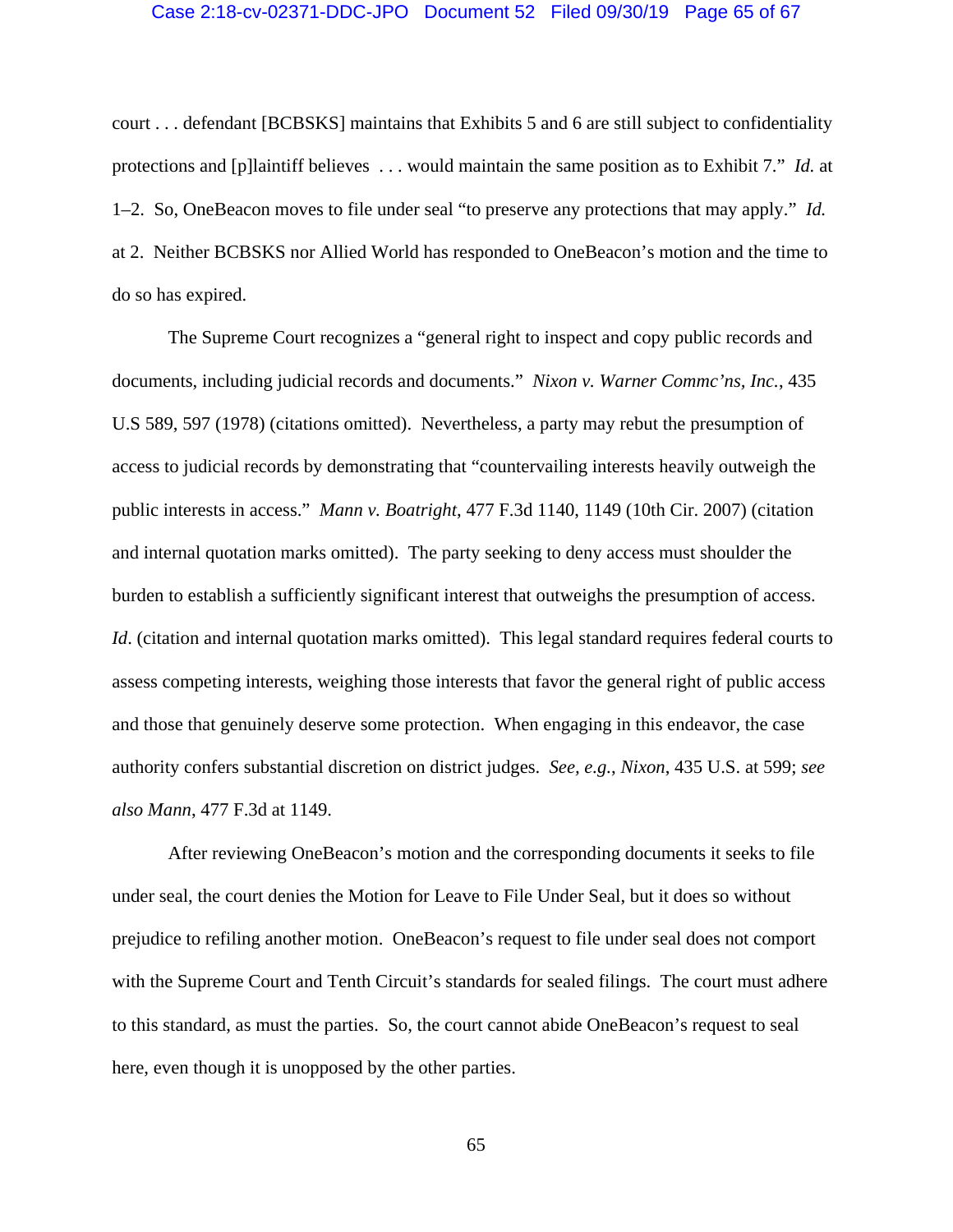court . . . defendant [BCBSKS] maintains that Exhibits 5 and 6 are still subject to confidentiality protections and [p]laintiff believes . . . would maintain the same position as to Exhibit 7." *Id.* at 1–2. So, OneBeacon moves to file under seal "to preserve any protections that may apply." *Id.* at 2. Neither BCBSKS nor Allied World has responded to OneBeacon's motion and the time to do so has expired.

The Supreme Court recognizes a "general right to inspect and copy public records and documents, including judicial records and documents." *Nixon v. Warner Commc'ns, Inc.*, 435 U.S 589, 597 (1978) (citations omitted). Nevertheless, a party may rebut the presumption of access to judicial records by demonstrating that "countervailing interests heavily outweigh the public interests in access." *Mann v. Boatright*, 477 F.3d 1140, 1149 (10th Cir. 2007) (citation and internal quotation marks omitted). The party seeking to deny access must shoulder the burden to establish a sufficiently significant interest that outweighs the presumption of access. *Id*. (citation and internal quotation marks omitted). This legal standard requires federal courts to assess competing interests, weighing those interests that favor the general right of public access and those that genuinely deserve some protection. When engaging in this endeavor, the case authority confers substantial discretion on district judges. *See, e.g.*, *Nixon*, 435 U.S. at 599; *see also Mann*, 477 F.3d at 1149.

After reviewing OneBeacon's motion and the corresponding documents it seeks to file under seal, the court denies the Motion for Leave to File Under Seal, but it does so without prejudice to refiling another motion. OneBeacon's request to file under seal does not comport with the Supreme Court and Tenth Circuit's standards for sealed filings. The court must adhere to this standard, as must the parties. So, the court cannot abide OneBeacon's request to seal here, even though it is unopposed by the other parties.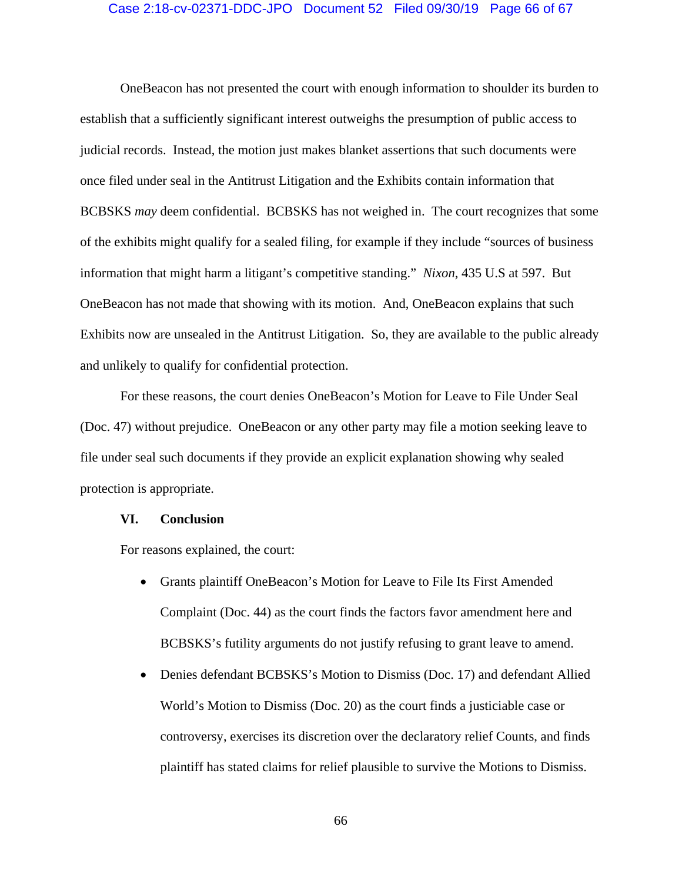OneBeacon has not presented the court with enough information to shoulder its burden to establish that a sufficiently significant interest outweighs the presumption of public access to judicial records. Instead, the motion just makes blanket assertions that such documents were once filed under seal in the Antitrust Litigation and the Exhibits contain information that BCBSKS *may* deem confidential. BCBSKS has not weighed in. The court recognizes that some of the exhibits might qualify for a sealed filing, for example if they include "sources of business information that might harm a litigant's competitive standing." *Nixon*, 435 U.S at 597. But OneBeacon has not made that showing with its motion. And, OneBeacon explains that such Exhibits now are unsealed in the Antitrust Litigation. So, they are available to the public already and unlikely to qualify for confidential protection.

For these reasons, the court denies OneBeacon's Motion for Leave to File Under Seal (Doc. 47) without prejudice. OneBeacon or any other party may file a motion seeking leave to file under seal such documents if they provide an explicit explanation showing why sealed protection is appropriate.

## VI. Conclusion

For reasons explained, the court:

- Grants plaintiff OneBeacon's Motion for Leave to File Its First Amended Complaint (Doc. 44) as the court finds the factors favor amendment here and BCBSKS's futility arguments do not justify refusing to grant leave to amend.
- Denies defendant BCBSKS's Motion to Dismiss (Doc. 17) and defendant Allied World's Motion to Dismiss (Doc. 20) as the court finds a justiciable case or controversy, exercises its discretion over the declaratory relief Counts, and finds plaintiff has stated claims for relief plausible to survive the Motions to Dismiss.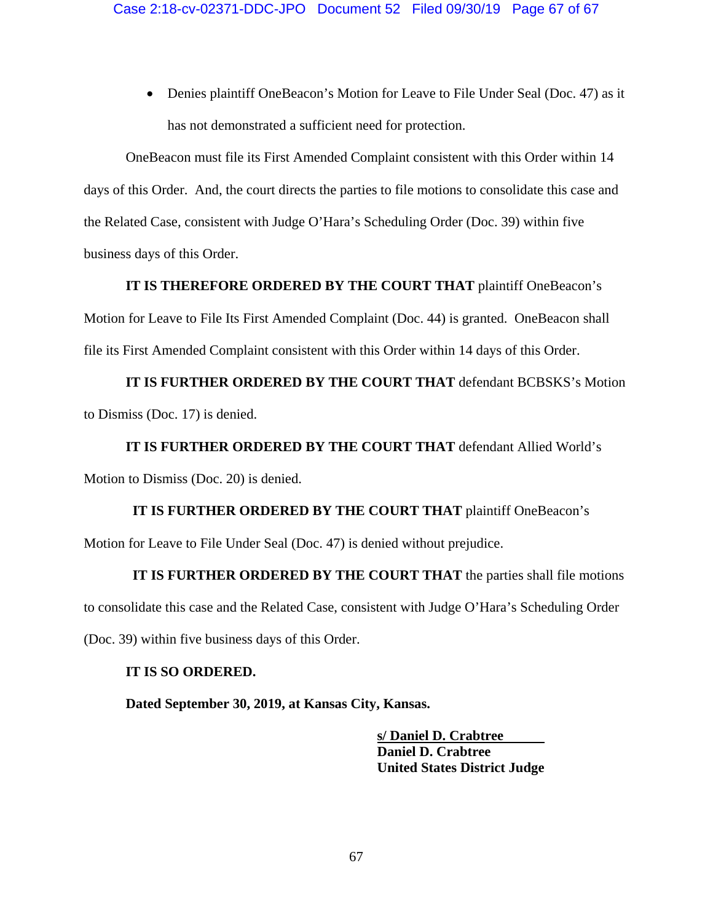- Denies plaintiff OneBeacon's Motion for Leave to File Under Seal (Doc. 47) as it has not demonstrated a sufficient need for protection.

OneBeacon must file its First Amended Complaint consistent with this Order within 14 days of this Order. And, the court directs the parties to file motions to consolidate this case and the Related Case, consistent with Judge O'Hara's Scheduling Order (Doc. 39) within five business days of this Order.

**IT IS THEREFORE ORDERED BY THE COURT THAT** plaintiff OneBeacon's Motion for Leave to File Its First Amended Complaint (Doc. 44) is granted. OneBeacon shall file its First Amended Complaint consistent with this Order within 14 days of this Order.

**IT IS FURTHER ORDERED BY THE COURT THAT** defendant BCBSKS's Motion to Dismiss (Doc. 17) is denied.

**IT IS FURTHER ORDERED BY THE COURT THAT** defendant Allied World's Motion to Dismiss (Doc. 20) is denied.

**IT IS FURTHER ORDERED BY THE COURT THAT** plaintiff OneBeacon's Motion for Leave to File Under Seal (Doc. 47) is denied without prejudice.

**IT IS FURTHER ORDERED BY THE COURT THAT** the parties shall file motions to consolidate this case and the Related Case, consistent with Judge O'Hara's Scheduling Order (Doc. 39) within five business days of this Order.

**IT IS SO ORDERED.**

**Dated September 30, 2019, at Kansas City, Kansas.**

**s/ Daniel D. Crabtree**
**Daniel D. Crabtree**
**United States District Judge**